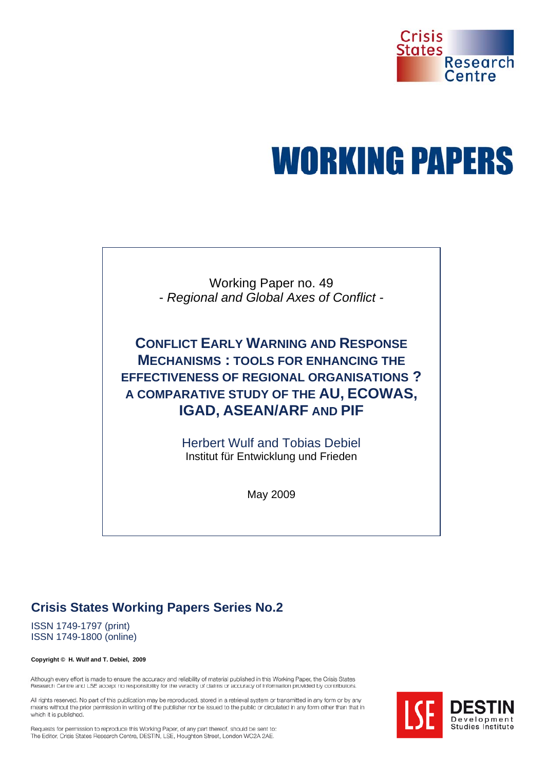Crisis States Research Centre

# WORKING PAPERS

Working Paper no. 49
- *Regional and Global Axes of Conflict* -

## CONFLICT EARLY WARNING AND RESPONSE MECHANISMS : TOOLS FOR ENHANCING THE EFFECTIVENESS OF REGIONAL ORGANISATIONS ? A COMPARATIVE STUDY OF THE AU, ECOWAS, IGAD, ASEAN/ARF AND PIF

Herbert Wulf and Tobias Debiel
Institut für Entwicklung und Frieden

May 2009

### Crisis States Working Papers Series No.2

ISSN 1749-1797 (print)
ISSN 1749-1800 (online)

**Copyright © H. Wulf and T. Debiel, 2009**

Although every effort is made to ensure the accuracy and reliability of material published in this Working Paper, the Crisis States Research Centre and LSE accept no responsibility for the veracity of claims or accuracy of information provided by contributors.

All rights reserved. No part of this publication may be reproduced, stored in a retrieval system or transmitted in any form or by any means without the prior permission in writing of the publisher nor be issued to the public or circulated in any form other than that in which it is published.

Requests for permission to reproduce this Working Paper, of any part thereof, should be sent to:
The Editor, Crisis States Research Centre, DESTIN, LSE, Houghton Street, London WC2A 2AE.

LSE DESTIN Development Studies Institute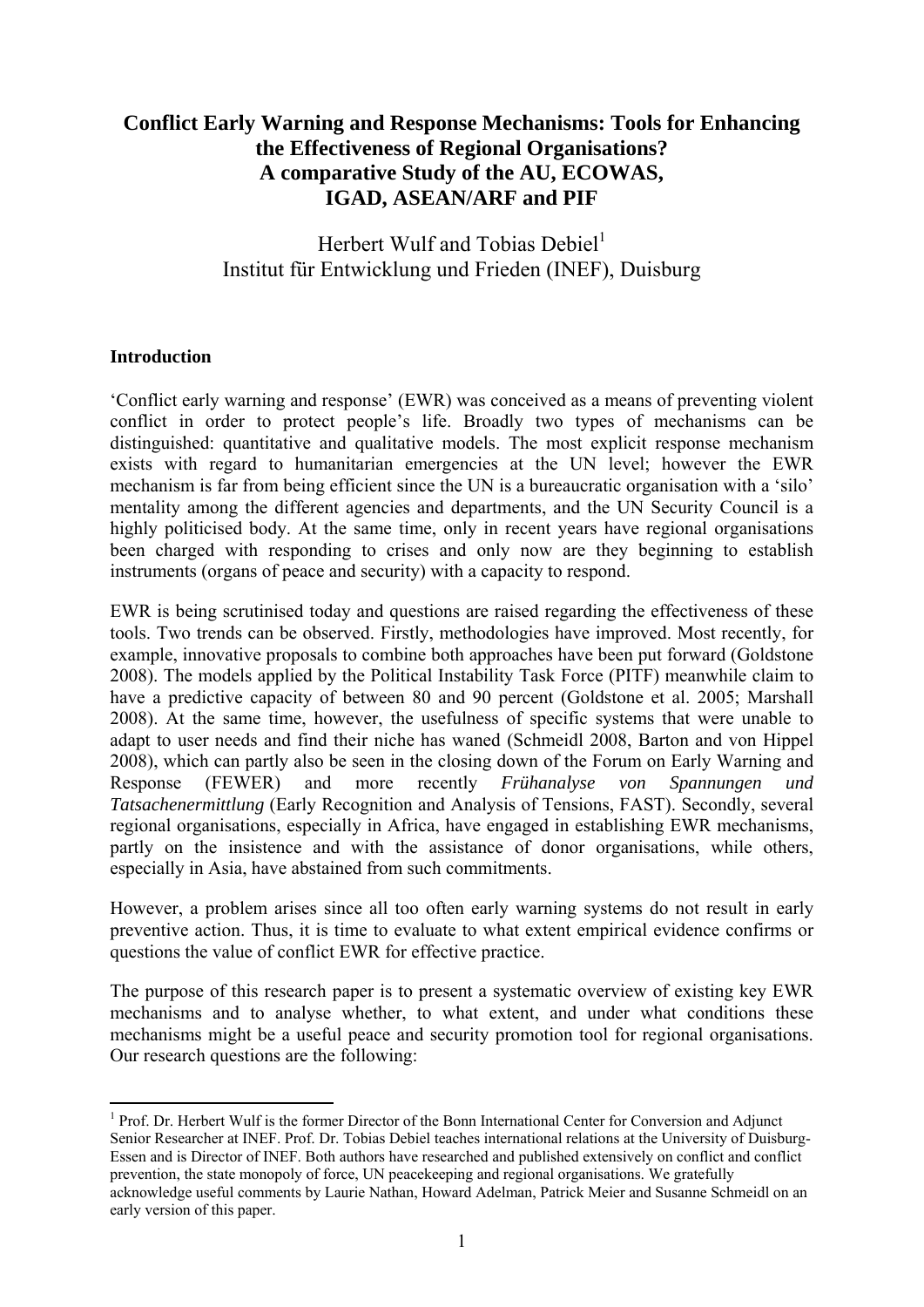# Conflict Early Warning and Response Mechanisms: Tools for Enhancing the Effectiveness of Regional Organisations? A comparative Study of the AU, ECOWAS, IGAD, ASEAN/ARF and PIF

Herbert Wulf and Tobias Debiel[1]
Institut für Entwicklung und Frieden (INEF), Duisburg

## Introduction

'Conflict early warning and response' (EWR) was conceived as a means of preventing violent conflict in order to protect people's life. Broadly two types of mechanisms can be distinguished: quantitative and qualitative models. The most explicit response mechanism exists with regard to humanitarian emergencies at the UN level; however the EWR mechanism is far from being efficient since the UN is a bureaucratic organisation with a 'silo' mentality among the different agencies and departments, and the UN Security Council is a highly politicised body. At the same time, only in recent years have regional organisations been charged with responding to crises and only now are they beginning to establish instruments (organs of peace and security) with a capacity to respond.

EWR is being scrutinised today and questions are raised regarding the effectiveness of these tools. Two trends can be observed. Firstly, methodologies have improved. Most recently, for example, innovative proposals to combine both approaches have been put forward (Goldstone 2008). The models applied by the Political Instability Task Force (PITF) meanwhile claim to have a predictive capacity of between 80 and 90 percent (Goldstone et al. 2005; Marshall 2008). At the same time, however, the usefulness of specific systems that were unable to adapt to user needs and find their niche has waned (Schmeidl 2008, Barton and von Hippel 2008), which can partly also be seen in the closing down of the Forum on Early Warning and Response (FEWER) and more recently *Frühanalyse von Spannungen und Tatsachenermittlung* (Early Recognition and Analysis of Tensions, FAST). Secondly, several regional organisations, especially in Africa, have engaged in establishing EWR mechanisms, partly on the insistence and with the assistance of donor organisations, while others, especially in Asia, have abstained from such commitments.

However, a problem arises since all too often early warning systems do not result in early preventive action. Thus, it is time to evaluate to what extent empirical evidence confirms or questions the value of conflict EWR for effective practice.

The purpose of this research paper is to present a systematic overview of existing key EWR mechanisms and to analyse whether, to what extent, and under what conditions these mechanisms might be a useful peace and security promotion tool for regional organisations. Our research questions are the following:

---

[1] Prof. Dr. Herbert Wulf is the former Director of the Bonn International Center for Conversion and Adjunct Senior Researcher at INEF. Prof. Dr. Tobias Debiel teaches international relations at the University of Duisburg-Essen and is Director of INEF. Both authors have researched and published extensively on conflict and conflict prevention, the state monopoly of force, UN peacekeeping and regional organisations. We gratefully acknowledge useful comments by Laurie Nathan, Howard Adelman, Patrick Meier and Susanne Schmeidl on an early version of this paper.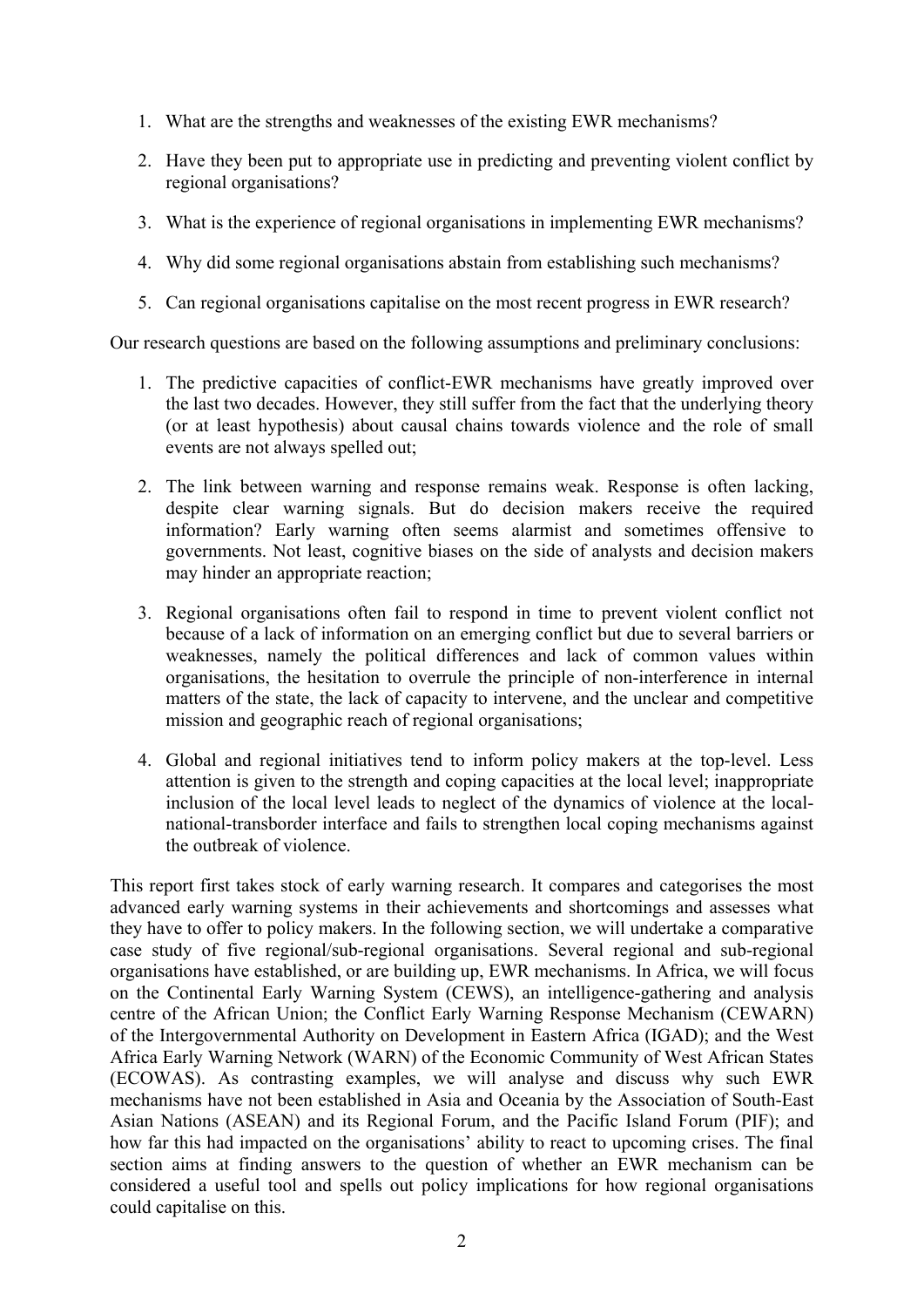1. What are the strengths and weaknesses of the existing EWR mechanisms?
2. Have they been put to appropriate use in predicting and preventing violent conflict by regional organisations?
3. What is the experience of regional organisations in implementing EWR mechanisms?
4. Why did some regional organisations abstain from establishing such mechanisms?
5. Can regional organisations capitalise on the most recent progress in EWR research?

Our research questions are based on the following assumptions and preliminary conclusions:

1. The predictive capacities of conflict-EWR mechanisms have greatly improved over the last two decades. However, they still suffer from the fact that the underlying theory (or at least hypothesis) about causal chains towards violence and the role of small events are not always spelled out;
2. The link between warning and response remains weak. Response is often lacking, despite clear warning signals. But do decision makers receive the required information? Early warning often seems alarmist and sometimes offensive to governments. Not least, cognitive biases on the side of analysts and decision makers may hinder an appropriate reaction;
3. Regional organisations often fail to respond in time to prevent violent conflict not because of a lack of information on an emerging conflict but due to several barriers or weaknesses, namely the political differences and lack of common values within organisations, the hesitation to overrule the principle of non-interference in internal matters of the state, the lack of capacity to intervene, and the unclear and competitive mission and geographic reach of regional organisations;
4. Global and regional initiatives tend to inform policy makers at the top-level. Less attention is given to the strength and coping capacities at the local level; inappropriate inclusion of the local level leads to neglect of the dynamics of violence at the local-national-transborder interface and fails to strengthen local coping mechanisms against the outbreak of violence.

This report first takes stock of early warning research. It compares and categorises the most advanced early warning systems in their achievements and shortcomings and assesses what they have to offer to policy makers. In the following section, we will undertake a comparative case study of five regional/sub-regional organisations. Several regional and sub-regional organisations have established, or are building up, EWR mechanisms. In Africa, we will focus on the Continental Early Warning System (CEWS), an intelligence-gathering and analysis centre of the African Union; the Conflict Early Warning Response Mechanism (CEWARN) of the Intergovernmental Authority on Development in Eastern Africa (IGAD); and the West Africa Early Warning Network (WARN) of the Economic Community of West African States (ECOWAS). As contrasting examples, we will analyse and discuss why such EWR mechanisms have not been established in Asia and Oceania by the Association of South-East Asian Nations (ASEAN) and its Regional Forum, and the Pacific Island Forum (PIF); and how far this had impacted on the organisations' ability to react to upcoming crises. The final section aims at finding answers to the question of whether an EWR mechanism can be considered a useful tool and spells out policy implications for how regional organisations could capitalise on this.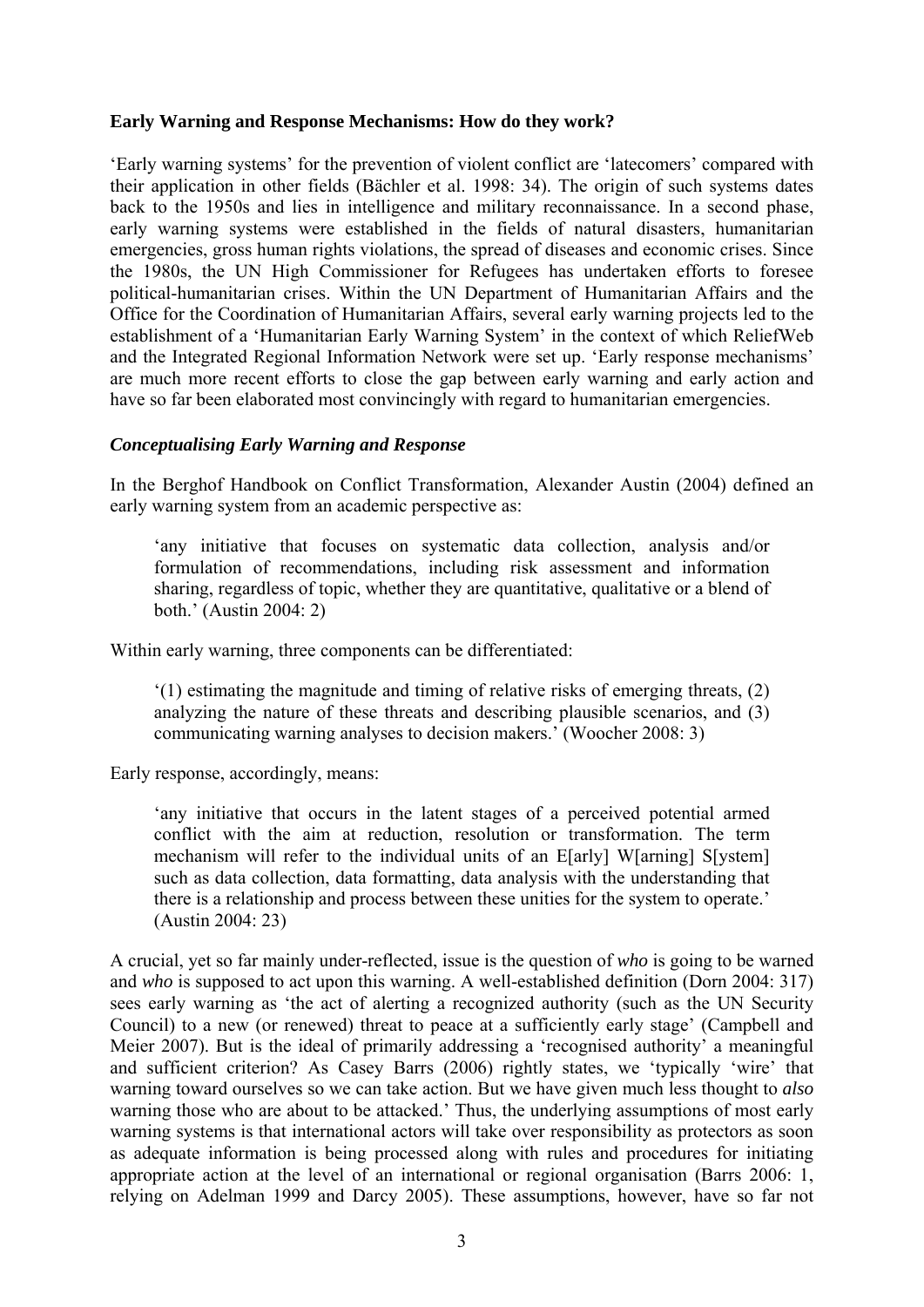**Early Warning and Response Mechanisms: How do they work?**

'Early warning systems' for the prevention of violent conflict are 'latecomers' compared with their application in other fields (Bächler et al. 1998: 34). The origin of such systems dates back to the 1950s and lies in intelligence and military reconnaissance. In a second phase, early warning systems were established in the fields of natural disasters, humanitarian emergencies, gross human rights violations, the spread of diseases and economic crises. Since the 1980s, the UN High Commissioner for Refugees has undertaken efforts to foresee political-humanitarian crises. Within the UN Department of Humanitarian Affairs and the Office for the Coordination of Humanitarian Affairs, several early warning projects led to the establishment of a 'Humanitarian Early Warning System' in the context of which ReliefWeb and the Integrated Regional Information Network were set up. 'Early response mechanisms' are much more recent efforts to close the gap between early warning and early action and have so far been elaborated most convincingly with regard to humanitarian emergencies.

***Conceptualising Early Warning and Response***

In the Berghof Handbook on Conflict Transformation, Alexander Austin (2004) defined an early warning system from an academic perspective as:

> 'any initiative that focuses on systematic data collection, analysis and/or formulation of recommendations, including risk assessment and information sharing, regardless of topic, whether they are quantitative, qualitative or a blend of both.' (Austin 2004: 2)

Within early warning, three components can be differentiated:

> '(1) estimating the magnitude and timing of relative risks of emerging threats, (2) analyzing the nature of these threats and describing plausible scenarios, and (3) communicating warning analyses to decision makers.' (Woocher 2008: 3)

Early response, accordingly, means:

> 'any initiative that occurs in the latent stages of a perceived potential armed conflict with the aim at reduction, resolution or transformation. The term mechanism will refer to the individual units of an E[arly] W[arning] S[ystem] such as data collection, data formatting, data analysis with the understanding that there is a relationship and process between these unities for the system to operate.' (Austin 2004: 23)

A crucial, yet so far mainly under-reflected, issue is the question of *who* is going to be warned and *who* is supposed to act upon this warning. A well-established definition (Dorn 2004: 317) sees early warning as 'the act of alerting a recognized authority (such as the UN Security Council) to a new (or renewed) threat to peace at a sufficiently early stage' (Campbell and Meier 2007). But is the ideal of primarily addressing a 'recognised authority' a meaningful and sufficient criterion? As Casey Barrs (2006) rightly states, we 'typically 'wire' that warning toward ourselves so we can take action. But we have given much less thought to *also* warning those who are about to be attacked.' Thus, the underlying assumptions of most early warning systems is that international actors will take over responsibility as protectors as soon as adequate information is being processed along with rules and procedures for initiating appropriate action at the level of an international or regional organisation (Barrs 2006: 1, relying on Adelman 1999 and Darcy 2005). These assumptions, however, have so far not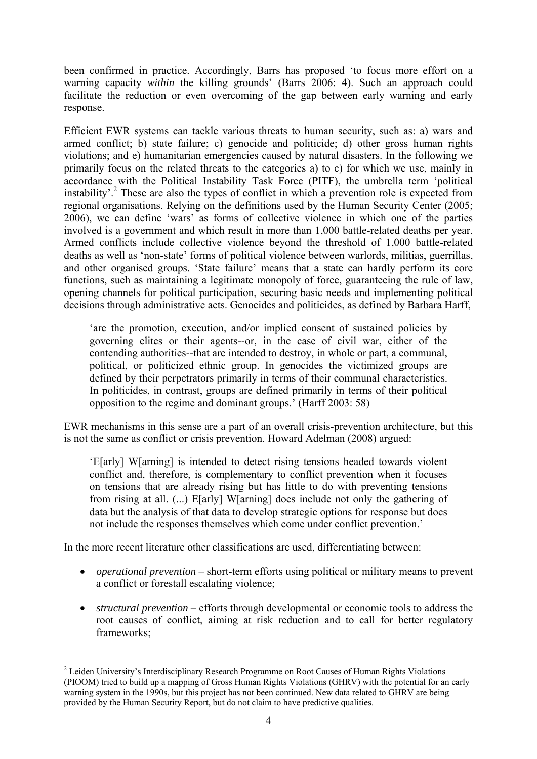been confirmed in practice. Accordingly, Barrs has proposed 'to focus more effort on a warning capacity *within* the killing grounds' (Barrs 2006: 4). Such an approach could facilitate the reduction or even overcoming of the gap between early warning and early response.

Efficient EWR systems can tackle various threats to human security, such as: a) wars and armed conflict; b) state failure; c) genocide and politicide; d) other gross human rights violations; and e) humanitarian emergencies caused by natural disasters. In the following we primarily focus on the related threats to the categories a) to c) for which we use, mainly in accordance with the Political Instability Task Force (PITF), the umbrella term 'political instability'.[2] These are also the types of conflict in which a prevention role is expected from regional organisations. Relying on the definitions used by the Human Security Center (2005; 2006), we can define 'wars' as forms of collective violence in which one of the parties involved is a government and which result in more than 1,000 battle-related deaths per year. Armed conflicts include collective violence beyond the threshold of 1,000 battle-related deaths as well as 'non-state' forms of political violence between warlords, militias, guerrillas, and other organised groups. 'State failure' means that a state can hardly perform its core functions, such as maintaining a legitimate monopoly of force, guaranteeing the rule of law, opening channels for political participation, securing basic needs and implementing political decisions through administrative acts. Genocides and politicides, as defined by Barbara Harff,

> 'are the promotion, execution, and/or implied consent of sustained policies by governing elites or their agents--or, in the case of civil war, either of the contending authorities--that are intended to destroy, in whole or part, a communal, political, or politicized ethnic group. In genocides the victimized groups are defined by their perpetrators primarily in terms of their communal characteristics. In politicides, in contrast, groups are defined primarily in terms of their political opposition to the regime and dominant groups.' (Harff 2003: 58)

EWR mechanisms in this sense are a part of an overall crisis-prevention architecture, but this is not the same as conflict or crisis prevention. Howard Adelman (2008) argued:

> 'E[arly] W[arning] is intended to detect rising tensions headed towards violent conflict and, therefore, is complementary to conflict prevention when it focuses on tensions that are already rising but has little to do with preventing tensions from rising at all. (...) E[arly] W[arning] does include not only the gathering of data but the analysis of that data to develop strategic options for response but does not include the responses themselves which come under conflict prevention.'

In the more recent literature other classifications are used, differentiating between:

- *operational prevention* – short-term efforts using political or military means to prevent a conflict or forestall escalating violence;
- *structural prevention* – efforts through developmental or economic tools to address the root causes of conflict, aiming at risk reduction and to call for better regulatory frameworks;

---

[2] Leiden University's Interdisciplinary Research Programme on Root Causes of Human Rights Violations (PIOOM) tried to build up a mapping of Gross Human Rights Violations (GHRV) with the potential for an early warning system in the 1990s, but this project has not been continued. New data related to GHRV are being provided by the Human Security Report, but do not claim to have predictive qualities.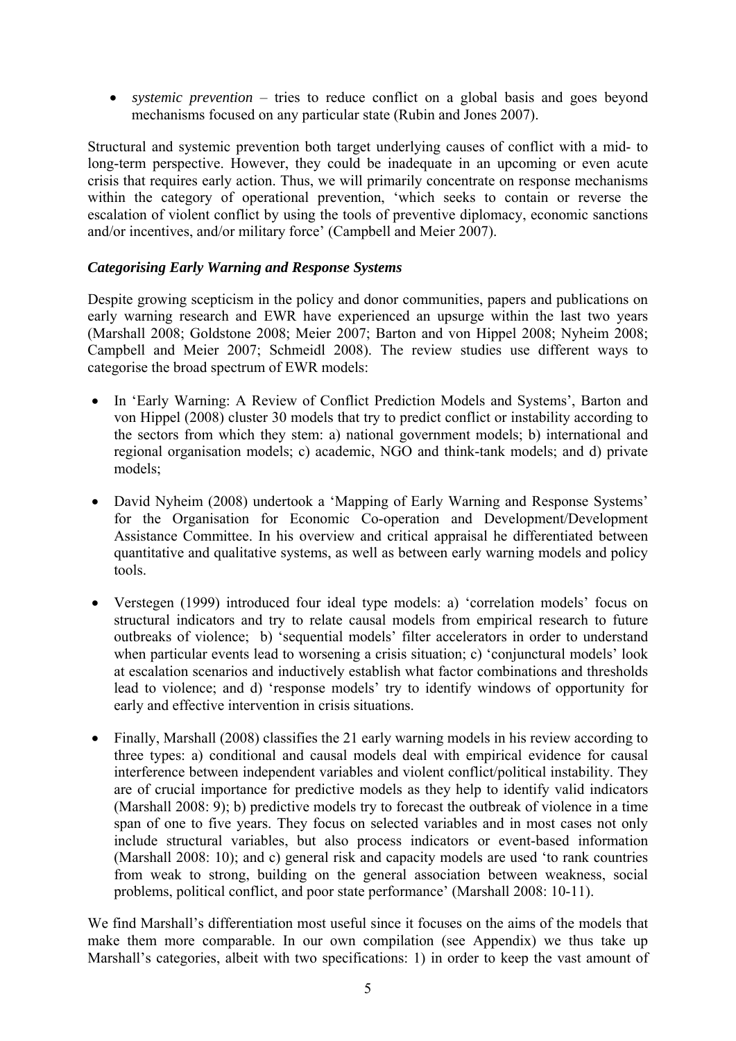- *systemic prevention* – tries to reduce conflict on a global basis and goes beyond mechanisms focused on any particular state (Rubin and Jones 2007).

Structural and systemic prevention both target underlying causes of conflict with a mid- to long-term perspective. However, they could be inadequate in an upcoming or even acute crisis that requires early action. Thus, we will primarily concentrate on response mechanisms within the category of operational prevention, 'which seeks to contain or reverse the escalation of violent conflict by using the tools of preventive diplomacy, economic sanctions and/or incentives, and/or military force' (Campbell and Meier 2007).

### *Categorising Early Warning and Response Systems*

Despite growing scepticism in the policy and donor communities, papers and publications on early warning research and EWR have experienced an upsurge within the last two years (Marshall 2008; Goldstone 2008; Meier 2007; Barton and von Hippel 2008; Nyheim 2008; Campbell and Meier 2007; Schmeidl 2008). The review studies use different ways to categorise the broad spectrum of EWR models:

- In 'Early Warning: A Review of Conflict Prediction Models and Systems', Barton and von Hippel (2008) cluster 30 models that try to predict conflict or instability according to the sectors from which they stem: a) national government models; b) international and regional organisation models; c) academic, NGO and think-tank models; and d) private models;

- David Nyheim (2008) undertook a 'Mapping of Early Warning and Response Systems' for the Organisation for Economic Co-operation and Development/Development Assistance Committee. In his overview and critical appraisal he differentiated between quantitative and qualitative systems, as well as between early warning models and policy tools.

- Verstegen (1999) introduced four ideal type models: a) 'correlation models' focus on structural indicators and try to relate causal models from empirical research to future outbreaks of violence; b) 'sequential models' filter accelerators in order to understand when particular events lead to worsening a crisis situation; c) 'conjunctural models' look at escalation scenarios and inductively establish what factor combinations and thresholds lead to violence; and d) 'response models' try to identify windows of opportunity for early and effective intervention in crisis situations.

- Finally, Marshall (2008) classifies the 21 early warning models in his review according to three types: a) conditional and causal models deal with empirical evidence for causal interference between independent variables and violent conflict/political instability. They are of crucial importance for predictive models as they help to identify valid indicators (Marshall 2008: 9); b) predictive models try to forecast the outbreak of violence in a time span of one to five years. They focus on selected variables and in most cases not only include structural variables, but also process indicators or event-based information (Marshall 2008: 10); and c) general risk and capacity models are used 'to rank countries from weak to strong, building on the general association between weakness, social problems, political conflict, and poor state performance' (Marshall 2008: 10-11).

We find Marshall's differentiation most useful since it focuses on the aims of the models that make them more comparable. In our own compilation (see Appendix) we thus take up Marshall's categories, albeit with two specifications: 1) in order to keep the vast amount of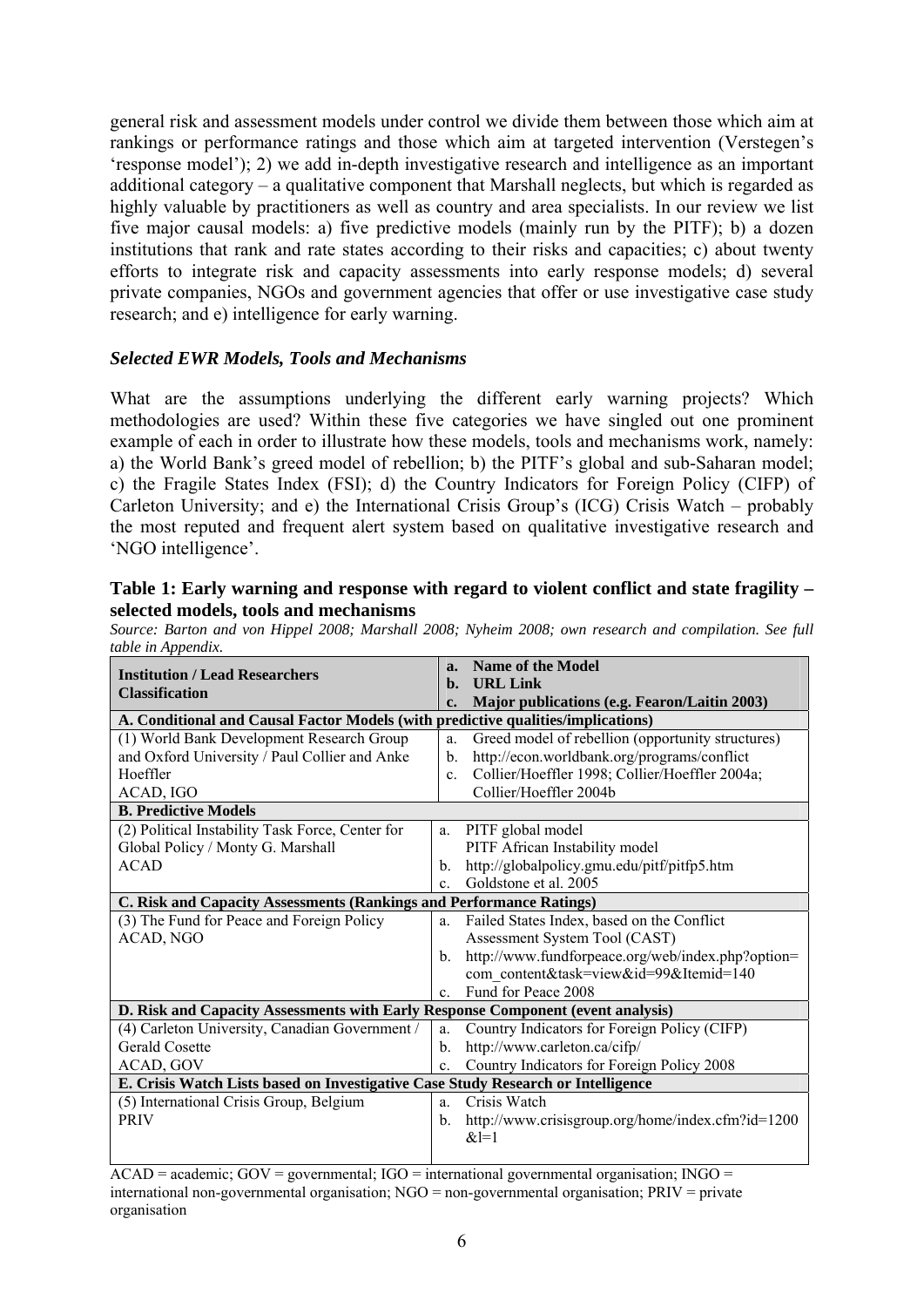general risk and assessment models under control we divide them between those which aim at rankings or performance ratings and those which aim at targeted intervention (Verstegen's 'response model'); 2) we add in-depth investigative research and intelligence as an important additional category – a qualitative component that Marshall neglects, but which is regarded as highly valuable by practitioners as well as country and area specialists. In our review we list five major causal models: a) five predictive models (mainly run by the PITF); b) a dozen institutions that rank and rate states according to their risks and capacities; c) about twenty efforts to integrate risk and capacity assessments into early response models; d) several private companies, NGOs and government agencies that offer or use investigative case study research; and e) intelligence for early warning.

### *Selected EWR Models, Tools and Mechanisms*

What are the assumptions underlying the different early warning projects? Which methodologies are used? Within these five categories we have singled out one prominent example of each in order to illustrate how these models, tools and mechanisms work, namely: a) the World Bank's greed model of rebellion; b) the PITF's global and sub-Saharan model; c) the Fragile States Index (FSI); d) the Country Indicators for Foreign Policy (CIFP) of Carleton University; and e) the International Crisis Group's (ICG) Crisis Watch – probably the most reputed and frequent alert system based on qualitative investigative research and 'NGO intelligence'.

**Table 1: Early warning and response with regard to violent conflict and state fragility – selected models, tools and mechanisms**

*Source: Barton and von Hippel 2008; Marshall 2008; Nyheim 2008; own research and compilation. See full table in Appendix.*

| **Institution / Lead Researchers**<br>**Classification** | **a. Name of the Model**<br>**b. URL Link**<br>**c. Major publications (e.g. Fearon/Laitin 2003)** |
|---|---|
| **A. Conditional and Causal Factor Models (with predictive qualities/implications)** | |
| (1) World Bank Development Research Group and Oxford University / Paul Collier and Anke Hoeffler<br>ACAD, IGO | a. Greed model of rebellion (opportunity structures)<br>b. http://econ.worldbank.org/programs/conflict<br>c. Collier/Hoeffler 1998; Collier/Hoeffler 2004a; Collier/Hoeffler 2004b |
| **B. Predictive Models** | |
| (2) Political Instability Task Force, Center for Global Policy / Monty G. Marshall<br>ACAD | a. PITF global model<br>PITF African Instability model<br>b. http://globalpolicy.gmu.edu/pitf/pitfp5.htm<br>c. Goldstone et al. 2005 |
| **C. Risk and Capacity Assessments (Rankings and Performance Ratings)** | |
| (3) The Fund for Peace and Foreign Policy<br>ACAD, NGO | a. Failed States Index, based on the Conflict Assessment System Tool (CAST)<br>b. http://www.fundforpeace.org/web/index.php?option=com_content&task=view&id=99&Itemid=140<br>c. Fund for Peace 2008 |
| **D. Risk and Capacity Assessments with Early Response Component (event analysis)** | |
| (4) Carleton University, Canadian Government / Gerald Cosette<br>ACAD, GOV | a. Country Indicators for Foreign Policy (CIFP)<br>b. http://www.carleton.ca/cifp/<br>c. Country Indicators for Foreign Policy 2008 |
| **E. Crisis Watch Lists based on Investigative Case Study Research or Intelligence** | |
| (5) International Crisis Group, Belgium<br>PRIV | a. Crisis Watch<br>b. http://www.crisisgroup.org/home/index.cfm?id=1200&l=1 |

ACAD = academic; GOV = governmental; IGO = international governmental organisation; INGO = international non-governmental organisation; NGO = non-governmental organisation; PRIV = private organisation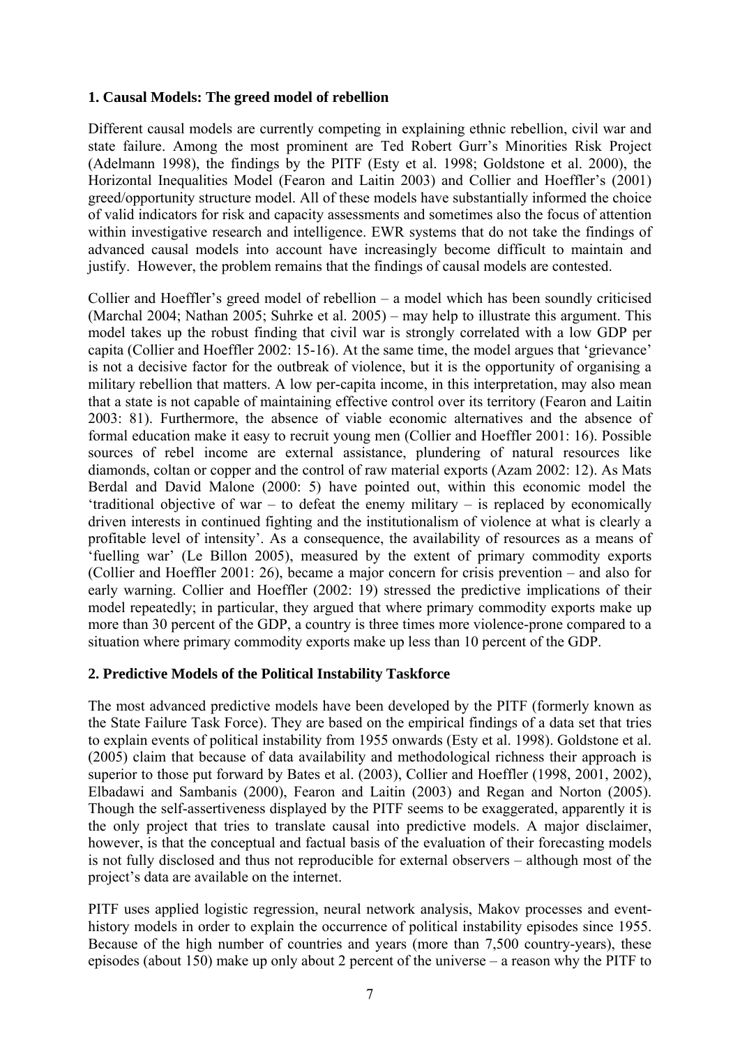### 1. Causal Models: The greed model of rebellion

Different causal models are currently competing in explaining ethnic rebellion, civil war and state failure. Among the most prominent are Ted Robert Gurr's Minorities Risk Project (Adelmann 1998), the findings by the PITF (Esty et al. 1998; Goldstone et al. 2000), the Horizontal Inequalities Model (Fearon and Laitin 2003) and Collier and Hoeffler's (2001) greed/opportunity structure model. All of these models have substantially informed the choice of valid indicators for risk and capacity assessments and sometimes also the focus of attention within investigative research and intelligence. EWR systems that do not take the findings of advanced causal models into account have increasingly become difficult to maintain and justify. However, the problem remains that the findings of causal models are contested.

Collier and Hoeffler's greed model of rebellion – a model which has been soundly criticised (Marchal 2004; Nathan 2005; Suhrke et al. 2005) – may help to illustrate this argument. This model takes up the robust finding that civil war is strongly correlated with a low GDP per capita (Collier and Hoeffler 2002: 15-16). At the same time, the model argues that 'grievance' is not a decisive factor for the outbreak of violence, but it is the opportunity of organising a military rebellion that matters. A low per-capita income, in this interpretation, may also mean that a state is not capable of maintaining effective control over its territory (Fearon and Laitin 2003: 81). Furthermore, the absence of viable economic alternatives and the absence of formal education make it easy to recruit young men (Collier and Hoeffler 2001: 16). Possible sources of rebel income are external assistance, plundering of natural resources like diamonds, coltan or copper and the control of raw material exports (Azam 2002: 12). As Mats Berdal and David Malone (2000: 5) have pointed out, within this economic model the 'traditional objective of war – to defeat the enemy military – is replaced by economically driven interests in continued fighting and the institutionalism of violence at what is clearly a profitable level of intensity'. As a consequence, the availability of resources as a means of 'fuelling war' (Le Billon 2005), measured by the extent of primary commodity exports (Collier and Hoeffler 2001: 26), became a major concern for crisis prevention – and also for early warning. Collier and Hoeffler (2002: 19) stressed the predictive implications of their model repeatedly; in particular, they argued that where primary commodity exports make up more than 30 percent of the GDP, a country is three times more violence-prone compared to a situation where primary commodity exports make up less than 10 percent of the GDP.

### 2. Predictive Models of the Political Instability Taskforce

The most advanced predictive models have been developed by the PITF (formerly known as the State Failure Task Force). They are based on the empirical findings of a data set that tries to explain events of political instability from 1955 onwards (Esty et al. 1998). Goldstone et al. (2005) claim that because of data availability and methodological richness their approach is superior to those put forward by Bates et al. (2003), Collier and Hoeffler (1998, 2001, 2002), Elbadawi and Sambanis (2000), Fearon and Laitin (2003) and Regan and Norton (2005). Though the self-assertiveness displayed by the PITF seems to be exaggerated, apparently it is the only project that tries to translate causal into predictive models. A major disclaimer, however, is that the conceptual and factual basis of the evaluation of their forecasting models is not fully disclosed and thus not reproducible for external observers – although most of the project's data are available on the internet.

PITF uses applied logistic regression, neural network analysis, Makov processes and event-history models in order to explain the occurrence of political instability episodes since 1955. Because of the high number of countries and years (more than 7,500 country-years), these episodes (about 150) make up only about 2 percent of the universe – a reason why the PITF to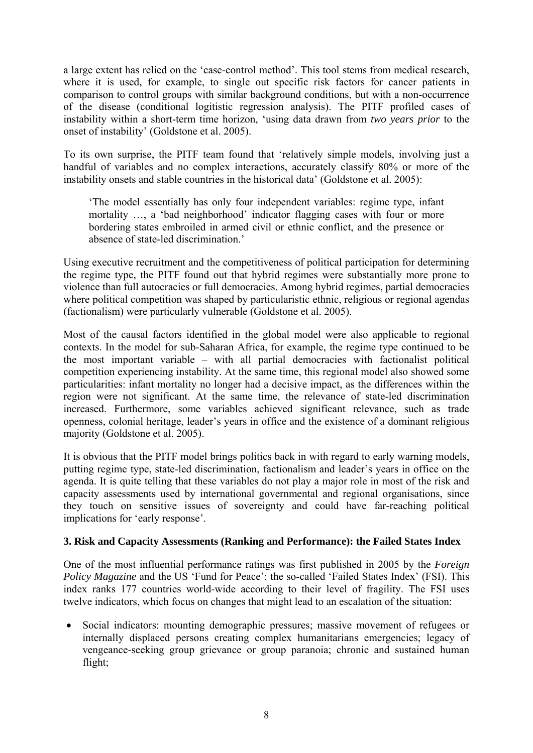a large extent has relied on the 'case-control method'. This tool stems from medical research, where it is used, for example, to single out specific risk factors for cancer patients in comparison to control groups with similar background conditions, but with a non-occurrence of the disease (conditional logitistic regression analysis). The PITF profiled cases of instability within a short-term time horizon, 'using data drawn from *two years prior* to the onset of instability' (Goldstone et al. 2005).

To its own surprise, the PITF team found that 'relatively simple models, involving just a handful of variables and no complex interactions, accurately classify 80% or more of the instability onsets and stable countries in the historical data' (Goldstone et al. 2005):

> 'The model essentially has only four independent variables: regime type, infant mortality …, a 'bad neighborhood' indicator flagging cases with four or more bordering states embroiled in armed civil or ethnic conflict, and the presence or absence of state-led discrimination.'

Using executive recruitment and the competitiveness of political participation for determining the regime type, the PITF found out that hybrid regimes were substantially more prone to violence than full autocracies or full democracies. Among hybrid regimes, partial democracies where political competition was shaped by particularistic ethnic, religious or regional agendas (factionalism) were particularly vulnerable (Goldstone et al. 2005).

Most of the causal factors identified in the global model were also applicable to regional contexts. In the model for sub-Saharan Africa, for example, the regime type continued to be the most important variable – with all partial democracies with factionalist political competition experiencing instability. At the same time, this regional model also showed some particularities: infant mortality no longer had a decisive impact, as the differences within the region were not significant. At the same time, the relevance of state-led discrimination increased. Furthermore, some variables achieved significant relevance, such as trade openness, colonial heritage, leader's years in office and the existence of a dominant religious majority (Goldstone et al. 2005).

It is obvious that the PITF model brings politics back in with regard to early warning models, putting regime type, state-led discrimination, factionalism and leader's years in office on the agenda. It is quite telling that these variables do not play a major role in most of the risk and capacity assessments used by international governmental and regional organisations, since they touch on sensitive issues of sovereignty and could have far-reaching political implications for 'early response'.

### 3. Risk and Capacity Assessments (Ranking and Performance): the Failed States Index

One of the most influential performance ratings was first published in 2005 by the *Foreign Policy Magazine* and the US 'Fund for Peace': the so-called 'Failed States Index' (FSI). This index ranks 177 countries world-wide according to their level of fragility. The FSI uses twelve indicators, which focus on changes that might lead to an escalation of the situation:

- Social indicators: mounting demographic pressures; massive movement of refugees or internally displaced persons creating complex humanitarians emergencies; legacy of vengeance-seeking group grievance or group paranoia; chronic and sustained human flight;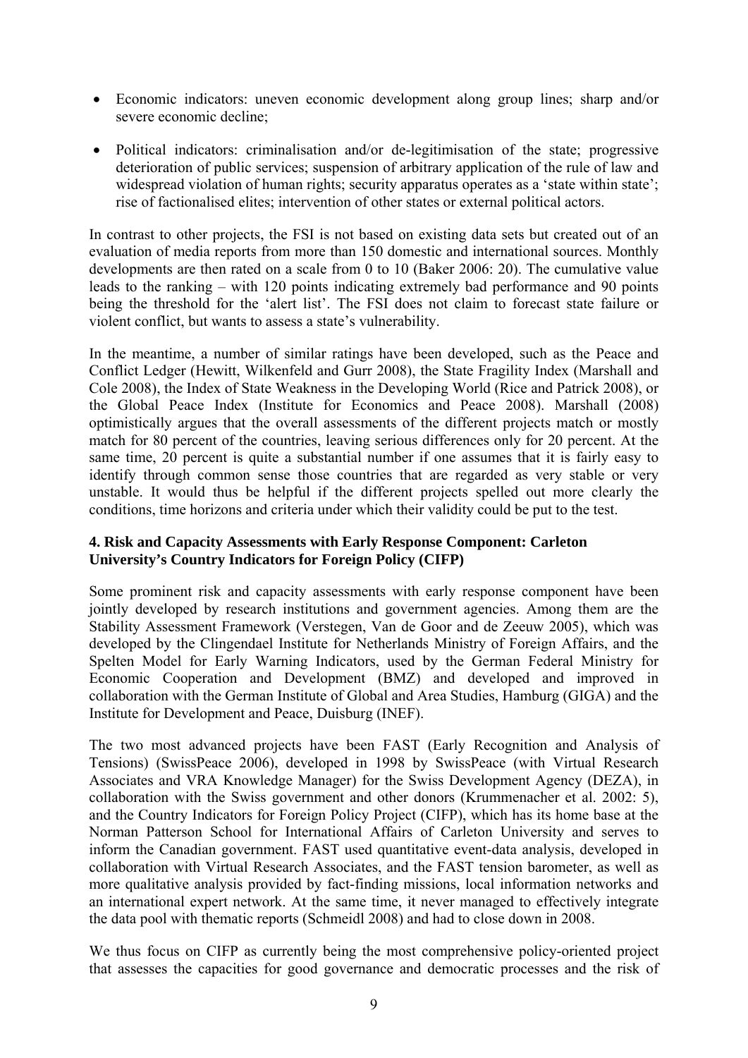- Economic indicators: uneven economic development along group lines; sharp and/or severe economic decline;
- Political indicators: criminalisation and/or de-legitimisation of the state; progressive deterioration of public services; suspension of arbitrary application of the rule of law and widespread violation of human rights; security apparatus operates as a 'state within state'; rise of factionalised elites; intervention of other states or external political actors.

In contrast to other projects, the FSI is not based on existing data sets but created out of an evaluation of media reports from more than 150 domestic and international sources. Monthly developments are then rated on a scale from 0 to 10 (Baker 2006: 20). The cumulative value leads to the ranking – with 120 points indicating extremely bad performance and 90 points being the threshold for the 'alert list'. The FSI does not claim to forecast state failure or violent conflict, but wants to assess a state's vulnerability.

In the meantime, a number of similar ratings have been developed, such as the Peace and Conflict Ledger (Hewitt, Wilkenfeld and Gurr 2008), the State Fragility Index (Marshall and Cole 2008), the Index of State Weakness in the Developing World (Rice and Patrick 2008), or the Global Peace Index (Institute for Economics and Peace 2008). Marshall (2008) optimistically argues that the overall assessments of the different projects match or mostly match for 80 percent of the countries, leaving serious differences only for 20 percent. At the same time, 20 percent is quite a substantial number if one assumes that it is fairly easy to identify through common sense those countries that are regarded as very stable or very unstable. It would thus be helpful if the different projects spelled out more clearly the conditions, time horizons and criteria under which their validity could be put to the test.

### 4. Risk and Capacity Assessments with Early Response Component: Carleton University's Country Indicators for Foreign Policy (CIFP)

Some prominent risk and capacity assessments with early response component have been jointly developed by research institutions and government agencies. Among them are the Stability Assessment Framework (Verstegen, Van de Goor and de Zeeuw 2005), which was developed by the Clingendael Institute for Netherlands Ministry of Foreign Affairs, and the Spelten Model for Early Warning Indicators, used by the German Federal Ministry for Economic Cooperation and Development (BMZ) and developed and improved in collaboration with the German Institute of Global and Area Studies, Hamburg (GIGA) and the Institute for Development and Peace, Duisburg (INEF).

The two most advanced projects have been FAST (Early Recognition and Analysis of Tensions) (SwissPeace 2006), developed in 1998 by SwissPeace (with Virtual Research Associates and VRA Knowledge Manager) for the Swiss Development Agency (DEZA), in collaboration with the Swiss government and other donors (Krummenacher et al. 2002: 5), and the Country Indicators for Foreign Policy Project (CIFP), which has its home base at the Norman Patterson School for International Affairs of Carleton University and serves to inform the Canadian government. FAST used quantitative event-data analysis, developed in collaboration with Virtual Research Associates, and the FAST tension barometer, as well as more qualitative analysis provided by fact-finding missions, local information networks and an international expert network. At the same time, it never managed to effectively integrate the data pool with thematic reports (Schmeidl 2008) and had to close down in 2008.

We thus focus on CIFP as currently being the most comprehensive policy-oriented project that assesses the capacities for good governance and democratic processes and the risk of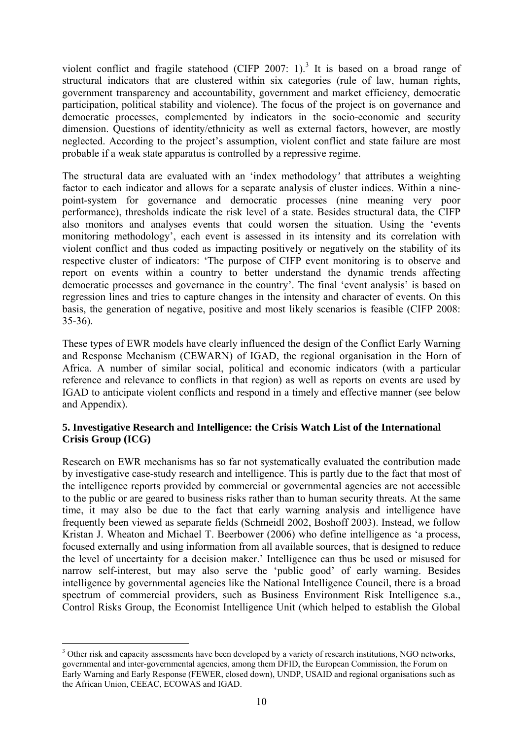violent conflict and fragile statehood (CIFP 2007: 1).[3] It is based on a broad range of structural indicators that are clustered within six categories (rule of law, human rights, government transparency and accountability, government and market efficiency, democratic participation, political stability and violence). The focus of the project is on governance and democratic processes, complemented by indicators in the socio-economic and security dimension. Questions of identity/ethnicity as well as external factors, however, are mostly neglected. According to the project's assumption, violent conflict and state failure are most probable if a weak state apparatus is controlled by a repressive regime.

The structural data are evaluated with an 'index methodology' that attributes a weighting factor to each indicator and allows for a separate analysis of cluster indices. Within a nine-point-system for governance and democratic processes (nine meaning very poor performance), thresholds indicate the risk level of a state. Besides structural data, the CIFP also monitors and analyses events that could worsen the situation. Using the 'events monitoring methodology', each event is assessed in its intensity and its correlation with violent conflict and thus coded as impacting positively or negatively on the stability of its respective cluster of indicators: 'The purpose of CIFP event monitoring is to observe and report on events within a country to better understand the dynamic trends affecting democratic processes and governance in the country'. The final 'event analysis' is based on regression lines and tries to capture changes in the intensity and character of events. On this basis, the generation of negative, positive and most likely scenarios is feasible (CIFP 2008: 35-36).

These types of EWR models have clearly influenced the design of the Conflict Early Warning and Response Mechanism (CEWARN) of IGAD, the regional organisation in the Horn of Africa. A number of similar social, political and economic indicators (with a particular reference and relevance to conflicts in that region) as well as reports on events are used by IGAD to anticipate violent conflicts and respond in a timely and effective manner (see below and Appendix).

## 5. Investigative Research and Intelligence: the Crisis Watch List of the International Crisis Group (ICG)

Research on EWR mechanisms has so far not systematically evaluated the contribution made by investigative case-study research and intelligence. This is partly due to the fact that most of the intelligence reports provided by commercial or governmental agencies are not accessible to the public or are geared to business risks rather than to human security threats. At the same time, it may also be due to the fact that early warning analysis and intelligence have frequently been viewed as separate fields (Schmeidl 2002, Boshoff 2003). Instead, we follow Kristan J. Wheaton and Michael T. Beerbower (2006) who define intelligence as 'a process, focused externally and using information from all available sources, that is designed to reduce the level of uncertainty for a decision maker.' Intelligence can thus be used or misused for narrow self-interest, but may also serve the 'public good' of early warning. Besides intelligence by governmental agencies like the National Intelligence Council, there is a broad spectrum of commercial providers, such as Business Environment Risk Intelligence s.a., Control Risks Group, the Economist Intelligence Unit (which helped to establish the Global

[3] Other risk and capacity assessments have been developed by a variety of research institutions, NGO networks, governmental and inter-governmental agencies, among them DFID, the European Commission, the Forum on Early Warning and Early Response (FEWER, closed down), UNDP, USAID and regional organisations such as the African Union, CEEAC, ECOWAS and IGAD.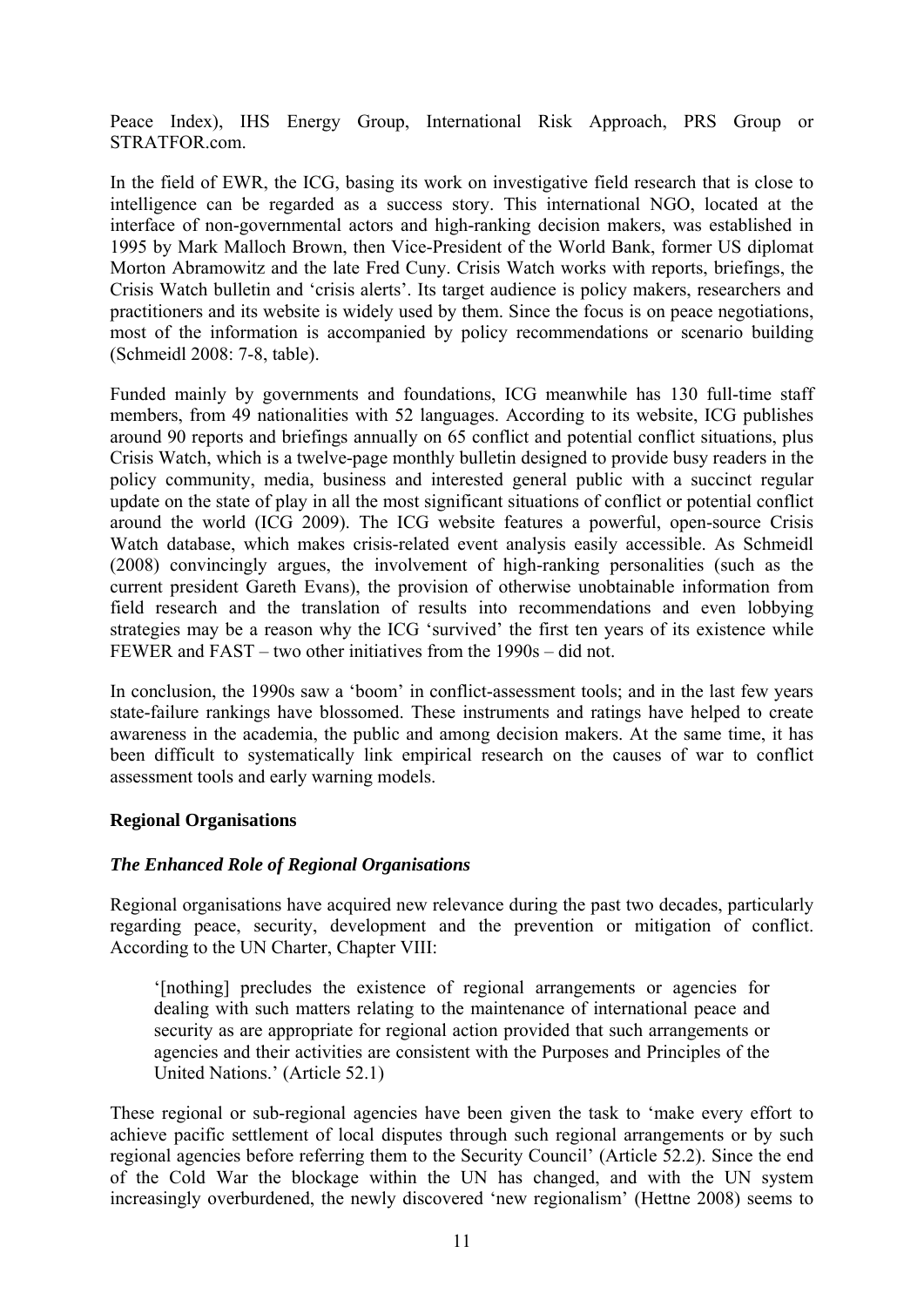Peace Index), IHS Energy Group, International Risk Approach, PRS Group or STRATFOR.com.

In the field of EWR, the ICG, basing its work on investigative field research that is close to intelligence can be regarded as a success story. This international NGO, located at the interface of non-governmental actors and high-ranking decision makers, was established in 1995 by Mark Malloch Brown, then Vice-President of the World Bank, former US diplomat Morton Abramowitz and the late Fred Cuny. Crisis Watch works with reports, briefings, the Crisis Watch bulletin and 'crisis alerts'. Its target audience is policy makers, researchers and practitioners and its website is widely used by them. Since the focus is on peace negotiations, most of the information is accompanied by policy recommendations or scenario building (Schmeidl 2008: 7-8, table).

Funded mainly by governments and foundations, ICG meanwhile has 130 full-time staff members, from 49 nationalities with 52 languages. According to its website, ICG publishes around 90 reports and briefings annually on 65 conflict and potential conflict situations, plus Crisis Watch, which is a twelve-page monthly bulletin designed to provide busy readers in the policy community, media, business and interested general public with a succinct regular update on the state of play in all the most significant situations of conflict or potential conflict around the world (ICG 2009). The ICG website features a powerful, open-source Crisis Watch database, which makes crisis-related event analysis easily accessible. As Schmeidl (2008) convincingly argues, the involvement of high-ranking personalities (such as the current president Gareth Evans), the provision of otherwise unobtainable information from field research and the translation of results into recommendations and even lobbying strategies may be a reason why the ICG 'survived' the first ten years of its existence while FEWER and FAST – two other initiatives from the 1990s – did not.

In conclusion, the 1990s saw a 'boom' in conflict-assessment tools; and in the last few years state-failure rankings have blossomed. These instruments and ratings have helped to create awareness in the academia, the public and among decision makers. At the same time, it has been difficult to systematically link empirical research on the causes of war to conflict assessment tools and early warning models.

## Regional Organisations

### *The Enhanced Role of Regional Organisations*

Regional organisations have acquired new relevance during the past two decades, particularly regarding peace, security, development and the prevention or mitigation of conflict. According to the UN Charter, Chapter VIII:

> '[nothing] precludes the existence of regional arrangements or agencies for dealing with such matters relating to the maintenance of international peace and security as are appropriate for regional action provided that such arrangements or agencies and their activities are consistent with the Purposes and Principles of the United Nations.' (Article 52.1)

These regional or sub-regional agencies have been given the task to 'make every effort to achieve pacific settlement of local disputes through such regional arrangements or by such regional agencies before referring them to the Security Council' (Article 52.2). Since the end of the Cold War the blockage within the UN has changed, and with the UN system increasingly overburdened, the newly discovered 'new regionalism' (Hettne 2008) seems to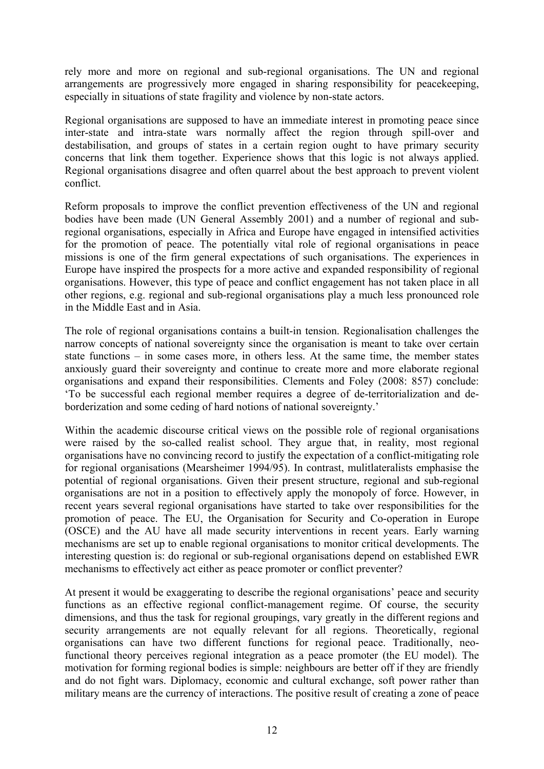rely more and more on regional and sub-regional organisations. The UN and regional arrangements are progressively more engaged in sharing responsibility for peacekeeping, especially in situations of state fragility and violence by non-state actors.

Regional organisations are supposed to have an immediate interest in promoting peace since inter-state and intra-state wars normally affect the region through spill-over and destabilisation, and groups of states in a certain region ought to have primary security concerns that link them together. Experience shows that this logic is not always applied. Regional organisations disagree and often quarrel about the best approach to prevent violent conflict.

Reform proposals to improve the conflict prevention effectiveness of the UN and regional bodies have been made (UN General Assembly 2001) and a number of regional and sub-regional organisations, especially in Africa and Europe have engaged in intensified activities for the promotion of peace. The potentially vital role of regional organisations in peace missions is one of the firm general expectations of such organisations. The experiences in Europe have inspired the prospects for a more active and expanded responsibility of regional organisations. However, this type of peace and conflict engagement has not taken place in all other regions, e.g. regional and sub-regional organisations play a much less pronounced role in the Middle East and in Asia.

The role of regional organisations contains a built-in tension. Regionalisation challenges the narrow concepts of national sovereignty since the organisation is meant to take over certain state functions – in some cases more, in others less. At the same time, the member states anxiously guard their sovereignty and continue to create more and more elaborate regional organisations and expand their responsibilities. Clements and Foley (2008: 857) conclude: 'To be successful each regional member requires a degree of de-territorialization and de-borderization and some ceding of hard notions of national sovereignty.'

Within the academic discourse critical views on the possible role of regional organisations were raised by the so-called realist school. They argue that, in reality, most regional organisations have no convincing record to justify the expectation of a conflict-mitigating role for regional organisations (Mearsheimer 1994/95). In contrast, mulitlateralists emphasise the potential of regional organisations. Given their present structure, regional and sub-regional organisations are not in a position to effectively apply the monopoly of force. However, in recent years several regional organisations have started to take over responsibilities for the promotion of peace. The EU, the Organisation for Security and Co-operation in Europe (OSCE) and the AU have all made security interventions in recent years. Early warning mechanisms are set up to enable regional organisations to monitor critical developments. The interesting question is: do regional or sub-regional organisations depend on established EWR mechanisms to effectively act either as peace promoter or conflict preventer?

At present it would be exaggerating to describe the regional organisations' peace and security functions as an effective regional conflict-management regime. Of course, the security dimensions, and thus the task for regional groupings, vary greatly in the different regions and security arrangements are not equally relevant for all regions. Theoretically, regional organisations can have two different functions for regional peace. Traditionally, neo-functional theory perceives regional integration as a peace promoter (the EU model). The motivation for forming regional bodies is simple: neighbours are better off if they are friendly and do not fight wars. Diplomacy, economic and cultural exchange, soft power rather than military means are the currency of interactions. The positive result of creating a zone of peace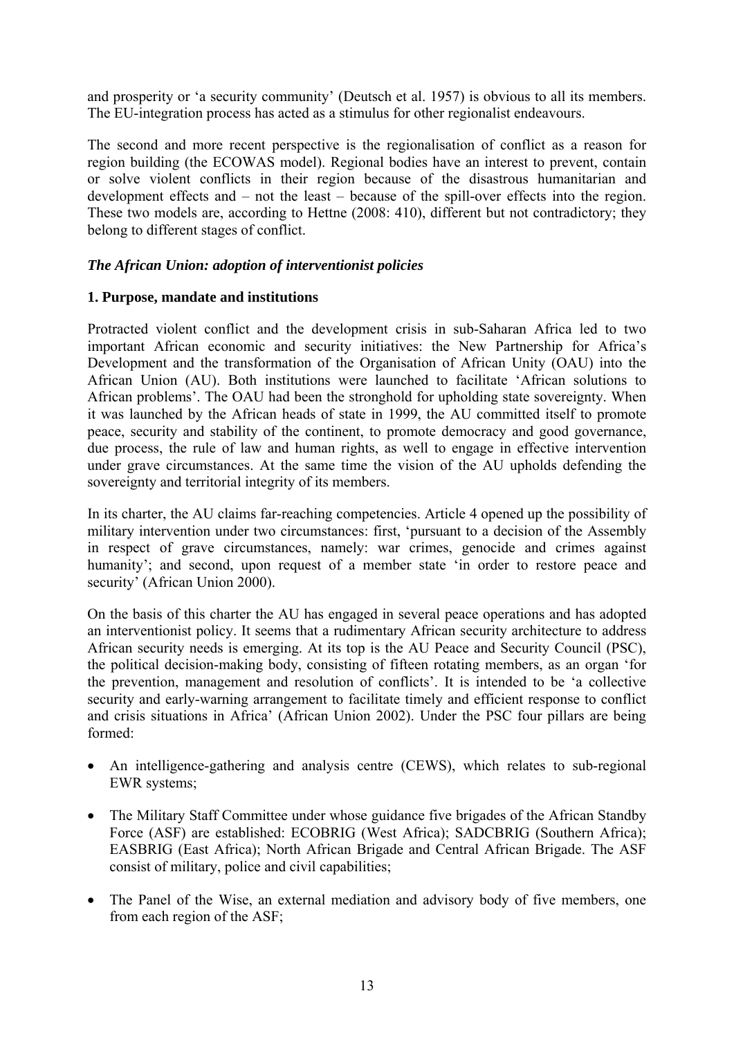and prosperity or 'a security community' (Deutsch et al. 1957) is obvious to all its members. The EU-integration process has acted as a stimulus for other regionalist endeavours.

The second and more recent perspective is the regionalisation of conflict as a reason for region building (the ECOWAS model). Regional bodies have an interest to prevent, contain or solve violent conflicts in their region because of the disastrous humanitarian and development effects and – not the least – because of the spill-over effects into the region. These two models are, according to Hettne (2008: 410), different but not contradictory; they belong to different stages of conflict.

### *The African Union: adoption of interventionist policies*

#### **1. Purpose, mandate and institutions**

Protracted violent conflict and the development crisis in sub-Saharan Africa led to two important African economic and security initiatives: the New Partnership for Africa's Development and the transformation of the Organisation of African Unity (OAU) into the African Union (AU). Both institutions were launched to facilitate 'African solutions to African problems'. The OAU had been the stronghold for upholding state sovereignty. When it was launched by the African heads of state in 1999, the AU committed itself to promote peace, security and stability of the continent, to promote democracy and good governance, due process, the rule of law and human rights, as well to engage in effective intervention under grave circumstances. At the same time the vision of the AU upholds defending the sovereignty and territorial integrity of its members.

In its charter, the AU claims far-reaching competencies. Article 4 opened up the possibility of military intervention under two circumstances: first, 'pursuant to a decision of the Assembly in respect of grave circumstances, namely: war crimes, genocide and crimes against humanity'; and second, upon request of a member state 'in order to restore peace and security' (African Union 2000).

On the basis of this charter the AU has engaged in several peace operations and has adopted an interventionist policy. It seems that a rudimentary African security architecture to address African security needs is emerging. At its top is the AU Peace and Security Council (PSC), the political decision-making body, consisting of fifteen rotating members, as an organ 'for the prevention, management and resolution of conflicts'. It is intended to be 'a collective security and early-warning arrangement to facilitate timely and efficient response to conflict and crisis situations in Africa' (African Union 2002). Under the PSC four pillars are being formed:

- An intelligence-gathering and analysis centre (CEWS), which relates to sub-regional EWR systems;
- The Military Staff Committee under whose guidance five brigades of the African Standby Force (ASF) are established: ECOBRIG (West Africa); SADCBRIG (Southern Africa); EASBRIG (East Africa); North African Brigade and Central African Brigade. The ASF consist of military, police and civil capabilities;
- The Panel of the Wise, an external mediation and advisory body of five members, one from each region of the ASF;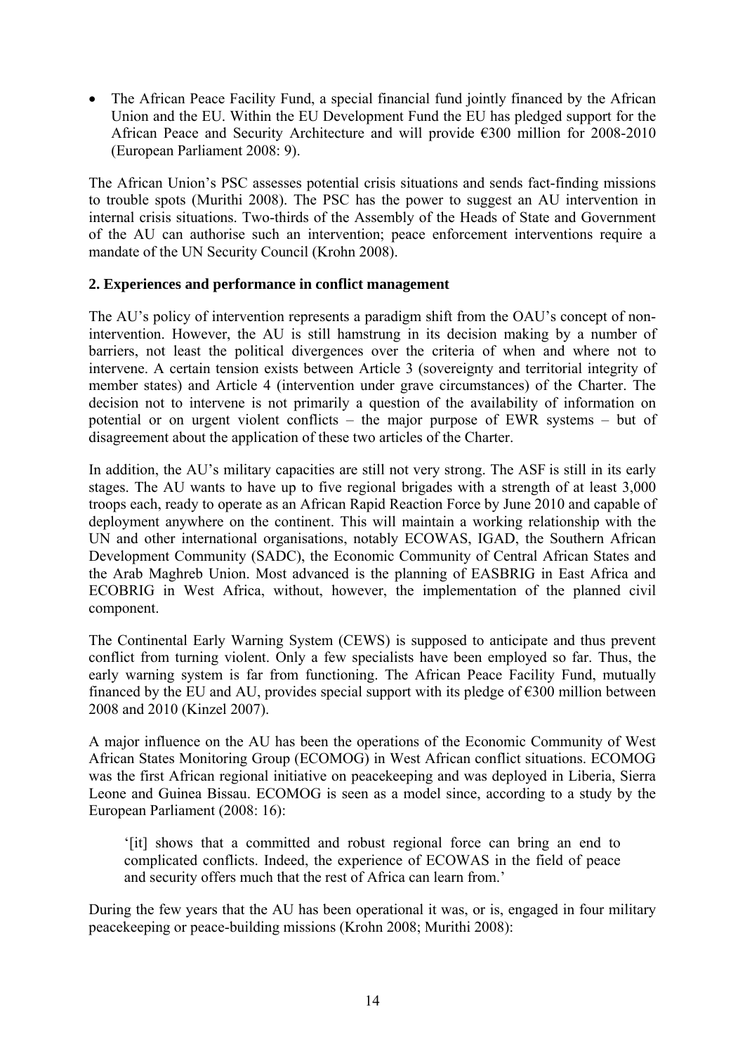- The African Peace Facility Fund, a special financial fund jointly financed by the African Union and the EU. Within the EU Development Fund the EU has pledged support for the African Peace and Security Architecture and will provide €300 million for 2008-2010 (European Parliament 2008: 9).

The African Union's PSC assesses potential crisis situations and sends fact-finding missions to trouble spots (Murithi 2008). The PSC has the power to suggest an AU intervention in internal crisis situations. Two-thirds of the Assembly of the Heads of State and Government of the AU can authorise such an intervention; peace enforcement interventions require a mandate of the UN Security Council (Krohn 2008).

## 2. Experiences and performance in conflict management

The AU's policy of intervention represents a paradigm shift from the OAU's concept of non-intervention. However, the AU is still hamstrung in its decision making by a number of barriers, not least the political divergences over the criteria of when and where not to intervene. A certain tension exists between Article 3 (sovereignty and territorial integrity of member states) and Article 4 (intervention under grave circumstances) of the Charter. The decision not to intervene is not primarily a question of the availability of information on potential or on urgent violent conflicts – the major purpose of EWR systems – but of disagreement about the application of these two articles of the Charter.

In addition, the AU's military capacities are still not very strong. The ASF is still in its early stages. The AU wants to have up to five regional brigades with a strength of at least 3,000 troops each, ready to operate as an African Rapid Reaction Force by June 2010 and capable of deployment anywhere on the continent. This will maintain a working relationship with the UN and other international organisations, notably ECOWAS, IGAD, the Southern African Development Community (SADC), the Economic Community of Central African States and the Arab Maghreb Union. Most advanced is the planning of EASBRIG in East Africa and ECOBRIG in West Africa, without, however, the implementation of the planned civil component.

The Continental Early Warning System (CEWS) is supposed to anticipate and thus prevent conflict from turning violent. Only a few specialists have been employed so far. Thus, the early warning system is far from functioning. The African Peace Facility Fund, mutually financed by the EU and AU, provides special support with its pledge of €300 million between 2008 and 2010 (Kinzel 2007).

A major influence on the AU has been the operations of the Economic Community of West African States Monitoring Group (ECOMOG) in West African conflict situations. ECOMOG was the first African regional initiative on peacekeeping and was deployed in Liberia, Sierra Leone and Guinea Bissau. ECOMOG is seen as a model since, according to a study by the European Parliament (2008: 16):

> '[it] shows that a committed and robust regional force can bring an end to complicated conflicts. Indeed, the experience of ECOWAS in the field of peace and security offers much that the rest of Africa can learn from.'

During the few years that the AU has been operational it was, or is, engaged in four military peacekeeping or peace-building missions (Krohn 2008; Murithi 2008):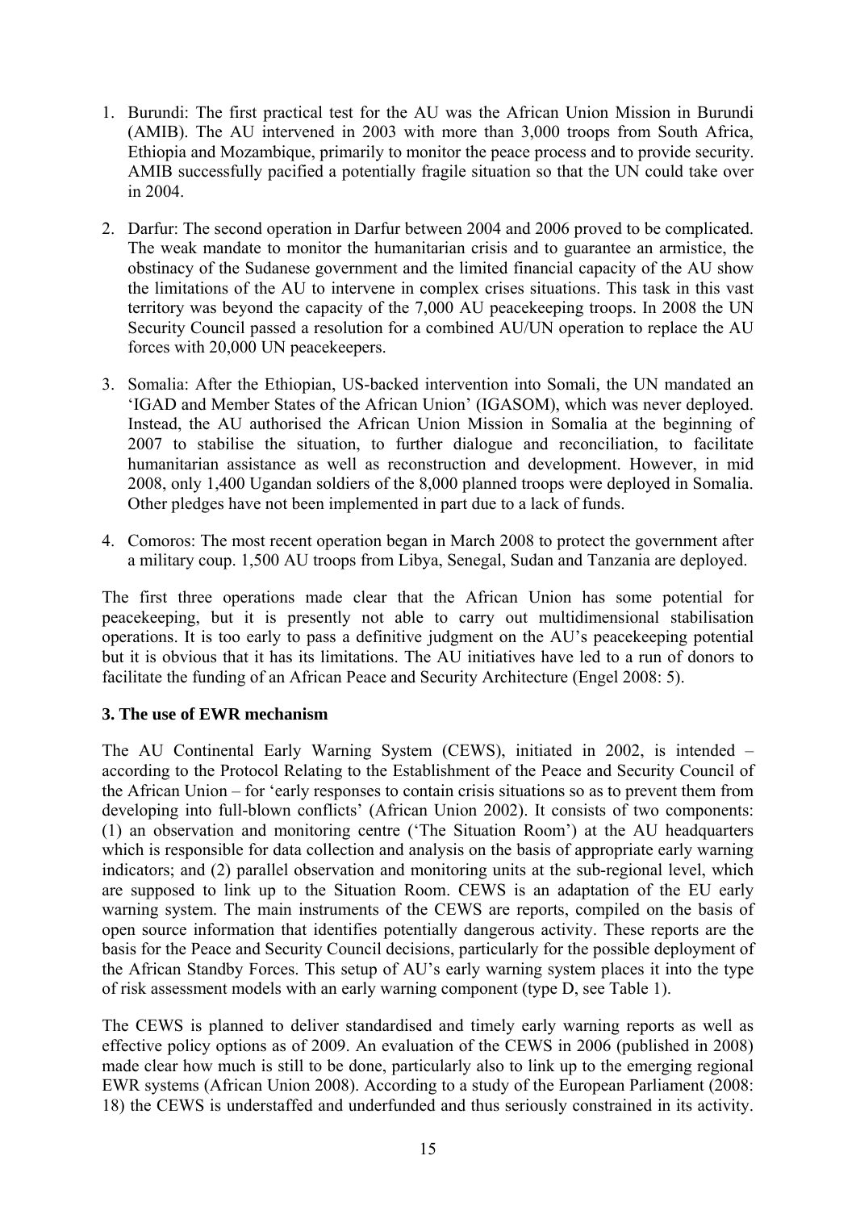1. Burundi: The first practical test for the AU was the African Union Mission in Burundi (AMIB). The AU intervened in 2003 with more than 3,000 troops from South Africa, Ethiopia and Mozambique, primarily to monitor the peace process and to provide security. AMIB successfully pacified a potentially fragile situation so that the UN could take over in 2004.

2. Darfur: The second operation in Darfur between 2004 and 2006 proved to be complicated. The weak mandate to monitor the humanitarian crisis and to guarantee an armistice, the obstinacy of the Sudanese government and the limited financial capacity of the AU show the limitations of the AU to intervene in complex crises situations. This task in this vast territory was beyond the capacity of the 7,000 AU peacekeeping troops. In 2008 the UN Security Council passed a resolution for a combined AU/UN operation to replace the AU forces with 20,000 UN peacekeepers.

3. Somalia: After the Ethiopian, US-backed intervention into Somali, the UN mandated an 'IGAD and Member States of the African Union' (IGASOM), which was never deployed. Instead, the AU authorised the African Union Mission in Somalia at the beginning of 2007 to stabilise the situation, to further dialogue and reconciliation, to facilitate humanitarian assistance as well as reconstruction and development. However, in mid 2008, only 1,400 Ugandan soldiers of the 8,000 planned troops were deployed in Somalia. Other pledges have not been implemented in part due to a lack of funds.

4. Comoros: The most recent operation began in March 2008 to protect the government after a military coup. 1,500 AU troops from Libya, Senegal, Sudan and Tanzania are deployed.

The first three operations made clear that the African Union has some potential for peacekeeping, but it is presently not able to carry out multidimensional stabilisation operations. It is too early to pass a definitive judgment on the AU's peacekeeping potential but it is obvious that it has its limitations. The AU initiatives have led to a run of donors to facilitate the funding of an African Peace and Security Architecture (Engel 2008: 5).

### 3. The use of EWR mechanism

The AU Continental Early Warning System (CEWS), initiated in 2002, is intended – according to the Protocol Relating to the Establishment of the Peace and Security Council of the African Union – for 'early responses to contain crisis situations so as to prevent them from developing into full-blown conflicts' (African Union 2002). It consists of two components: (1) an observation and monitoring centre ('The Situation Room') at the AU headquarters which is responsible for data collection and analysis on the basis of appropriate early warning indicators; and (2) parallel observation and monitoring units at the sub-regional level, which are supposed to link up to the Situation Room. CEWS is an adaptation of the EU early warning system. The main instruments of the CEWS are reports, compiled on the basis of open source information that identifies potentially dangerous activity. These reports are the basis for the Peace and Security Council decisions, particularly for the possible deployment of the African Standby Forces. This setup of AU's early warning system places it into the type of risk assessment models with an early warning component (type D, see Table 1).

The CEWS is planned to deliver standardised and timely early warning reports as well as effective policy options as of 2009. An evaluation of the CEWS in 2006 (published in 2008) made clear how much is still to be done, particularly also to link up to the emerging regional EWR systems (African Union 2008). According to a study of the European Parliament (2008: 18) the CEWS is understaffed and underfunded and thus seriously constrained in its activity.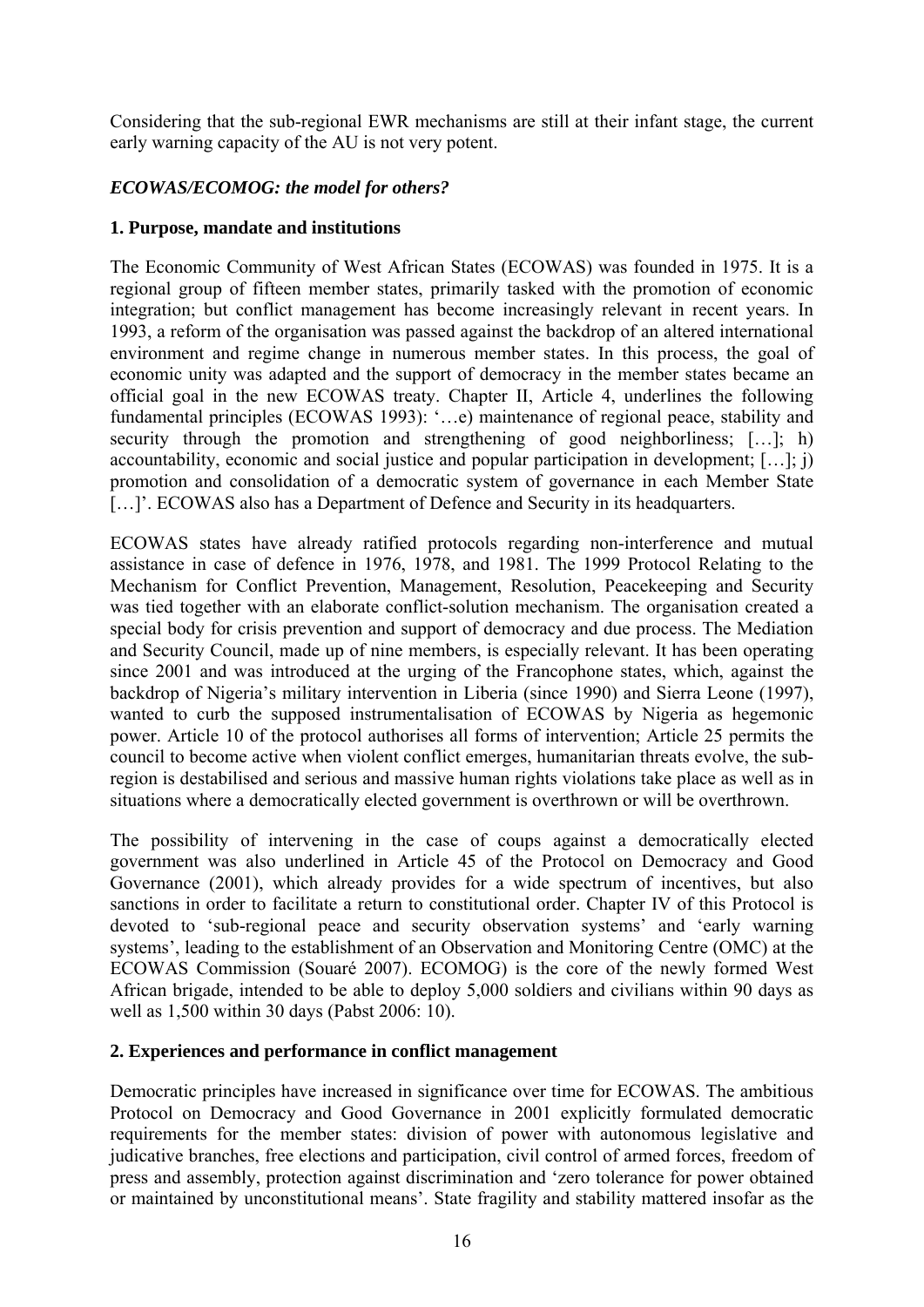Considering that the sub-regional EWR mechanisms are still at their infant stage, the current early warning capacity of the AU is not very potent.

### *ECOWAS/ECOMOG: the model for others?*

#### 1. Purpose, mandate and institutions

The Economic Community of West African States (ECOWAS) was founded in 1975. It is a regional group of fifteen member states, primarily tasked with the promotion of economic integration; but conflict management has become increasingly relevant in recent years. In 1993, a reform of the organisation was passed against the backdrop of an altered international environment and regime change in numerous member states. In this process, the goal of economic unity was adapted and the support of democracy in the member states became an official goal in the new ECOWAS treaty. Chapter II, Article 4, underlines the following fundamental principles (ECOWAS 1993): '…e) maintenance of regional peace, stability and security through the promotion and strengthening of good neighborliness; […]; h) accountability, economic and social justice and popular participation in development; […]; j) promotion and consolidation of a democratic system of governance in each Member State […]'. ECOWAS also has a Department of Defence and Security in its headquarters.

ECOWAS states have already ratified protocols regarding non-interference and mutual assistance in case of defence in 1976, 1978, and 1981. The 1999 Protocol Relating to the Mechanism for Conflict Prevention, Management, Resolution, Peacekeeping and Security was tied together with an elaborate conflict-solution mechanism. The organisation created a special body for crisis prevention and support of democracy and due process. The Mediation and Security Council, made up of nine members, is especially relevant. It has been operating since 2001 and was introduced at the urging of the Francophone states, which, against the backdrop of Nigeria's military intervention in Liberia (since 1990) and Sierra Leone (1997), wanted to curb the supposed instrumentalisation of ECOWAS by Nigeria as hegemonic power. Article 10 of the protocol authorises all forms of intervention; Article 25 permits the council to become active when violent conflict emerges, humanitarian threats evolve, the sub-region is destabilised and serious and massive human rights violations take place as well as in situations where a democratically elected government is overthrown or will be overthrown.

The possibility of intervening in the case of coups against a democratically elected government was also underlined in Article 45 of the Protocol on Democracy and Good Governance (2001), which already provides for a wide spectrum of incentives, but also sanctions in order to facilitate a return to constitutional order. Chapter IV of this Protocol is devoted to 'sub-regional peace and security observation systems' and 'early warning systems', leading to the establishment of an Observation and Monitoring Centre (OMC) at the ECOWAS Commission (Souaré 2007). ECOMOG) is the core of the newly formed West African brigade, intended to be able to deploy 5,000 soldiers and civilians within 90 days as well as 1,500 within 30 days (Pabst 2006: 10).

#### 2. Experiences and performance in conflict management

Democratic principles have increased in significance over time for ECOWAS. The ambitious Protocol on Democracy and Good Governance in 2001 explicitly formulated democratic requirements for the member states: division of power with autonomous legislative and judicative branches, free elections and participation, civil control of armed forces, freedom of press and assembly, protection against discrimination and 'zero tolerance for power obtained or maintained by unconstitutional means'. State fragility and stability mattered insofar as the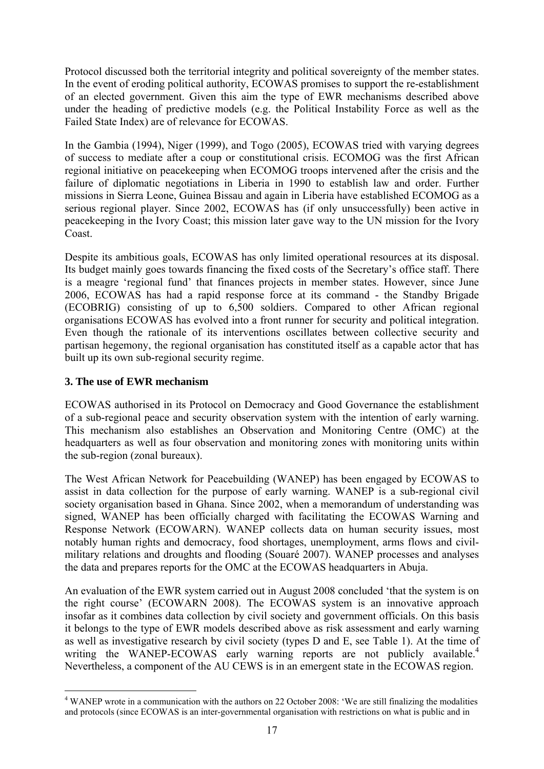Protocol discussed both the territorial integrity and political sovereignty of the member states. In the event of eroding political authority, ECOWAS promises to support the re-establishment of an elected government. Given this aim the type of EWR mechanisms described above under the heading of predictive models (e.g. the Political Instability Force as well as the Failed State Index) are of relevance for ECOWAS.

In the Gambia (1994), Niger (1999), and Togo (2005), ECOWAS tried with varying degrees of success to mediate after a coup or constitutional crisis. ECOMOG was the first African regional initiative on peacekeeping when ECOMOG troops intervened after the crisis and the failure of diplomatic negotiations in Liberia in 1990 to establish law and order. Further missions in Sierra Leone, Guinea Bissau and again in Liberia have established ECOMOG as a serious regional player. Since 2002, ECOWAS has (if only unsuccessfully) been active in peacekeeping in the Ivory Coast; this mission later gave way to the UN mission for the Ivory Coast.

Despite its ambitious goals, ECOWAS has only limited operational resources at its disposal. Its budget mainly goes towards financing the fixed costs of the Secretary's office staff. There is a meagre 'regional fund' that finances projects in member states. However, since June 2006, ECOWAS has had a rapid response force at its command - the Standby Brigade (ECOBRIG) consisting of up to 6,500 soldiers. Compared to other African regional organisations ECOWAS has evolved into a front runner for security and political integration. Even though the rationale of its interventions oscillates between collective security and partisan hegemony, the regional organisation has constituted itself as a capable actor that has built up its own sub-regional security regime.

### 3. The use of EWR mechanism

ECOWAS authorised in its Protocol on Democracy and Good Governance the establishment of a sub-regional peace and security observation system with the intention of early warning. This mechanism also establishes an Observation and Monitoring Centre (OMC) at the headquarters as well as four observation and monitoring zones with monitoring units within the sub-region (zonal bureaux).

The West African Network for Peacebuilding (WANEP) has been engaged by ECOWAS to assist in data collection for the purpose of early warning. WANEP is a sub-regional civil society organisation based in Ghana. Since 2002, when a memorandum of understanding was signed, WANEP has been officially charged with facilitating the ECOWAS Warning and Response Network (ECOWARN). WANEP collects data on human security issues, most notably human rights and democracy, food shortages, unemployment, arms flows and civil-military relations and droughts and flooding (Souaré 2007). WANEP processes and analyses the data and prepares reports for the OMC at the ECOWAS headquarters in Abuja.

An evaluation of the EWR system carried out in August 2008 concluded 'that the system is on the right course' (ECOWARN 2008). The ECOWAS system is an innovative approach insofar as it combines data collection by civil society and government officials. On this basis it belongs to the type of EWR models described above as risk assessment and early warning as well as investigative research by civil society (types D and E, see Table 1). At the time of writing the WANEP-ECOWAS early warning reports are not publicly available.[4] Nevertheless, a component of the AU CEWS is in an emergent state in the ECOWAS region.

[4] WANEP wrote in a communication with the authors on 22 October 2008: 'We are still finalizing the modalities and protocols (since ECOWAS is an inter-governmental organisation with restrictions on what is public and in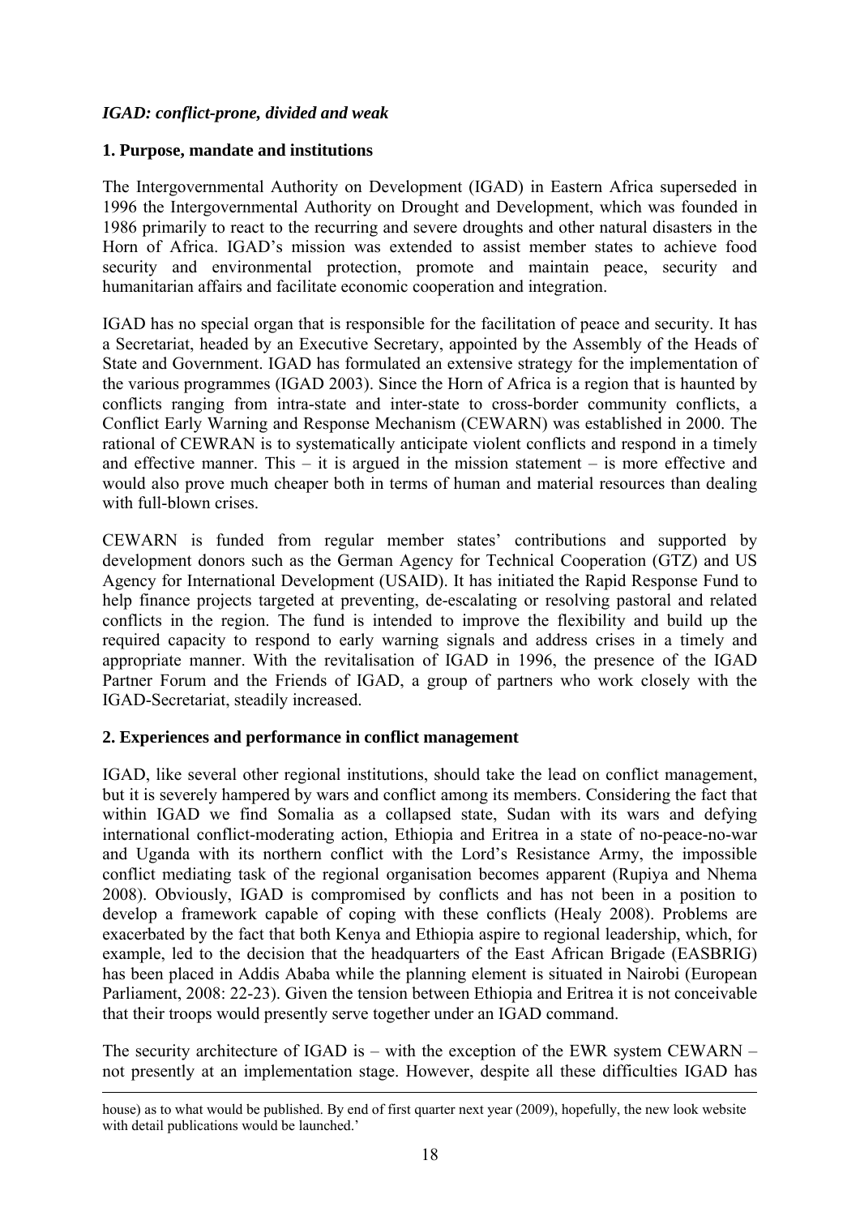### *IGAD: conflict-prone, divided and weak*

**1. Purpose, mandate and institutions**

The Intergovernmental Authority on Development (IGAD) in Eastern Africa superseded in 1996 the Intergovernmental Authority on Drought and Development, which was founded in 1986 primarily to react to the recurring and severe droughts and other natural disasters in the Horn of Africa. IGAD's mission was extended to assist member states to achieve food security and environmental protection, promote and maintain peace, security and humanitarian affairs and facilitate economic cooperation and integration.

IGAD has no special organ that is responsible for the facilitation of peace and security. It has a Secretariat, headed by an Executive Secretary, appointed by the Assembly of the Heads of State and Government. IGAD has formulated an extensive strategy for the implementation of the various programmes (IGAD 2003). Since the Horn of Africa is a region that is haunted by conflicts ranging from intra-state and inter-state to cross-border community conflicts, a Conflict Early Warning and Response Mechanism (CEWARN) was established in 2000. The rational of CEWRAN is to systematically anticipate violent conflicts and respond in a timely and effective manner. This – it is argued in the mission statement – is more effective and would also prove much cheaper both in terms of human and material resources than dealing with full-blown crises.

CEWARN is funded from regular member states' contributions and supported by development donors such as the German Agency for Technical Cooperation (GTZ) and US Agency for International Development (USAID). It has initiated the Rapid Response Fund to help finance projects targeted at preventing, de-escalating or resolving pastoral and related conflicts in the region. The fund is intended to improve the flexibility and build up the required capacity to respond to early warning signals and address crises in a timely and appropriate manner. With the revitalisation of IGAD in 1996, the presence of the IGAD Partner Forum and the Friends of IGAD, a group of partners who work closely with the IGAD-Secretariat, steadily increased.

**2. Experiences and performance in conflict management**

IGAD, like several other regional institutions, should take the lead on conflict management, but it is severely hampered by wars and conflict among its members. Considering the fact that within IGAD we find Somalia as a collapsed state, Sudan with its wars and defying international conflict-moderating action, Ethiopia and Eritrea in a state of no-peace-no-war and Uganda with its northern conflict with the Lord's Resistance Army, the impossible conflict mediating task of the regional organisation becomes apparent (Rupiya and Nhema 2008). Obviously, IGAD is compromised by conflicts and has not been in a position to develop a framework capable of coping with these conflicts (Healy 2008). Problems are exacerbated by the fact that both Kenya and Ethiopia aspire to regional leadership, which, for example, led to the decision that the headquarters of the East African Brigade (EASBRIG) has been placed in Addis Ababa while the planning element is situated in Nairobi (European Parliament, 2008: 22-23). Given the tension between Ethiopia and Eritrea it is not conceivable that their troops would presently serve together under an IGAD command.

The security architecture of IGAD is – with the exception of the EWR system CEWARN – not presently at an implementation stage. However, despite all these difficulties IGAD has

house) as to what would be published. By end of first quarter next year (2009), hopefully, the new look website with detail publications would be launched.'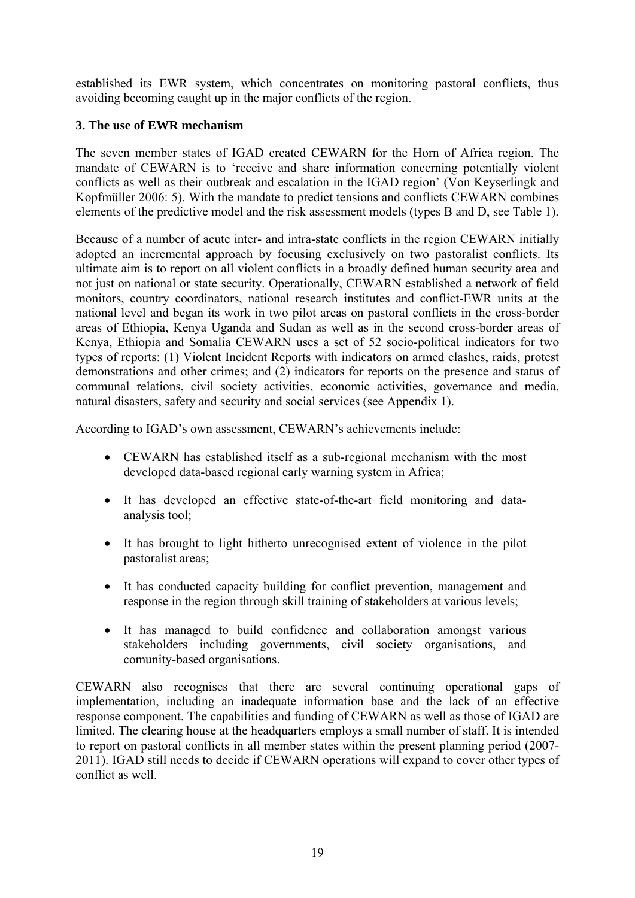established its EWR system, which concentrates on monitoring pastoral conflicts, thus avoiding becoming caught up in the major conflicts of the region.

### 3. The use of EWR mechanism

The seven member states of IGAD created CEWARN for the Horn of Africa region. The mandate of CEWARN is to 'receive and share information concerning potentially violent conflicts as well as their outbreak and escalation in the IGAD region' (Von Keyserlingk and Kopfmüller 2006: 5). With the mandate to predict tensions and conflicts CEWARN combines elements of the predictive model and the risk assessment models (types B and D, see Table 1).

Because of a number of acute inter- and intra-state conflicts in the region CEWARN initially adopted an incremental approach by focusing exclusively on two pastoralist conflicts. Its ultimate aim is to report on all violent conflicts in a broadly defined human security area and not just on national or state security. Operationally, CEWARN established a network of field monitors, country coordinators, national research institutes and conflict-EWR units at the national level and began its work in two pilot areas on pastoral conflicts in the cross-border areas of Ethiopia, Kenya Uganda and Sudan as well as in the second cross-border areas of Kenya, Ethiopia and Somalia CEWARN uses a set of 52 socio-political indicators for two types of reports: (1) Violent Incident Reports with indicators on armed clashes, raids, protest demonstrations and other crimes; and (2) indicators for reports on the presence and status of communal relations, civil society activities, economic activities, governance and media, natural disasters, safety and security and social services (see Appendix 1).

According to IGAD's own assessment, CEWARN's achievements include:

- CEWARN has established itself as a sub-regional mechanism with the most developed data-based regional early warning system in Africa;
- It has developed an effective state-of-the-art field monitoring and data-analysis tool;
- It has brought to light hitherto unrecognised extent of violence in the pilot pastoralist areas;
- It has conducted capacity building for conflict prevention, management and response in the region through skill training of stakeholders at various levels;
- It has managed to build confidence and collaboration amongst various stakeholders including governments, civil society organisations, and comunity-based organisations.

CEWARN also recognises that there are several continuing operational gaps of implementation, including an inadequate information base and the lack of an effective response component. The capabilities and funding of CEWARN as well as those of IGAD are limited. The clearing house at the headquarters employs a small number of staff. It is intended to report on pastoral conflicts in all member states within the present planning period (2007-2011). IGAD still needs to decide if CEWARN operations will expand to cover other types of conflict as well.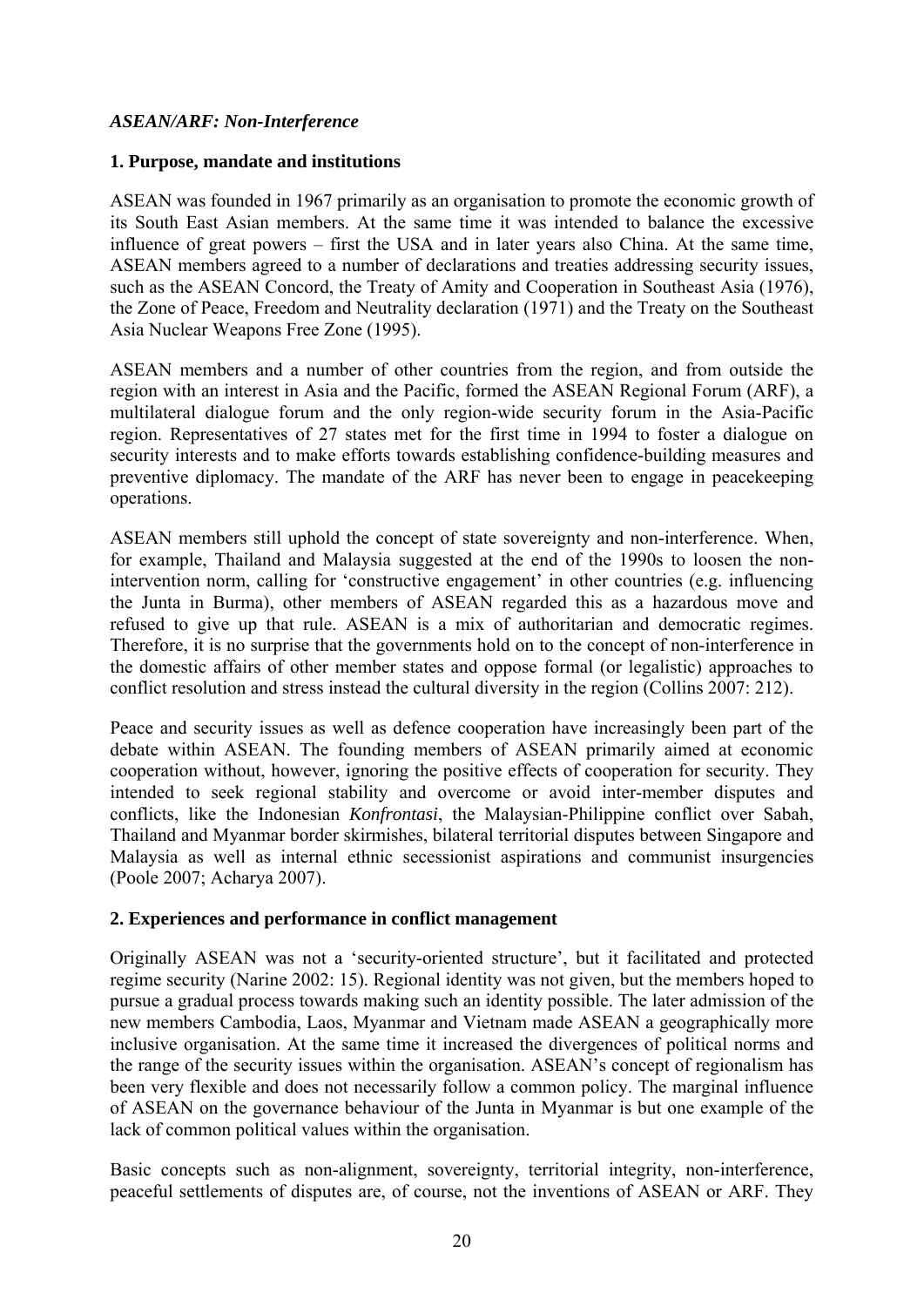*ASEAN/ARF: Non-Interference*

**1. Purpose, mandate and institutions**

ASEAN was founded in 1967 primarily as an organisation to promote the economic growth of its South East Asian members. At the same time it was intended to balance the excessive influence of great powers – first the USA and in later years also China. At the same time, ASEAN members agreed to a number of declarations and treaties addressing security issues, such as the ASEAN Concord, the Treaty of Amity and Cooperation in Southeast Asia (1976), the Zone of Peace, Freedom and Neutrality declaration (1971) and the Treaty on the Southeast Asia Nuclear Weapons Free Zone (1995).

ASEAN members and a number of other countries from the region, and from outside the region with an interest in Asia and the Pacific, formed the ASEAN Regional Forum (ARF), a multilateral dialogue forum and the only region-wide security forum in the Asia-Pacific region. Representatives of 27 states met for the first time in 1994 to foster a dialogue on security interests and to make efforts towards establishing confidence-building measures and preventive diplomacy. The mandate of the ARF has never been to engage in peacekeeping operations.

ASEAN members still uphold the concept of state sovereignty and non-interference. When, for example, Thailand and Malaysia suggested at the end of the 1990s to loosen the non-intervention norm, calling for 'constructive engagement' in other countries (e.g. influencing the Junta in Burma), other members of ASEAN regarded this as a hazardous move and refused to give up that rule. ASEAN is a mix of authoritarian and democratic regimes. Therefore, it is no surprise that the governments hold on to the concept of non-interference in the domestic affairs of other member states and oppose formal (or legalistic) approaches to conflict resolution and stress instead the cultural diversity in the region (Collins 2007: 212).

Peace and security issues as well as defence cooperation have increasingly been part of the debate within ASEAN. The founding members of ASEAN primarily aimed at economic cooperation without, however, ignoring the positive effects of cooperation for security. They intended to seek regional stability and overcome or avoid inter-member disputes and conflicts, like the Indonesian *Konfrontasi*, the Malaysian-Philippine conflict over Sabah, Thailand and Myanmar border skirmishes, bilateral territorial disputes between Singapore and Malaysia as well as internal ethnic secessionist aspirations and communist insurgencies (Poole 2007; Acharya 2007).

**2. Experiences and performance in conflict management**

Originally ASEAN was not a 'security-oriented structure', but it facilitated and protected regime security (Narine 2002: 15). Regional identity was not given, but the members hoped to pursue a gradual process towards making such an identity possible. The later admission of the new members Cambodia, Laos, Myanmar and Vietnam made ASEAN a geographically more inclusive organisation. At the same time it increased the divergences of political norms and the range of the security issues within the organisation. ASEAN's concept of regionalism has been very flexible and does not necessarily follow a common policy. The marginal influence of ASEAN on the governance behaviour of the Junta in Myanmar is but one example of the lack of common political values within the organisation.

Basic concepts such as non-alignment, sovereignty, territorial integrity, non-interference, peaceful settlements of disputes are, of course, not the inventions of ASEAN or ARF. They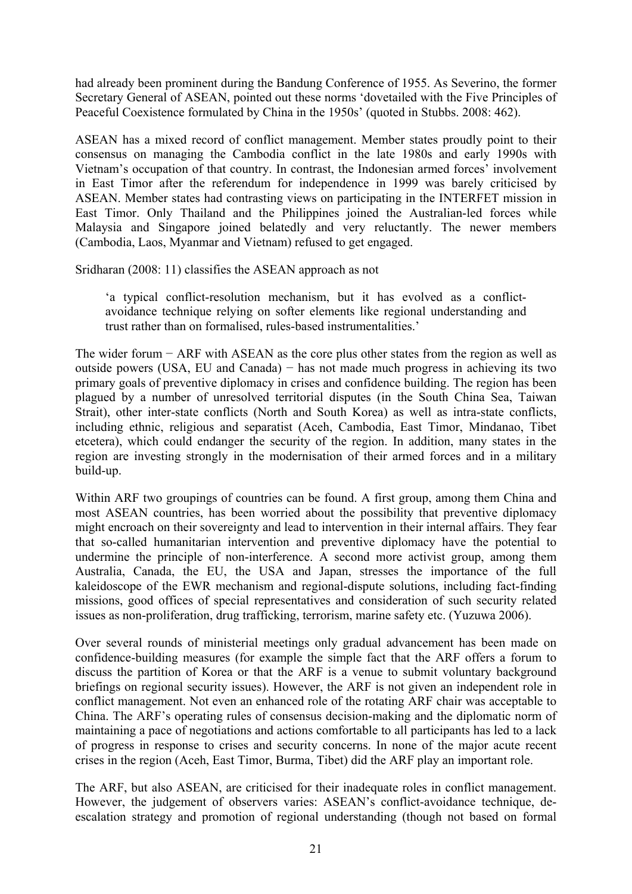had already been prominent during the Bandung Conference of 1955. As Severino, the former Secretary General of ASEAN, pointed out these norms 'dovetailed with the Five Principles of Peaceful Coexistence formulated by China in the 1950s' (quoted in Stubbs. 2008: 462).

ASEAN has a mixed record of conflict management. Member states proudly point to their consensus on managing the Cambodia conflict in the late 1980s and early 1990s with Vietnam's occupation of that country. In contrast, the Indonesian armed forces' involvement in East Timor after the referendum for independence in 1999 was barely criticised by ASEAN. Member states had contrasting views on participating in the INTERFET mission in East Timor. Only Thailand and the Philippines joined the Australian-led forces while Malaysia and Singapore joined belatedly and very reluctantly. The newer members (Cambodia, Laos, Myanmar and Vietnam) refused to get engaged.

Sridharan (2008: 11) classifies the ASEAN approach as not

> 'a typical conflict-resolution mechanism, but it has evolved as a conflict-avoidance technique relying on softer elements like regional understanding and trust rather than on formalised, rules-based instrumentalities.'

The wider forum − ARF with ASEAN as the core plus other states from the region as well as outside powers (USA, EU and Canada) − has not made much progress in achieving its two primary goals of preventive diplomacy in crises and confidence building. The region has been plagued by a number of unresolved territorial disputes (in the South China Sea, Taiwan Strait), other inter-state conflicts (North and South Korea) as well as intra-state conflicts, including ethnic, religious and separatist (Aceh, Cambodia, East Timor, Mindanao, Tibet etcetera), which could endanger the security of the region. In addition, many states in the region are investing strongly in the modernisation of their armed forces and in a military build-up.

Within ARF two groupings of countries can be found. A first group, among them China and most ASEAN countries, has been worried about the possibility that preventive diplomacy might encroach on their sovereignty and lead to intervention in their internal affairs. They fear that so-called humanitarian intervention and preventive diplomacy have the potential to undermine the principle of non-interference. A second more activist group, among them Australia, Canada, the EU, the USA and Japan, stresses the importance of the full kaleidoscope of the EWR mechanism and regional-dispute solutions, including fact-finding missions, good offices of special representatives and consideration of such security related issues as non-proliferation, drug trafficking, terrorism, marine safety etc. (Yuzuwa 2006).

Over several rounds of ministerial meetings only gradual advancement has been made on confidence-building measures (for example the simple fact that the ARF offers a forum to discuss the partition of Korea or that the ARF is a venue to submit voluntary background briefings on regional security issues). However, the ARF is not given an independent role in conflict management. Not even an enhanced role of the rotating ARF chair was acceptable to China. The ARF's operating rules of consensus decision-making and the diplomatic norm of maintaining a pace of negotiations and actions comfortable to all participants has led to a lack of progress in response to crises and security concerns. In none of the major acute recent crises in the region (Aceh, East Timor, Burma, Tibet) did the ARF play an important role.

The ARF, but also ASEAN, are criticised for their inadequate roles in conflict management. However, the judgement of observers varies: ASEAN's conflict-avoidance technique, de-escalation strategy and promotion of regional understanding (though not based on formal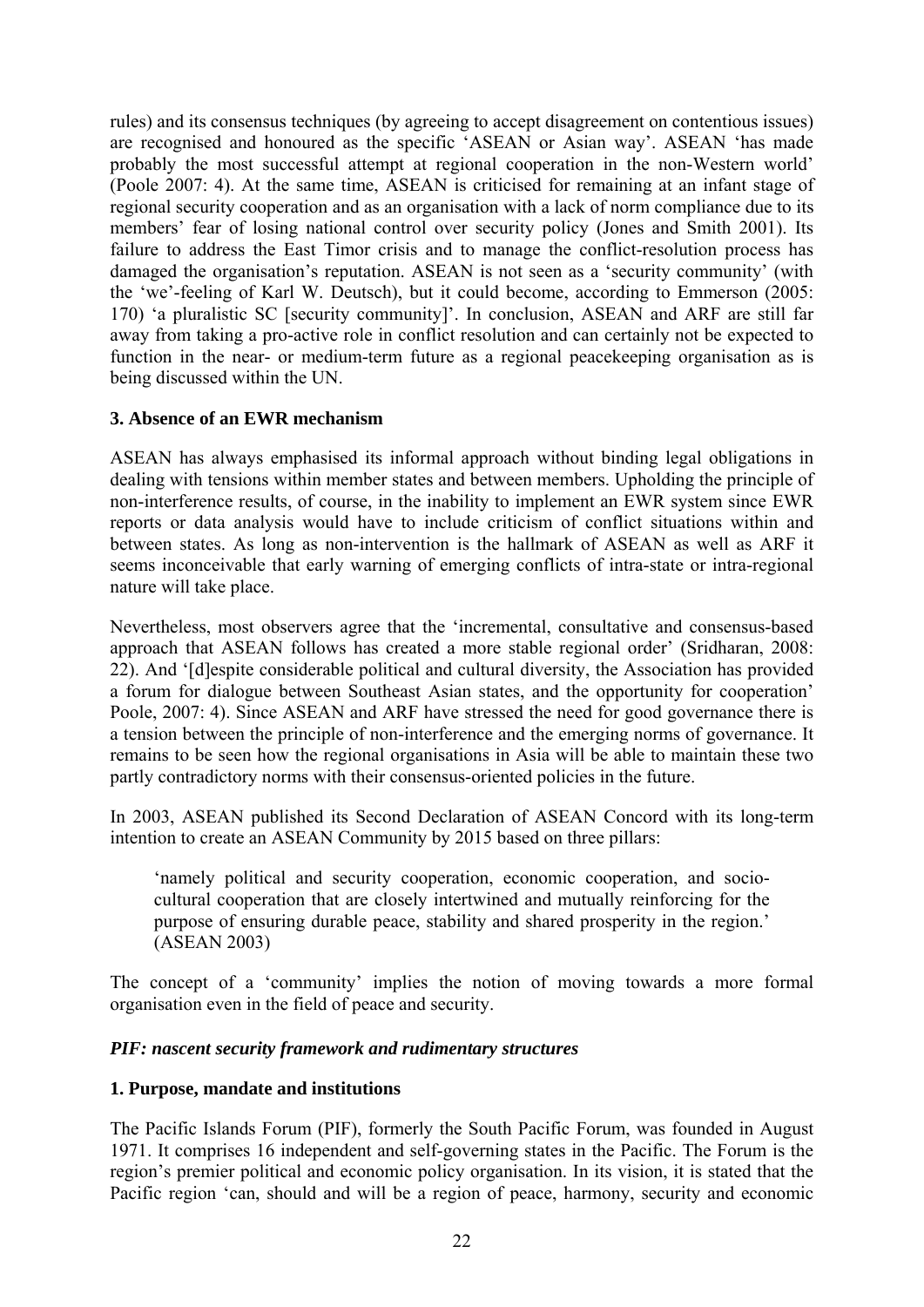rules) and its consensus techniques (by agreeing to accept disagreement on contentious issues) are recognised and honoured as the specific 'ASEAN or Asian way'. ASEAN 'has made probably the most successful attempt at regional cooperation in the non-Western world' (Poole 2007: 4). At the same time, ASEAN is criticised for remaining at an infant stage of regional security cooperation and as an organisation with a lack of norm compliance due to its members' fear of losing national control over security policy (Jones and Smith 2001). Its failure to address the East Timor crisis and to manage the conflict-resolution process has damaged the organisation's reputation. ASEAN is not seen as a 'security community' (with the 'we'-feeling of Karl W. Deutsch), but it could become, according to Emmerson (2005: 170) 'a pluralistic SC [security community]'. In conclusion, ASEAN and ARF are still far away from taking a pro-active role in conflict resolution and can certainly not be expected to function in the near- or medium-term future as a regional peacekeeping organisation as is being discussed within the UN.

**3. Absence of an EWR mechanism**

ASEAN has always emphasised its informal approach without binding legal obligations in dealing with tensions within member states and between members. Upholding the principle of non-interference results, of course, in the inability to implement an EWR system since EWR reports or data analysis would have to include criticism of conflict situations within and between states. As long as non-intervention is the hallmark of ASEAN as well as ARF it seems inconceivable that early warning of emerging conflicts of intra-state or intra-regional nature will take place.

Nevertheless, most observers agree that the 'incremental, consultative and consensus-based approach that ASEAN follows has created a more stable regional order' (Sridharan, 2008: 22). And '[d]espite considerable political and cultural diversity, the Association has provided a forum for dialogue between Southeast Asian states, and the opportunity for cooperation' Poole, 2007: 4). Since ASEAN and ARF have stressed the need for good governance there is a tension between the principle of non-interference and the emerging norms of governance. It remains to be seen how the regional organisations in Asia will be able to maintain these two partly contradictory norms with their consensus-oriented policies in the future.

In 2003, ASEAN published its Second Declaration of ASEAN Concord with its long-term intention to create an ASEAN Community by 2015 based on three pillars:

> 'namely political and security cooperation, economic cooperation, and socio-cultural cooperation that are closely intertwined and mutually reinforcing for the purpose of ensuring durable peace, stability and shared prosperity in the region.' (ASEAN 2003)

The concept of a 'community' implies the notion of moving towards a more formal organisation even in the field of peace and security.

***PIF: nascent security framework and rudimentary structures***

**1. Purpose, mandate and institutions**

The Pacific Islands Forum (PIF), formerly the South Pacific Forum, was founded in August 1971. It comprises 16 independent and self-governing states in the Pacific. The Forum is the region's premier political and economic policy organisation. In its vision, it is stated that the Pacific region 'can, should and will be a region of peace, harmony, security and economic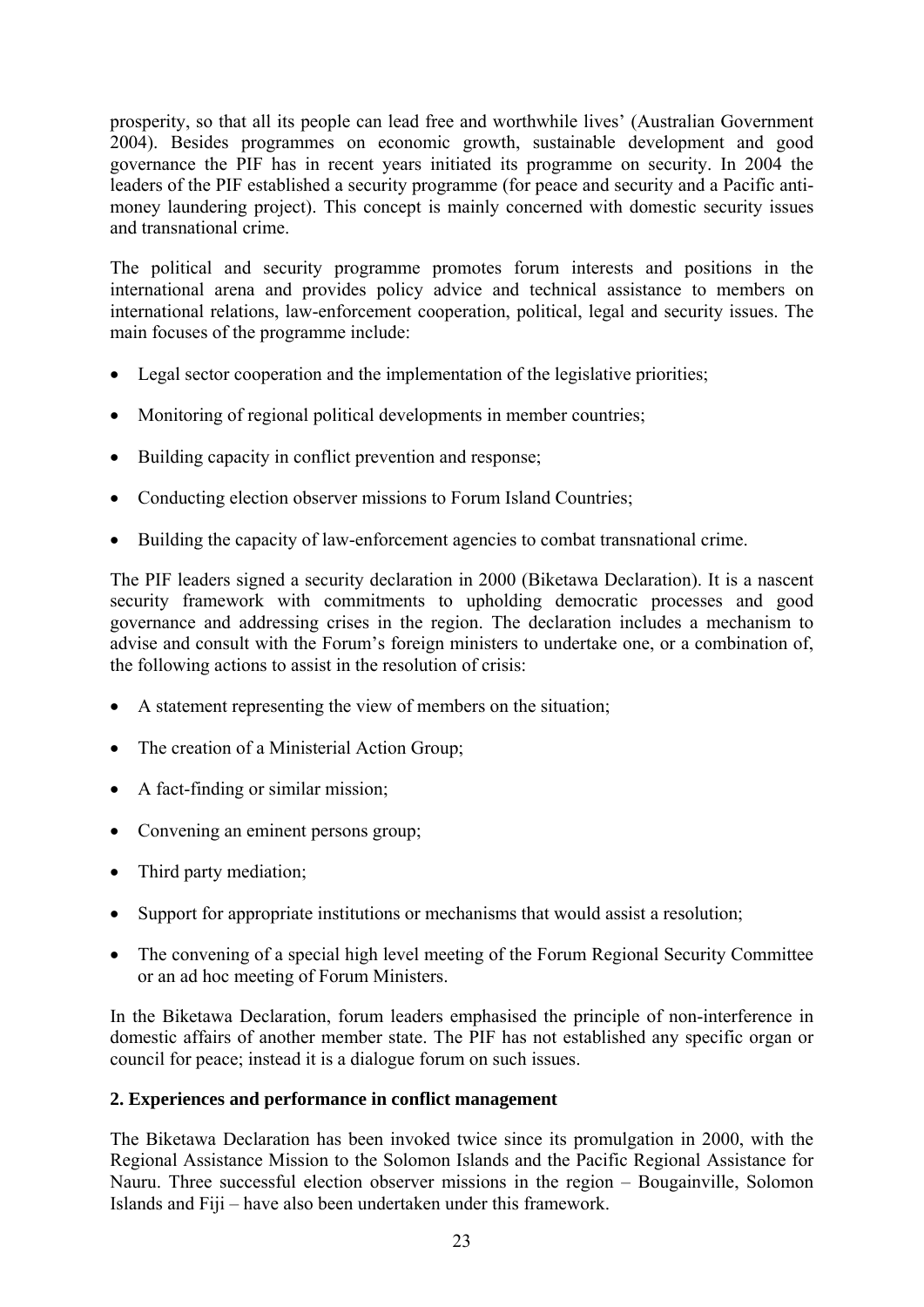prosperity, so that all its people can lead free and worthwhile lives' (Australian Government 2004). Besides programmes on economic growth, sustainable development and good governance the PIF has in recent years initiated its programme on security. In 2004 the leaders of the PIF established a security programme (for peace and security and a Pacific anti-money laundering project). This concept is mainly concerned with domestic security issues and transnational crime.

The political and security programme promotes forum interests and positions in the international arena and provides policy advice and technical assistance to members on international relations, law-enforcement cooperation, political, legal and security issues. The main focuses of the programme include:

- Legal sector cooperation and the implementation of the legislative priorities;
- Monitoring of regional political developments in member countries;
- Building capacity in conflict prevention and response;
- Conducting election observer missions to Forum Island Countries;
- Building the capacity of law-enforcement agencies to combat transnational crime.

The PIF leaders signed a security declaration in 2000 (Biketawa Declaration). It is a nascent security framework with commitments to upholding democratic processes and good governance and addressing crises in the region. The declaration includes a mechanism to advise and consult with the Forum's foreign ministers to undertake one, or a combination of, the following actions to assist in the resolution of crisis:

- A statement representing the view of members on the situation;
- The creation of a Ministerial Action Group;
- A fact-finding or similar mission;
- Convening an eminent persons group;
- Third party mediation;
- Support for appropriate institutions or mechanisms that would assist a resolution;
- The convening of a special high level meeting of the Forum Regional Security Committee or an ad hoc meeting of Forum Ministers.

In the Biketawa Declaration, forum leaders emphasised the principle of non-interference in domestic affairs of another member state. The PIF has not established any specific organ or council for peace; instead it is a dialogue forum on such issues.

## 2. Experiences and performance in conflict management

The Biketawa Declaration has been invoked twice since its promulgation in 2000, with the Regional Assistance Mission to the Solomon Islands and the Pacific Regional Assistance for Nauru. Three successful election observer missions in the region – Bougainville, Solomon Islands and Fiji – have also been undertaken under this framework.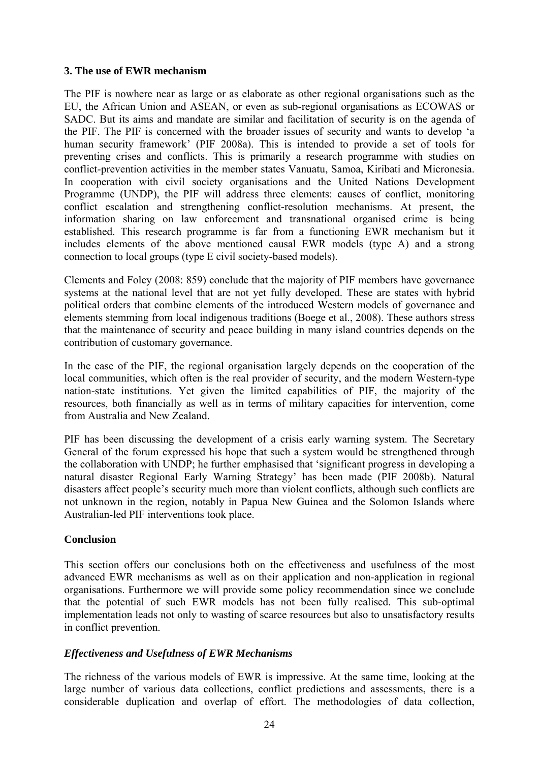### 3. The use of EWR mechanism

The PIF is nowhere near as large or as elaborate as other regional organisations such as the EU, the African Union and ASEAN, or even as sub-regional organisations as ECOWAS or SADC. But its aims and mandate are similar and facilitation of security is on the agenda of the PIF. The PIF is concerned with the broader issues of security and wants to develop 'a human security framework' (PIF 2008a). This is intended to provide a set of tools for preventing crises and conflicts. This is primarily a research programme with studies on conflict-prevention activities in the member states Vanuatu, Samoa, Kiribati and Micronesia. In cooperation with civil society organisations and the United Nations Development Programme (UNDP), the PIF will address three elements: causes of conflict, monitoring conflict escalation and strengthening conflict-resolution mechanisms. At present, the information sharing on law enforcement and transnational organised crime is being established. This research programme is far from a functioning EWR mechanism but it includes elements of the above mentioned causal EWR models (type A) and a strong connection to local groups (type E civil society-based models).

Clements and Foley (2008: 859) conclude that the majority of PIF members have governance systems at the national level that are not yet fully developed. These are states with hybrid political orders that combine elements of the introduced Western models of governance and elements stemming from local indigenous traditions (Boege et al., 2008). These authors stress that the maintenance of security and peace building in many island countries depends on the contribution of customary governance.

In the case of the PIF, the regional organisation largely depends on the cooperation of the local communities, which often is the real provider of security, and the modern Western-type nation-state institutions. Yet given the limited capabilities of PIF, the majority of the resources, both financially as well as in terms of military capacities for intervention, come from Australia and New Zealand.

PIF has been discussing the development of a crisis early warning system. The Secretary General of the forum expressed his hope that such a system would be strengthened through the collaboration with UNDP; he further emphasised that 'significant progress in developing a natural disaster Regional Early Warning Strategy' has been made (PIF 2008b). Natural disasters affect people's security much more than violent conflicts, although such conflicts are not unknown in the region, notably in Papua New Guinea and the Solomon Islands where Australian-led PIF interventions took place.

## Conclusion

This section offers our conclusions both on the effectiveness and usefulness of the most advanced EWR mechanisms as well as on their application and non-application in regional organisations. Furthermore we will provide some policy recommendation since we conclude that the potential of such EWR models has not been fully realised. This sub-optimal implementation leads not only to wasting of scarce resources but also to unsatisfactory results in conflict prevention.

### *Effectiveness and Usefulness of EWR Mechanisms*

The richness of the various models of EWR is impressive. At the same time, looking at the large number of various data collections, conflict predictions and assessments, there is a considerable duplication and overlap of effort. The methodologies of data collection,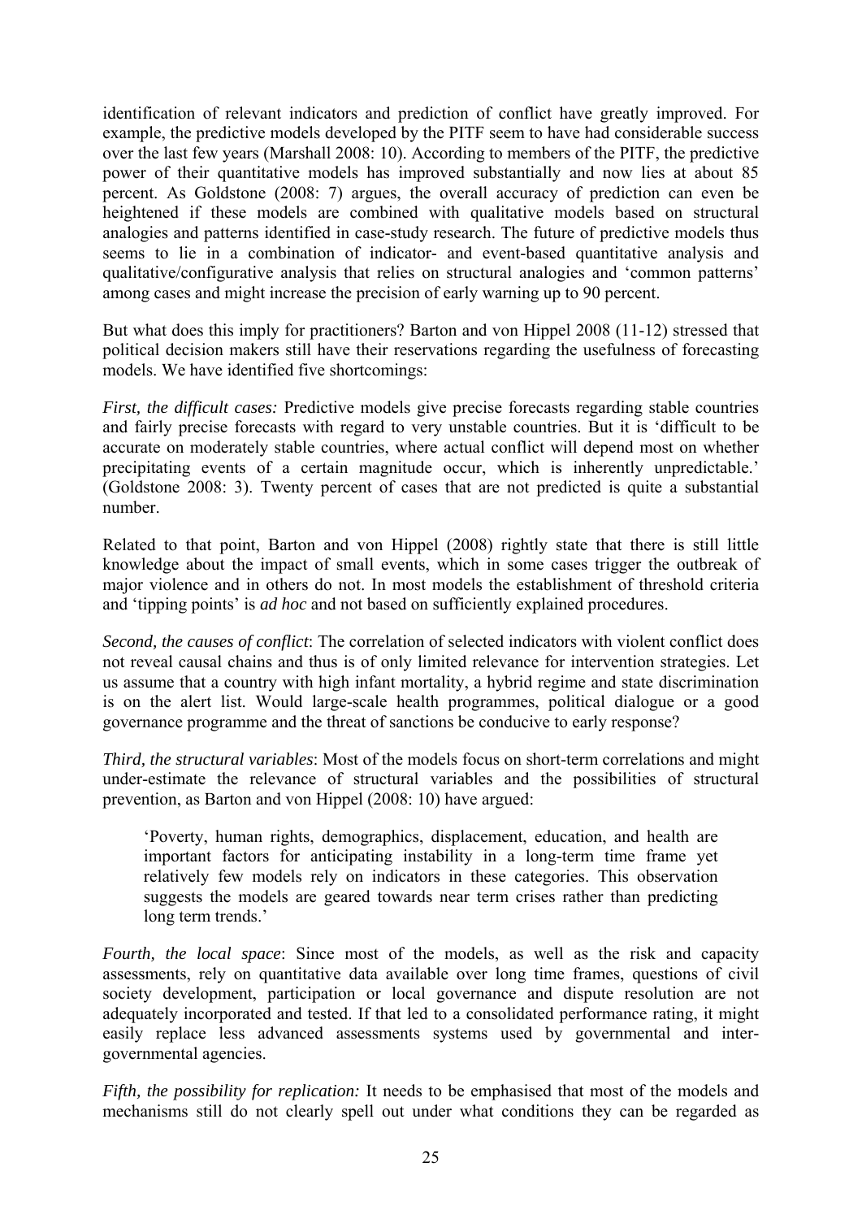identification of relevant indicators and prediction of conflict have greatly improved. For example, the predictive models developed by the PITF seem to have had considerable success over the last few years (Marshall 2008: 10). According to members of the PITF, the predictive power of their quantitative models has improved substantially and now lies at about 85 percent. As Goldstone (2008: 7) argues, the overall accuracy of prediction can even be heightened if these models are combined with qualitative models based on structural analogies and patterns identified in case-study research. The future of predictive models thus seems to lie in a combination of indicator- and event-based quantitative analysis and qualitative/configurative analysis that relies on structural analogies and 'common patterns' among cases and might increase the precision of early warning up to 90 percent.

But what does this imply for practitioners? Barton and von Hippel 2008 (11-12) stressed that political decision makers still have their reservations regarding the usefulness of forecasting models. We have identified five shortcomings:

*First, the difficult cases:* Predictive models give precise forecasts regarding stable countries and fairly precise forecasts with regard to very unstable countries. But it is 'difficult to be accurate on moderately stable countries, where actual conflict will depend most on whether precipitating events of a certain magnitude occur, which is inherently unpredictable.' (Goldstone 2008: 3). Twenty percent of cases that are not predicted is quite a substantial number.

Related to that point, Barton and von Hippel (2008) rightly state that there is still little knowledge about the impact of small events, which in some cases trigger the outbreak of major violence and in others do not. In most models the establishment of threshold criteria and 'tipping points' is *ad hoc* and not based on sufficiently explained procedures.

*Second, the causes of conflict*: The correlation of selected indicators with violent conflict does not reveal causal chains and thus is of only limited relevance for intervention strategies. Let us assume that a country with high infant mortality, a hybrid regime and state discrimination is on the alert list. Would large-scale health programmes, political dialogue or a good governance programme and the threat of sanctions be conducive to early response?

*Third, the structural variables*: Most of the models focus on short-term correlations and might under-estimate the relevance of structural variables and the possibilities of structural prevention, as Barton and von Hippel (2008: 10) have argued:

> 'Poverty, human rights, demographics, displacement, education, and health are important factors for anticipating instability in a long-term time frame yet relatively few models rely on indicators in these categories. This observation suggests the models are geared towards near term crises rather than predicting long term trends.'

*Fourth, the local space*: Since most of the models, as well as the risk and capacity assessments, rely on quantitative data available over long time frames, questions of civil society development, participation or local governance and dispute resolution are not adequately incorporated and tested. If that led to a consolidated performance rating, it might easily replace less advanced assessments systems used by governmental and inter-governmental agencies.

*Fifth, the possibility for replication:* It needs to be emphasised that most of the models and mechanisms still do not clearly spell out under what conditions they can be regarded as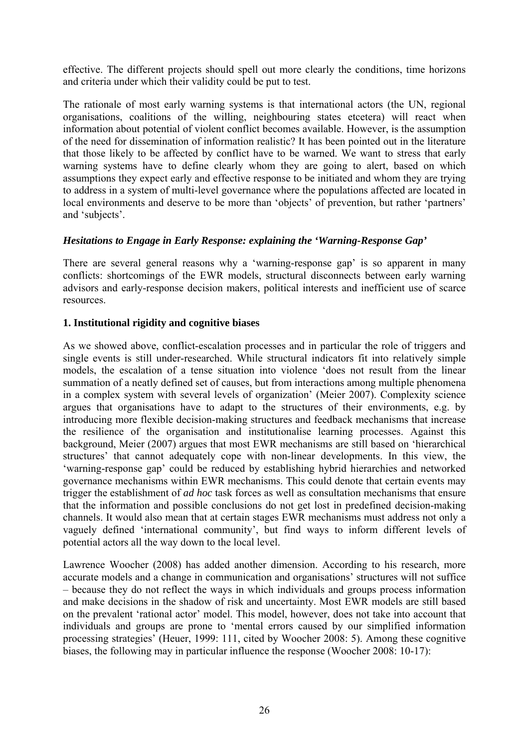effective. The different projects should spell out more clearly the conditions, time horizons and criteria under which their validity could be put to test.

The rationale of most early warning systems is that international actors (the UN, regional organisations, coalitions of the willing, neighbouring states etcetera) will react when information about potential of violent conflict becomes available. However, is the assumption of the need for dissemination of information realistic? It has been pointed out in the literature that those likely to be affected by conflict have to be warned. We want to stress that early warning systems have to define clearly whom they are going to alert, based on which assumptions they expect early and effective response to be initiated and whom they are trying to address in a system of multi-level governance where the populations affected are located in local environments and deserve to be more than 'objects' of prevention, but rather 'partners' and 'subjects'.

### *Hesitations to Engage in Early Response: explaining the 'Warning-Response Gap'*

There are several general reasons why a 'warning-response gap' is so apparent in many conflicts: shortcomings of the EWR models, structural disconnects between early warning advisors and early-response decision makers, political interests and inefficient use of scarce resources.

#### **1. Institutional rigidity and cognitive biases**

As we showed above, conflict-escalation processes and in particular the role of triggers and single events is still under-researched. While structural indicators fit into relatively simple models, the escalation of a tense situation into violence 'does not result from the linear summation of a neatly defined set of causes, but from interactions among multiple phenomena in a complex system with several levels of organization' (Meier 2007). Complexity science argues that organisations have to adapt to the structures of their environments, e.g. by introducing more flexible decision-making structures and feedback mechanisms that increase the resilience of the organisation and institutionalise learning processes. Against this background, Meier (2007) argues that most EWR mechanisms are still based on 'hierarchical structures' that cannot adequately cope with non-linear developments. In this view, the 'warning-response gap' could be reduced by establishing hybrid hierarchies and networked governance mechanisms within EWR mechanisms. This could denote that certain events may trigger the establishment of *ad hoc* task forces as well as consultation mechanisms that ensure that the information and possible conclusions do not get lost in predefined decision-making channels. It would also mean that at certain stages EWR mechanisms must address not only a vaguely defined 'international community', but find ways to inform different levels of potential actors all the way down to the local level.

Lawrence Woocher (2008) has added another dimension. According to his research, more accurate models and a change in communication and organisations' structures will not suffice – because they do not reflect the ways in which individuals and groups process information and make decisions in the shadow of risk and uncertainty. Most EWR models are still based on the prevalent 'rational actor' model. This model, however, does not take into account that individuals and groups are prone to 'mental errors caused by our simplified information processing strategies' (Heuer, 1999: 111, cited by Woocher 2008: 5). Among these cognitive biases, the following may in particular influence the response (Woocher 2008: 10-17):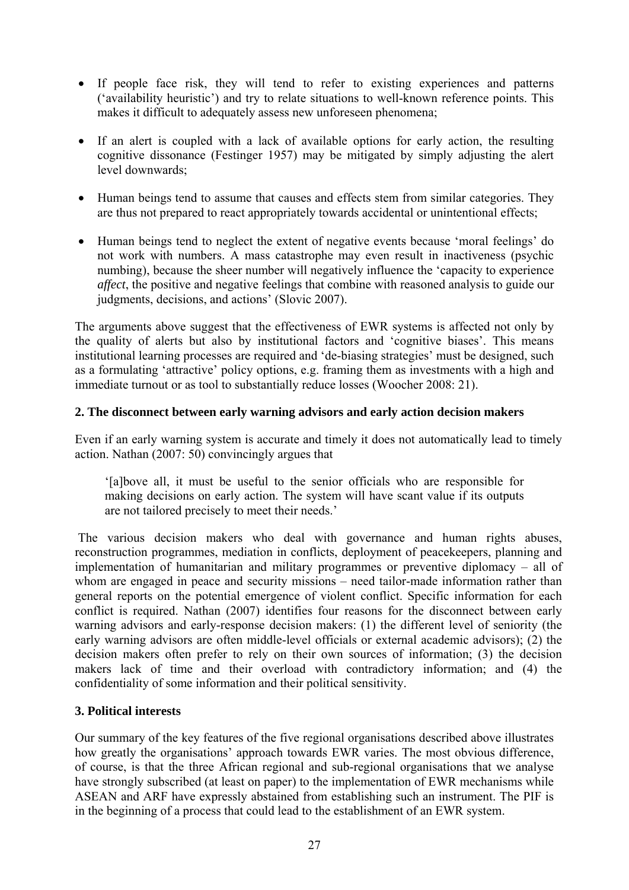- If people face risk, they will tend to refer to existing experiences and patterns ('availability heuristic') and try to relate situations to well-known reference points. This makes it difficult to adequately assess new unforeseen phenomena;

- If an alert is coupled with a lack of available options for early action, the resulting cognitive dissonance (Festinger 1957) may be mitigated by simply adjusting the alert level downwards;

- Human beings tend to assume that causes and effects stem from similar categories. They are thus not prepared to react appropriately towards accidental or unintentional effects;

- Human beings tend to neglect the extent of negative events because 'moral feelings' do not work with numbers. A mass catastrophe may even result in inactiveness (psychic numbing), because the sheer number will negatively influence the 'capacity to experience *affect*, the positive and negative feelings that combine with reasoned analysis to guide our judgments, decisions, and actions' (Slovic 2007).

The arguments above suggest that the effectiveness of EWR systems is affected not only by the quality of alerts but also by institutional factors and 'cognitive biases'. This means institutional learning processes are required and 'de-biasing strategies' must be designed, such as a formulating 'attractive' policy options, e.g. framing them as investments with a high and immediate turnout or as tool to substantially reduce losses (Woocher 2008: 21).

**2. The disconnect between early warning advisors and early action decision makers**

Even if an early warning system is accurate and timely it does not automatically lead to timely action. Nathan (2007: 50) convincingly argues that

> '[a]bove all, it must be useful to the senior officials who are responsible for making decisions on early action. The system will have scant value if its outputs are not tailored precisely to meet their needs.'

The various decision makers who deal with governance and human rights abuses, reconstruction programmes, mediation in conflicts, deployment of peacekeepers, planning and implementation of humanitarian and military programmes or preventive diplomacy – all of whom are engaged in peace and security missions – need tailor-made information rather than general reports on the potential emergence of violent conflict. Specific information for each conflict is required. Nathan (2007) identifies four reasons for the disconnect between early warning advisors and early-response decision makers: (1) the different level of seniority (the early warning advisors are often middle-level officials or external academic advisors); (2) the decision makers often prefer to rely on their own sources of information; (3) the decision makers lack of time and their overload with contradictory information; and (4) the confidentiality of some information and their political sensitivity.

**3. Political interests**

Our summary of the key features of the five regional organisations described above illustrates how greatly the organisations' approach towards EWR varies. The most obvious difference, of course, is that the three African regional and sub-regional organisations that we analyse have strongly subscribed (at least on paper) to the implementation of EWR mechanisms while ASEAN and ARF have expressly abstained from establishing such an instrument. The PIF is in the beginning of a process that could lead to the establishment of an EWR system.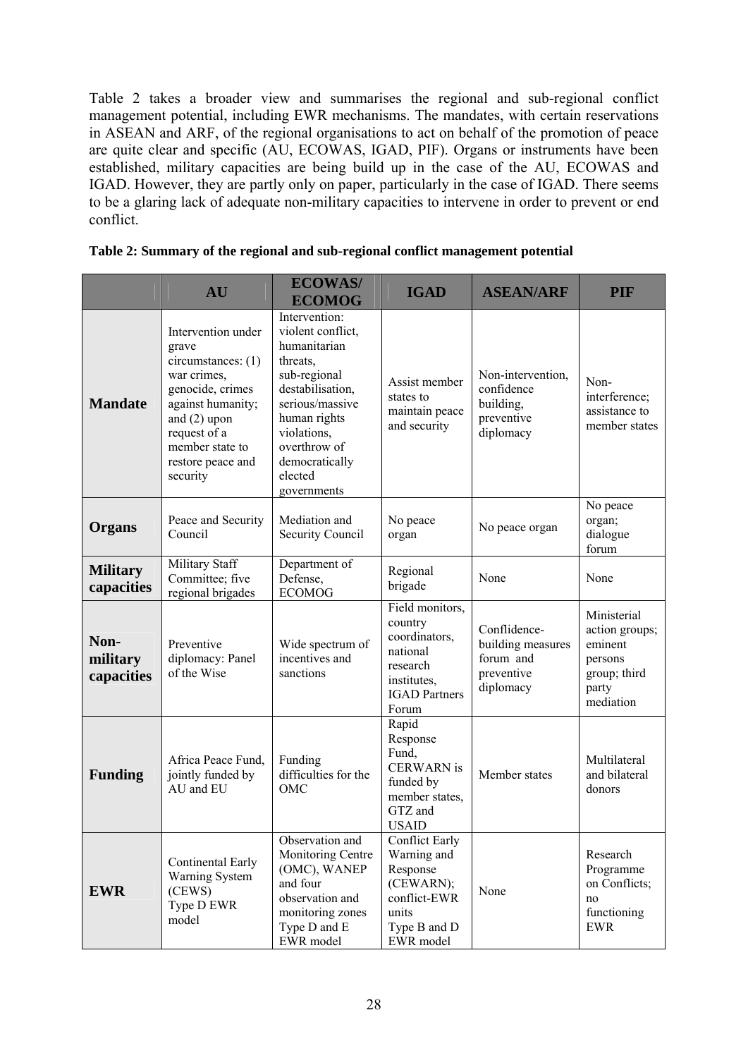Table 2 takes a broader view and summarises the regional and sub-regional conflict management potential, including EWR mechanisms. The mandates, with certain reservations in ASEAN and ARF, of the regional organisations to act on behalf of the promotion of peace are quite clear and specific (AU, ECOWAS, IGAD, PIF). Organs or instruments have been established, military capacities are being build up in the case of the AU, ECOWAS and IGAD. However, they are partly only on paper, particularly in the case of IGAD. There seems to be a glaring lack of adequate non-military capacities to intervene in order to prevent or end conflict.

**Table 2: Summary of the regional and sub-regional conflict management potential**

| | AU | ECOWAS/ ECOMOG | IGAD | ASEAN/ARF | PIF |
|---|---|---|---|---|---|
| **Mandate** | Intervention under grave circumstances: (1) war crimes, genocide, crimes against humanity; and (2) upon request of a member state to restore peace and security | Intervention: violent conflict, humanitarian threats, sub-regional destabilisation, serious/massive human rights violations, overthrow of democratically elected governments | Assist member states to maintain peace and security | Non-intervention, confidence building, preventive diplomacy | Non-interference; assistance to member states |
| **Organs** | Peace and Security Council | Mediation and Security Council | No peace organ | No peace organ | No peace organ; dialogue forum |
| **Military capacities** | Military Staff Committee; five regional brigades | Department of Defense, ECOMOG | Regional brigade | None | None |
| **Non-military capacities** | Preventive diplomacy: Panel of the Wise | Wide spectrum of incentives and sanctions | Field monitors, country coordinators, national research institutes, IGAD Partners Forum | Conflidence-building measures forum and preventive diplomacy | Ministerial action groups; eminent persons group; third party mediation |
| **Funding** | Africa Peace Fund, jointly funded by AU and EU | Funding difficulties for the OMC | Rapid Response Fund, CERWARN is funded by member states, GTZ and USAID | Member states | Multilateral and bilateral donors |
| **EWR** | Continental Early Warning System (CEWS) Type D EWR model | Observation and Monitoring Centre (OMC), WANEP and four observation and monitoring zones Type D and E EWR model | Conflict Early Warning and Response (CEWARN); conflict-EWR units Type B and D EWR model | None | Research Programme on Conflicts; no functioning EWR |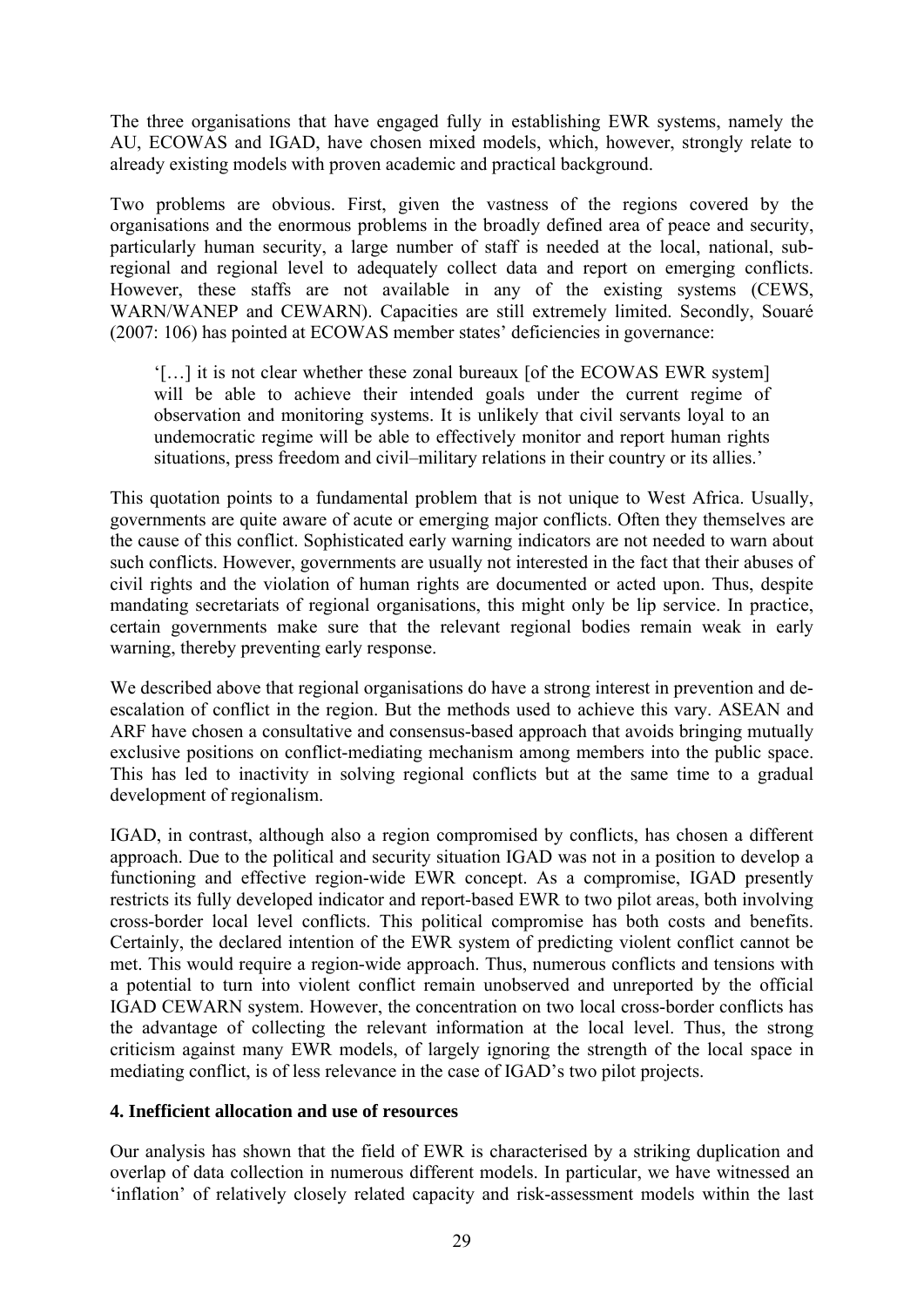The three organisations that have engaged fully in establishing EWR systems, namely the AU, ECOWAS and IGAD, have chosen mixed models, which, however, strongly relate to already existing models with proven academic and practical background.

Two problems are obvious. First, given the vastness of the regions covered by the organisations and the enormous problems in the broadly defined area of peace and security, particularly human security, a large number of staff is needed at the local, national, sub-regional and regional level to adequately collect data and report on emerging conflicts. However, these staffs are not available in any of the existing systems (CEWS, WARN/WANEP and CEWARN). Capacities are still extremely limited. Secondly, Souaré (2007: 106) has pointed at ECOWAS member states' deficiencies in governance:

> '[…] it is not clear whether these zonal bureaux [of the ECOWAS EWR system] will be able to achieve their intended goals under the current regime of observation and monitoring systems. It is unlikely that civil servants loyal to an undemocratic regime will be able to effectively monitor and report human rights situations, press freedom and civil–military relations in their country or its allies.'

This quotation points to a fundamental problem that is not unique to West Africa. Usually, governments are quite aware of acute or emerging major conflicts. Often they themselves are the cause of this conflict. Sophisticated early warning indicators are not needed to warn about such conflicts. However, governments are usually not interested in the fact that their abuses of civil rights and the violation of human rights are documented or acted upon. Thus, despite mandating secretariats of regional organisations, this might only be lip service. In practice, certain governments make sure that the relevant regional bodies remain weak in early warning, thereby preventing early response.

We described above that regional organisations do have a strong interest in prevention and de-escalation of conflict in the region. But the methods used to achieve this vary. ASEAN and ARF have chosen a consultative and consensus-based approach that avoids bringing mutually exclusive positions on conflict-mediating mechanism among members into the public space. This has led to inactivity in solving regional conflicts but at the same time to a gradual development of regionalism.

IGAD, in contrast, although also a region compromised by conflicts, has chosen a different approach. Due to the political and security situation IGAD was not in a position to develop a functioning and effective region-wide EWR concept. As a compromise, IGAD presently restricts its fully developed indicator and report-based EWR to two pilot areas, both involving cross-border local level conflicts. This political compromise has both costs and benefits. Certainly, the declared intention of the EWR system of predicting violent conflict cannot be met. This would require a region-wide approach. Thus, numerous conflicts and tensions with a potential to turn into violent conflict remain unobserved and unreported by the official IGAD CEWARN system. However, the concentration on two local cross-border conflicts has the advantage of collecting the relevant information at the local level. Thus, the strong criticism against many EWR models, of largely ignoring the strength of the local space in mediating conflict, is of less relevance in the case of IGAD's two pilot projects.

## 4. Inefficient allocation and use of resources

Our analysis has shown that the field of EWR is characterised by a striking duplication and overlap of data collection in numerous different models. In particular, we have witnessed an 'inflation' of relatively closely related capacity and risk-assessment models within the last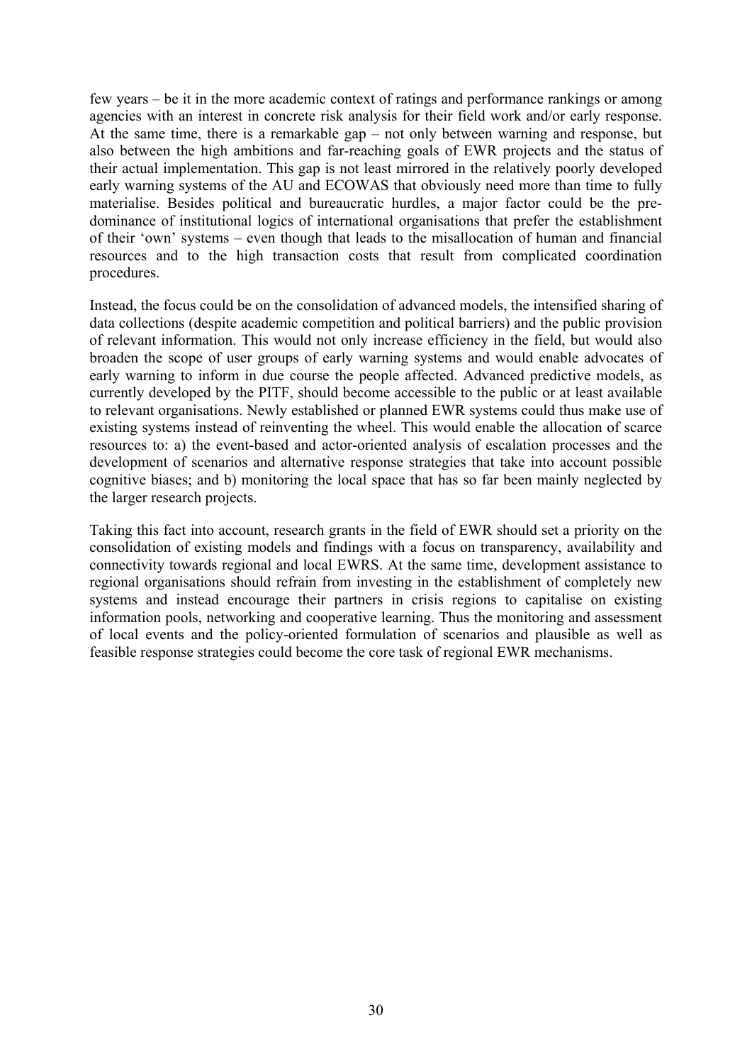few years – be it in the more academic context of ratings and performance rankings or among agencies with an interest in concrete risk analysis for their field work and/or early response. At the same time, there is a remarkable gap – not only between warning and response, but also between the high ambitions and far-reaching goals of EWR projects and the status of their actual implementation. This gap is not least mirrored in the relatively poorly developed early warning systems of the AU and ECOWAS that obviously need more than time to fully materialise. Besides political and bureaucratic hurdles, a major factor could be the pre-dominance of institutional logics of international organisations that prefer the establishment of their 'own' systems – even though that leads to the misallocation of human and financial resources and to the high transaction costs that result from complicated coordination procedures.

Instead, the focus could be on the consolidation of advanced models, the intensified sharing of data collections (despite academic competition and political barriers) and the public provision of relevant information. This would not only increase efficiency in the field, but would also broaden the scope of user groups of early warning systems and would enable advocates of early warning to inform in due course the people affected. Advanced predictive models, as currently developed by the PITF, should become accessible to the public or at least available to relevant organisations. Newly established or planned EWR systems could thus make use of existing systems instead of reinventing the wheel. This would enable the allocation of scarce resources to: a) the event-based and actor-oriented analysis of escalation processes and the development of scenarios and alternative response strategies that take into account possible cognitive biases; and b) monitoring the local space that has so far been mainly neglected by the larger research projects.

Taking this fact into account, research grants in the field of EWR should set a priority on the consolidation of existing models and findings with a focus on transparency, availability and connectivity towards regional and local EWRS. At the same time, development assistance to regional organisations should refrain from investing in the establishment of completely new systems and instead encourage their partners in crisis regions to capitalise on existing information pools, networking and cooperative learning. Thus the monitoring and assessment of local events and the policy-oriented formulation of scenarios and plausible as well as feasible response strategies could become the core task of regional EWR mechanisms.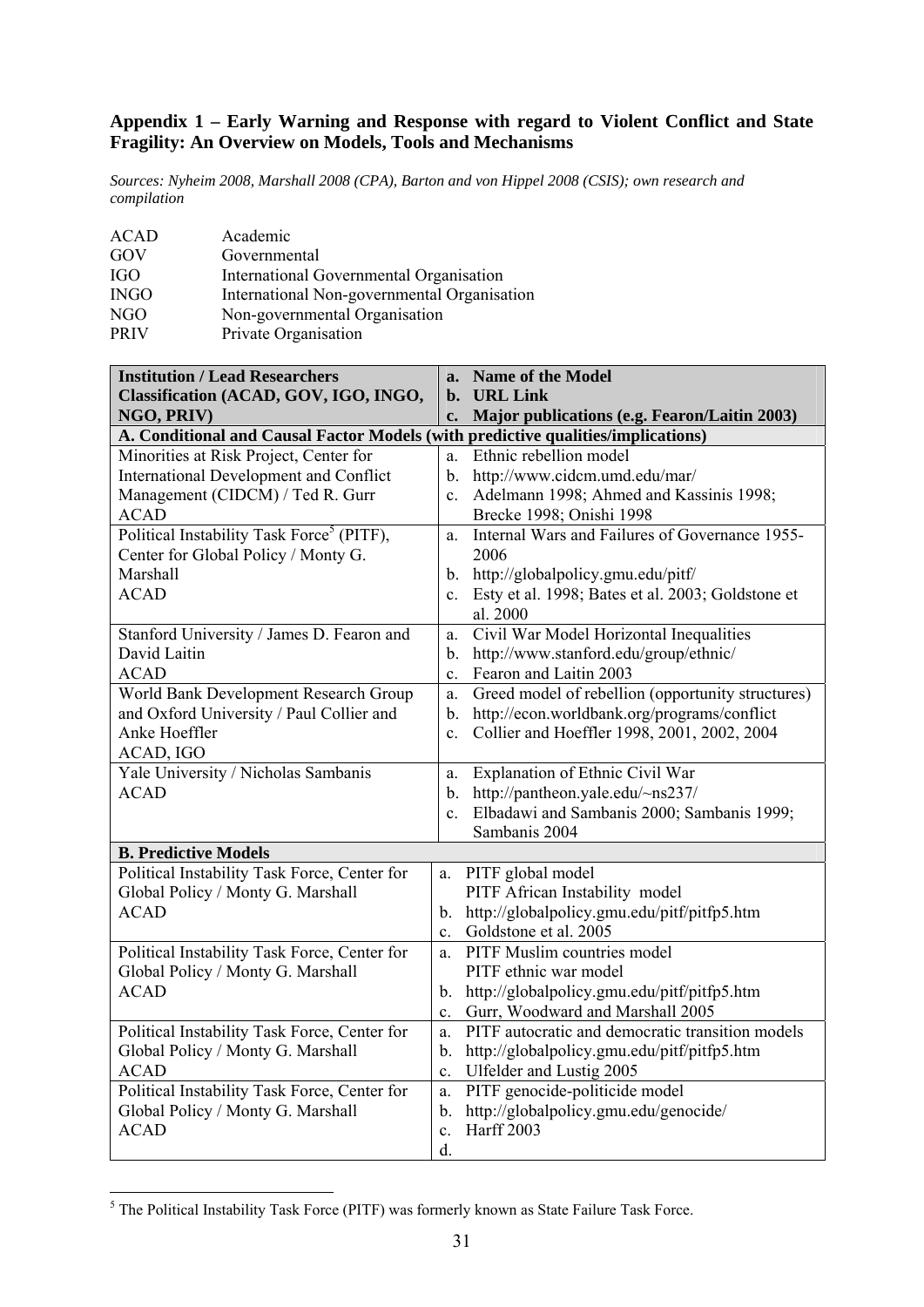## Appendix 1 – Early Warning and Response with regard to Violent Conflict and State Fragility: An Overview on Models, Tools and Mechanisms

*Sources: Nyheim 2008, Marshall 2008 (CPA), Barton and von Hippel 2008 (CSIS); own research and compilation*

| | |
|---|---|
| ACAD | Academic |
| GOV | Governmental |
| IGO | International Governmental Organisation |
| INGO | International Non-governmental Organisation |
| NGO | Non-governmental Organisation |
| PRIV | Private Organisation |

| **Institution / Lead Researchers Classification (ACAD, GOV, IGO, INGO, NGO, PRIV)** | **a. Name of the Model b. URL Link c. Major publications (e.g. Fearon/Laitin 2003)** |
|---|---|
| **A. Conditional and Causal Factor Models (with predictive qualities/implications)** | |
| Minorities at Risk Project, Center for International Development and Conflict Management (CIDCM) / Ted R. Gurr ACAD | a. Ethnic rebellion model b. http://www.cidcm.umd.edu/mar/ c. Adelmann 1998; Ahmed and Kassinis 1998; Brecke 1998; Onishi 1998 |
| Political Instability Task Force[5] (PITF), Center for Global Policy / Monty G. Marshall ACAD | a. Internal Wars and Failures of Governance 1955-2006 b. http://globalpolicy.gmu.edu/pitf/ c. Esty et al. 1998; Bates et al. 2003; Goldstone et al. 2000 |
| Stanford University / James D. Fearon and David Laitin ACAD | a. Civil War Model Horizontal Inequalities b. http://www.stanford.edu/group/ethnic/ c. Fearon and Laitin 2003 |
| World Bank Development Research Group and Oxford University / Paul Collier and Anke Hoeffler ACAD, IGO | a. Greed model of rebellion (opportunity structures) b. http://econ.worldbank.org/programs/conflict c. Collier and Hoeffler 1998, 2001, 2002, 2004 |
| Yale University / Nicholas Sambanis ACAD | a. Explanation of Ethnic Civil War b. http://pantheon.yale.edu/~ns237/ c. Elbadawi and Sambanis 2000; Sambanis 1999; Sambanis 2004 |
| **B. Predictive Models** | |
| Political Instability Task Force, Center for Global Policy / Monty G. Marshall ACAD | a. PITF global model PITF African Instability model b. http://globalpolicy.gmu.edu/pitf/pitfp5.htm c. Goldstone et al. 2005 |
| Political Instability Task Force, Center for Global Policy / Monty G. Marshall ACAD | a. PITF Muslim countries model PITF ethnic war model b. http://globalpolicy.gmu.edu/pitf/pitfp5.htm c. Gurr, Woodward and Marshall 2005 |
| Political Instability Task Force, Center for Global Policy / Monty G. Marshall ACAD | a. PITF autocratic and democratic transition models b. http://globalpolicy.gmu.edu/pitf/pitfp5.htm c. Ulfelder and Lustig 2005 |
| Political Instability Task Force, Center for Global Policy / Monty G. Marshall ACAD | a. PITF genocide-politicide model b. http://globalpolicy.gmu.edu/genocide/ c. Harff 2003 d. |

[5] The Political Instability Task Force (PITF) was formerly known as State Failure Task Force.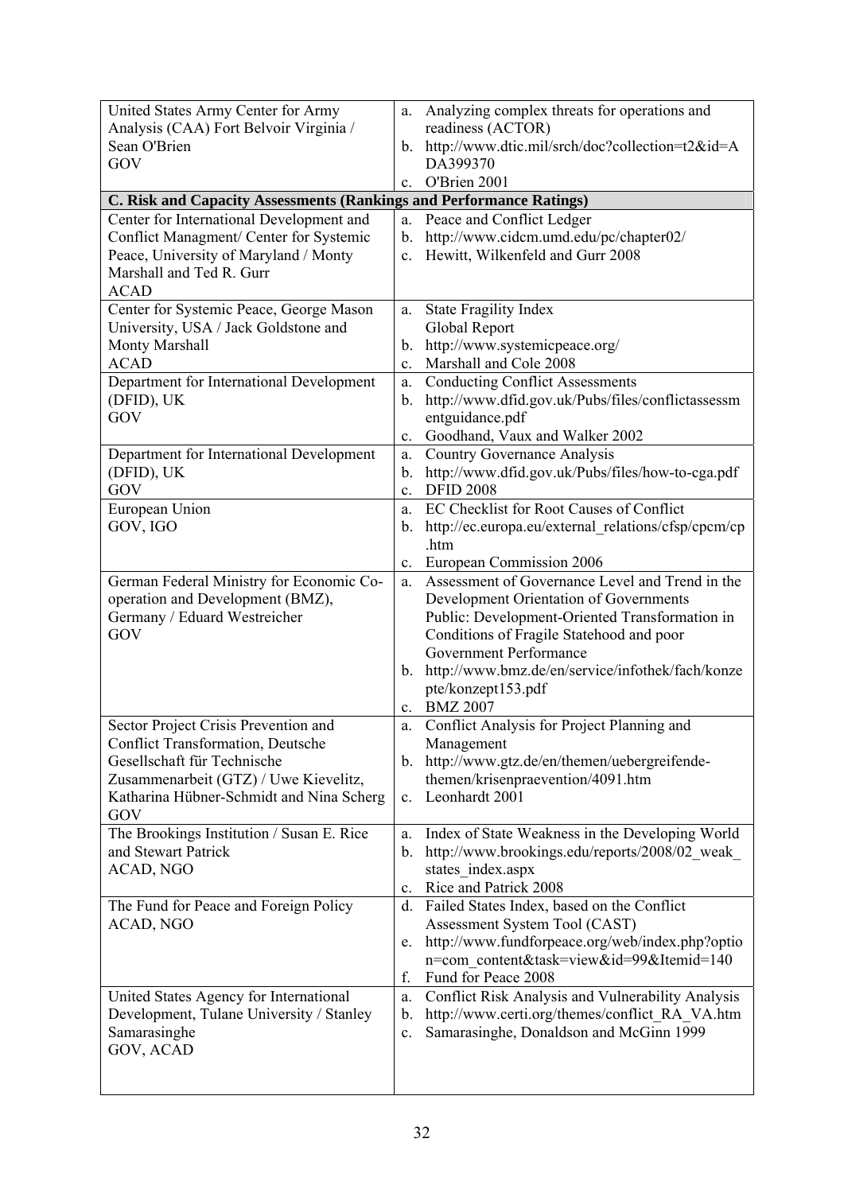| | |
|---|---|
| United States Army Center for Army Analysis (CAA) Fort Belvoir Virginia / Sean O'Brien<br>GOV | a. Analyzing complex threats for operations and readiness (ACTOR)<br>b. http://www.dtic.mil/srch/doc?collection=t2&id=ADA399370<br>c. O'Brien 2001 |
| **C. Risk and Capacity Assessments (Rankings and Performance Ratings)** | |
| Center for International Development and Conflict Managment/ Center for Systemic Peace, University of Maryland / Monty Marshall and Ted R. Gurr<br>ACAD | a. Peace and Conflict Ledger<br>b. http://www.cidcm.umd.edu/pc/chapter02/<br>c. Hewitt, Wilkenfeld and Gurr 2008 |
| Center for Systemic Peace, George Mason University, USA / Jack Goldstone and Monty Marshall<br>ACAD | a. State Fragility Index Global Report<br>b. http://www.systemicpeace.org/<br>c. Marshall and Cole 2008 |
| Department for International Development (DFID), UK<br>GOV | a. Conducting Conflict Assessments<br>b. http://www.dfid.gov.uk/Pubs/files/conflictassessmentguidance.pdf<br>c. Goodhand, Vaux and Walker 2002 |
| Department for International Development (DFID), UK<br>GOV | a. Country Governance Analysis<br>b. http://www.dfid.gov.uk/Pubs/files/how-to-cga.pdf<br>c. DFID 2008 |
| European Union<br>GOV, IGO | a. EC Checklist for Root Causes of Conflict<br>b. http://ec.europa.eu/external_relations/cfsp/cpcm/cp.htm<br>c. European Commission 2006 |
| German Federal Ministry for Economic Co-operation and Development (BMZ), Germany / Eduard Westreicher<br>GOV | a. Assessment of Governance Level and Trend in the Development Orientation of Governments Public: Development-Oriented Transformation in Conditions of Fragile Statehood and poor Government Performance<br>b. http://www.bmz.de/en/service/infothek/fach/konzepte/konzept153.pdf<br>c. BMZ 2007 |
| Sector Project Crisis Prevention and Conflict Transformation, Deutsche Gesellschaft für Technische Zusammenarbeit (GTZ) / Uwe Kievelitz, Katharina Hübner-Schmidt and Nina Scherg<br>GOV | a. Conflict Analysis for Project Planning and Management<br>b. http://www.gtz.de/en/themen/uebergreifende-themen/krisenpraevention/4091.htm<br>c. Leonhardt 2001 |
| The Brookings Institution / Susan E. Rice and Stewart Patrick<br>ACAD, NGO | a. Index of State Weakness in the Developing World<br>b. http://www.brookings.edu/reports/2008/02_weak_states_index.aspx<br>c. Rice and Patrick 2008 |
| The Fund for Peace and Foreign Policy<br>ACAD, NGO | d. Failed States Index, based on the Conflict Assessment System Tool (CAST)<br>e. http://www.fundforpeace.org/web/index.php?option=com_content&task=view&id=99&Itemid=140<br>f. Fund for Peace 2008 |
| United States Agency for International Development, Tulane University / Stanley Samarasinghe<br>GOV, ACAD | a. Conflict Risk Analysis and Vulnerability Analysis<br>b. http://www.certi.org/themes/conflict_RA_VA.htm<br>c. Samarasinghe, Donaldson and McGinn 1999 |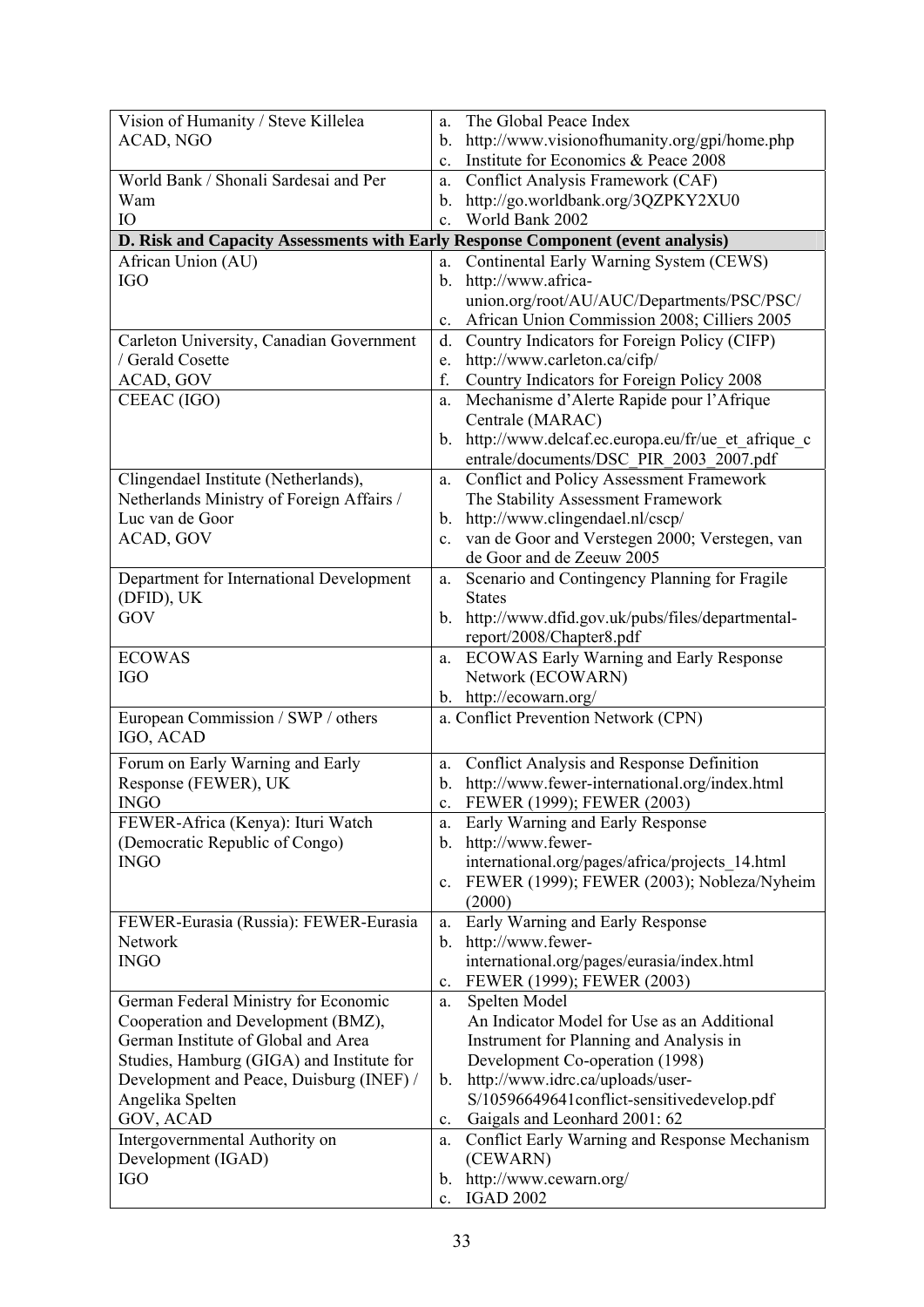| | |
|---|---|
| Vision of Humanity / Steve Killelea<br>ACAD, NGO | a. The Global Peace Index<br>b. http://www.visionofhumanity.org/gpi/home.php<br>c. Institute for Economics & Peace 2008 |
| World Bank / Shonali Sardesai and Per Wam<br>IO | a. Conflict Analysis Framework (CAF)<br>b. http://go.worldbank.org/3QZPKY2XU0<br>c. World Bank 2002 |
| **D. Risk and Capacity Assessments with Early Response Component (event analysis)** | |
| African Union (AU)<br>IGO | a. Continental Early Warning System (CEWS)<br>b. http://www.africa-union.org/root/AU/AUC/Departments/PSC/PSC/<br>c. African Union Commission 2008; Cilliers 2005 |
| Carleton University, Canadian Government / Gerald Cosette<br>ACAD, GOV | d. Country Indicators for Foreign Policy (CIFP)<br>e. http://www.carleton.ca/cifp/<br>f. Country Indicators for Foreign Policy 2008 |
| CEEAC (IGO) | a. Mechanisme d'Alerte Rapide pour l'Afrique Centrale (MARAC)<br>b. http://www.delcaf.ec.europa.eu/fr/ue_et_afrique_centrale/documents/DSC_PIR_2003_2007.pdf |
| Clingendael Institute (Netherlands), Netherlands Ministry of Foreign Affairs / Luc van de Goor<br>ACAD, GOV | a. Conflict and Policy Assessment Framework The Stability Assessment Framework<br>b. http://www.clingendael.nl/cscp/<br>c. van de Goor and Verstegen 2000; Verstegen, van de Goor and de Zeeuw 2005 |
| Department for International Development (DFID), UK<br>GOV | a. Scenario and Contingency Planning for Fragile States<br>b. http://www.dfid.gov.uk/pubs/files/departmental-report/2008/Chapter8.pdf |
| ECOWAS<br>IGO | a. ECOWAS Early Warning and Early Response Network (ECOWARN)<br>b. http://ecowarn.org/ |
| European Commission / SWP / others<br>IGO, ACAD | a. Conflict Prevention Network (CPN) |
| Forum on Early Warning and Early Response (FEWER), UK<br>INGO | a. Conflict Analysis and Response Definition<br>b. http://www.fewer-international.org/index.html<br>c. FEWER (1999); FEWER (2003) |
| FEWER-Africa (Kenya): Ituri Watch (Democratic Republic of Congo)<br>INGO | a. Early Warning and Early Response<br>b. http://www.fewer-international.org/pages/africa/projects_14.html<br>c. FEWER (1999); FEWER (2003); Nobleza/Nyheim (2000) |
| FEWER-Eurasia (Russia): FEWER-Eurasia Network<br>INGO | a. Early Warning and Early Response<br>b. http://www.fewer-international.org/pages/eurasia/index.html<br>c. FEWER (1999); FEWER (2003) |
| German Federal Ministry for Economic Cooperation and Development (BMZ), German Institute of Global and Area Studies, Hamburg (GIGA) and Institute for Development and Peace, Duisburg (INEF) / Angelika Spelten<br>GOV, ACAD | a. Spelten Model An Indicator Model for Use as an Additional Instrument for Planning and Analysis in Development Co-operation (1998)<br>b. http://www.idrc.ca/uploads/user-S/10596649641conflict-sensitivedevelop.pdf<br>c. Gaigals and Leonhard 2001: 62 |
| Intergovernmental Authority on Development (IGAD)<br>IGO | a. Conflict Early Warning and Response Mechanism (CEWARN)<br>b. http://www.cewarn.org/<br>c. IGAD 2002 |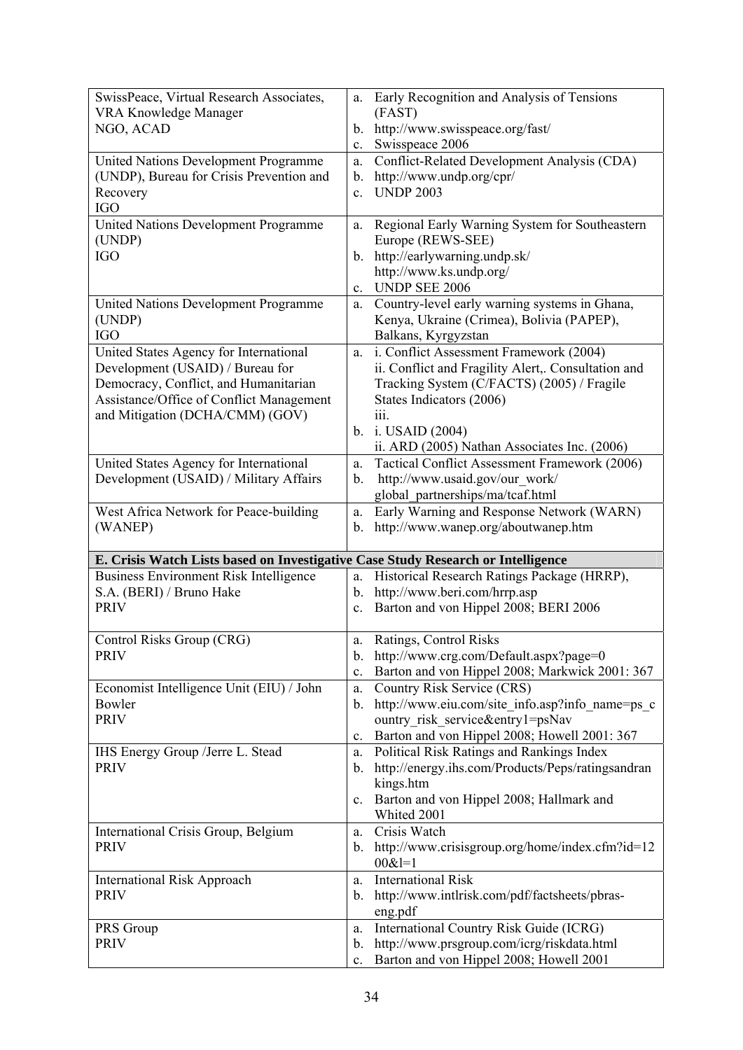| | |
|---|---|
| SwissPeace, Virtual Research Associates, VRA Knowledge Manager<br>NGO, ACAD | a. Early Recognition and Analysis of Tensions (FAST)<br>b. http://www.swisspeace.org/fast/<br>c. Swisspeace 2006 |
| United Nations Development Programme (UNDP), Bureau for Crisis Prevention and Recovery<br>IGO | a. Conflict-Related Development Analysis (CDA)<br>b. http://www.undp.org/cpr/<br>c. UNDP 2003 |
| United Nations Development Programme (UNDP)<br>IGO | a. Regional Early Warning System for Southeastern Europe (REWS-SEE)<br>b. http://earlywarning.undp.sk/ http://www.ks.undp.org/<br>c. UNDP SEE 2006 |
| United Nations Development Programme (UNDP)<br>IGO | a. Country-level early warning systems in Ghana, Kenya, Ukraine (Crimea), Bolivia (PAPEP), Balkans, Kyrgyzstan |
| United States Agency for International Development (USAID) / Bureau for Democracy, Conflict, and Humanitarian Assistance/Office of Conflict Management and Mitigation (DCHA/CMM) (GOV) | a. i. Conflict Assessment Framework (2004)<br>ii. Conflict and Fragility Alert,. Consultation and Tracking System (C/FACTS) (2005) / Fragile States Indicators (2006)<br>iii.<br>b. i. USAID (2004)<br>ii. ARD (2005) Nathan Associates Inc. (2006) |
| United States Agency for International Development (USAID) / Military Affairs | a. Tactical Conflict Assessment Framework (2006)<br>b. http://www.usaid.gov/our_work/ global_partnerships/ma/tcaf.html |
| West Africa Network for Peace-building (WANEP) | a. Early Warning and Response Network (WARN)<br>b. http://www.wanep.org/aboutwanep.htm |
| **E. Crisis Watch Lists based on Investigative Case Study Research or Intelligence** | |
| Business Environment Risk Intelligence S.A. (BERI) / Bruno Hake<br>PRIV | a. Historical Research Ratings Package (HRRP),<br>b. http://www.beri.com/hrrp.asp<br>c. Barton and von Hippel 2008; BERI 2006 |
| Control Risks Group (CRG)<br>PRIV | a. Ratings, Control Risks<br>b. http://www.crg.com/Default.aspx?page=0<br>c. Barton and von Hippel 2008; Markwick 2001: 367 |
| Economist Intelligence Unit (EIU) / John Bowler<br>PRIV | a. Country Risk Service (CRS)<br>b. http://www.eiu.com/site_info.asp?info_name=ps_country_risk_service&entry1=psNav<br>c. Barton and von Hippel 2008; Howell 2001: 367 |
| IHS Energy Group /Jerre L. Stead<br>PRIV | a. Political Risk Ratings and Rankings Index<br>b. http://energy.ihs.com/Products/Peps/ratingsandrankings.htm<br>c. Barton and von Hippel 2008; Hallmark and Whited 2001 |
| International Crisis Group, Belgium<br>PRIV | a. Crisis Watch<br>b. http://www.crisisgroup.org/home/index.cfm?id=1200&l=1 |
| International Risk Approach<br>PRIV | a. International Risk<br>b. http://www.intlrisk.com/pdf/factsheets/pbras-eng.pdf |
| PRS Group<br>PRIV | a. International Country Risk Guide (ICRG)<br>b. http://www.prsgroup.com/icrg/riskdata.html<br>c. Barton and von Hippel 2008; Howell 2001 |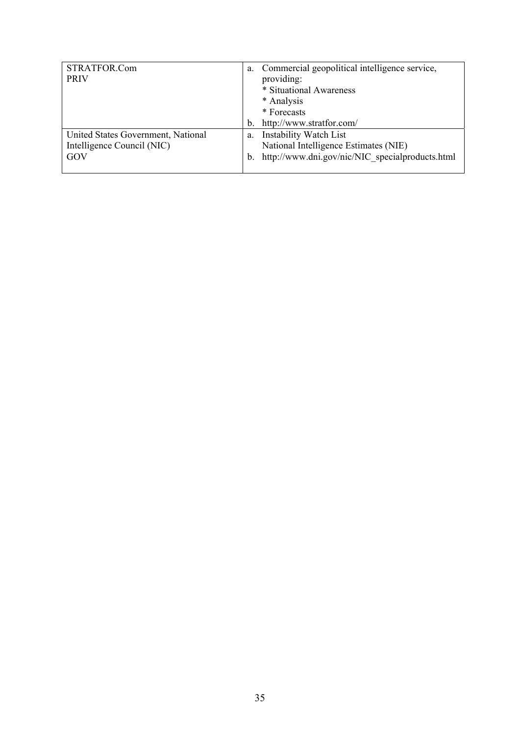| | |
|---|---|
| STRATFOR.Com<br>PRIV | a. Commercial geopolitical intelligence service, providing:<br>* Situational Awareness<br>* Analysis<br>* Forecasts<br>b. http://www.stratfor.com/ |
| United States Government, National Intelligence Council (NIC)<br>GOV | a. Instability Watch List<br>National Intelligence Estimates (NIE)<br>b. http://www.dni.gov/nic/NIC_specialproducts.html |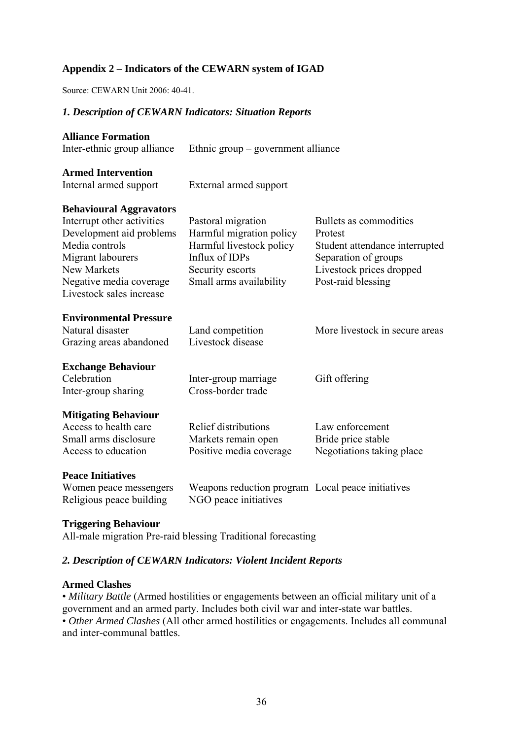**Appendix 2 – Indicators of the CEWARN system of IGAD**

Source: CEWARN Unit 2006: 40-41.

***1. Description of CEWARN Indicators: Situation Reports***

**Alliance Formation**

| | | |
|---|---|---|
| Inter-ethnic group alliance | Ethnic group – government alliance | |

**Armed Intervention**

| | | |
|---|---|---|
| Internal armed support | External armed support | |

**Behavioural Aggravators**

| | | |
|---|---|---|
| Interrupt other activities | Pastoral migration | Bullets as commodities |
| Development aid problems | Harmful migration policy | Protest |
| Media controls | Harmful livestock policy | Student attendance interrupted |
| Migrant labourers | Influx of IDPs | Separation of groups |
| New Markets | Security escorts | Livestock prices dropped |
| Negative media coverage | Small arms availability | Post-raid blessing |
| Livestock sales increase | | |

**Environmental Pressure**

| | | |
|---|---|---|
| Natural disaster | Land competition | More livestock in secure areas |
| Grazing areas abandoned | Livestock disease | |

**Exchange Behaviour**

| | | |
|---|---|---|
| Celebration | Inter-group marriage | Gift offering |
| Inter-group sharing | Cross-border trade | |

**Mitigating Behaviour**

| | | |
|---|---|---|
| Access to health care | Relief distributions | Law enforcement |
| Small arms disclosure | Markets remain open | Bride price stable |
| Access to education | Positive media coverage | Negotiations taking place |

**Peace Initiatives**

| | | |
|---|---|---|
| Women peace messengers | Weapons reduction program | Local peace initiatives |
| Religious peace building | NGO peace initiatives | |

**Triggering Behaviour**

All-male migration Pre-raid blessing Traditional forecasting

***2. Description of CEWARN Indicators: Violent Incident Reports***

**Armed Clashes**

• *Military Battle* (Armed hostilities or engagements between an official military unit of a government and an armed party. Includes both civil war and inter-state war battles.

• *Other Armed Clashes* (All other armed hostilities or engagements. Includes all communal and inter-communal battles.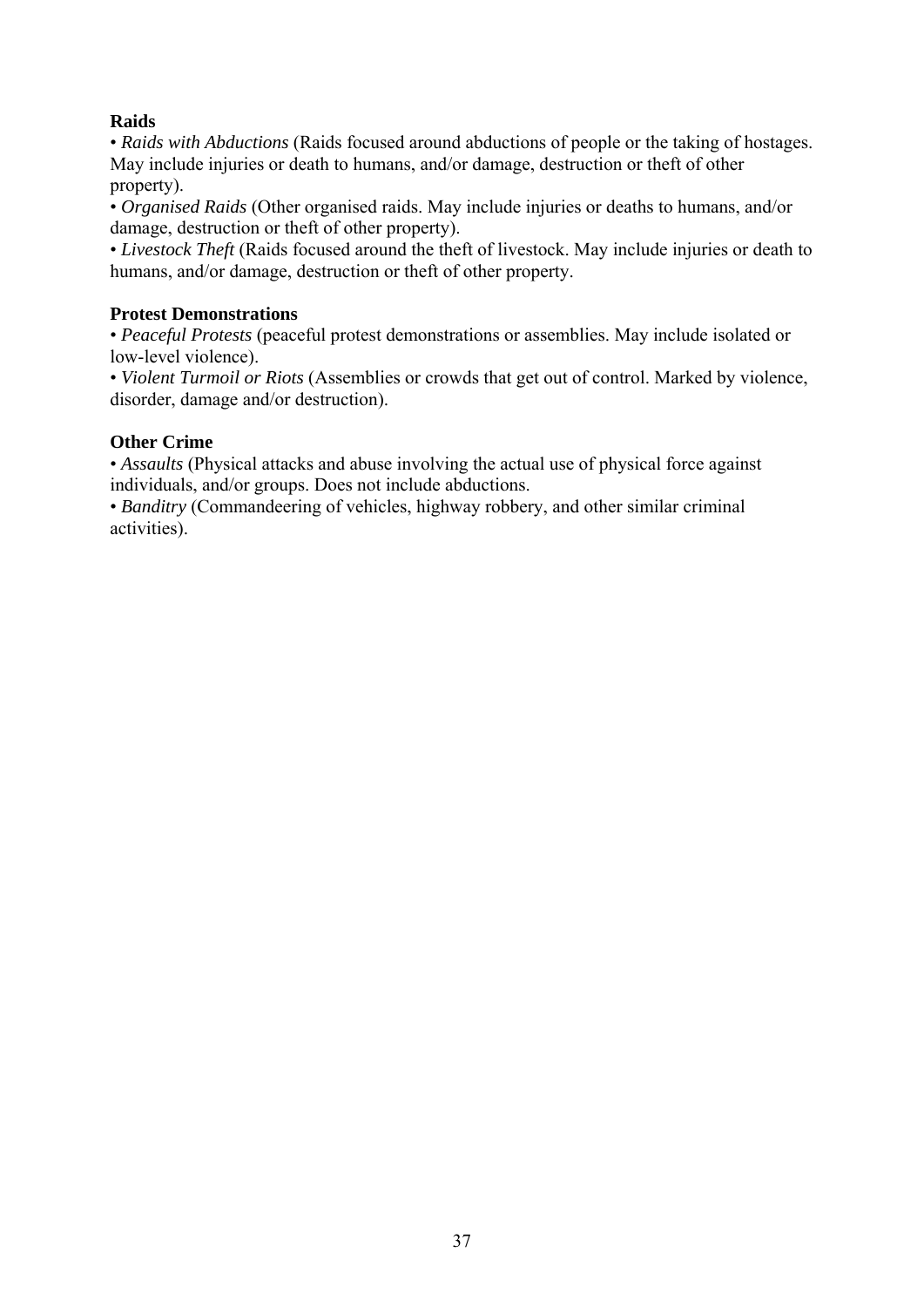**Raids**

• *Raids with Abductions* (Raids focused around abductions of people or the taking of hostages. May include injuries or death to humans, and/or damage, destruction or theft of other property).

• *Organised Raids* (Other organised raids. May include injuries or deaths to humans, and/or damage, destruction or theft of other property).

• *Livestock Theft* (Raids focused around the theft of livestock. May include injuries or death to humans, and/or damage, destruction or theft of other property.

**Protest Demonstrations**

• *Peaceful Protests* (peaceful protest demonstrations or assemblies. May include isolated or low-level violence).

• *Violent Turmoil or Riots* (Assemblies or crowds that get out of control. Marked by violence, disorder, damage and/or destruction).

**Other Crime**

• *Assaults* (Physical attacks and abuse involving the actual use of physical force against individuals, and/or groups. Does not include abductions.

• *Banditry* (Commandeering of vehicles, highway robbery, and other similar criminal activities).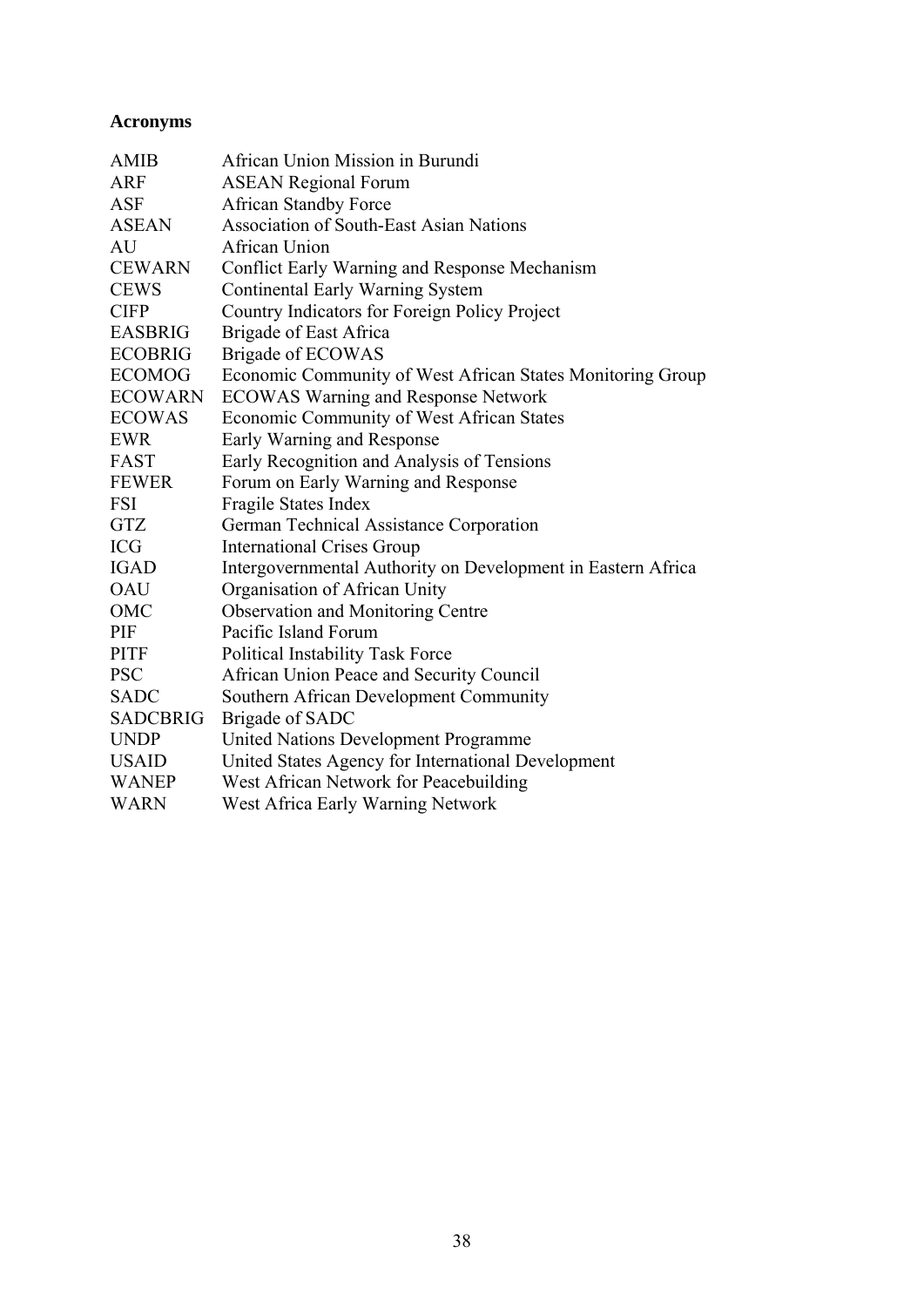## Acronyms

| | |
|---|---|
| AMIB | African Union Mission in Burundi |
| ARF | ASEAN Regional Forum |
| ASF | African Standby Force |
| ASEAN | Association of South-East Asian Nations |
| AU | African Union |
| CEWARN | Conflict Early Warning and Response Mechanism |
| CEWS | Continental Early Warning System |
| CIFP | Country Indicators for Foreign Policy Project |
| EASBRIG | Brigade of East Africa |
| ECOBRIG | Brigade of ECOWAS |
| ECOMOG | Economic Community of West African States Monitoring Group |
| ECOWARN | ECOWAS Warning and Response Network |
| ECOWAS | Economic Community of West African States |
| EWR | Early Warning and Response |
| FAST | Early Recognition and Analysis of Tensions |
| FEWER | Forum on Early Warning and Response |
| FSI | Fragile States Index |
| GTZ | German Technical Assistance Corporation |
| ICG | International Crises Group |
| IGAD | Intergovernmental Authority on Development in Eastern Africa |
| OAU | Organisation of African Unity |
| OMC | Observation and Monitoring Centre |
| PIF | Pacific Island Forum |
| PITF | Political Instability Task Force |
| PSC | African Union Peace and Security Council |
| SADC | Southern African Development Community |
| SADCBRIG | Brigade of SADC |
| UNDP | United Nations Development Programme |
| USAID | United States Agency for International Development |
| WANEP | West African Network for Peacebuilding |
| WARN | West Africa Early Warning Network |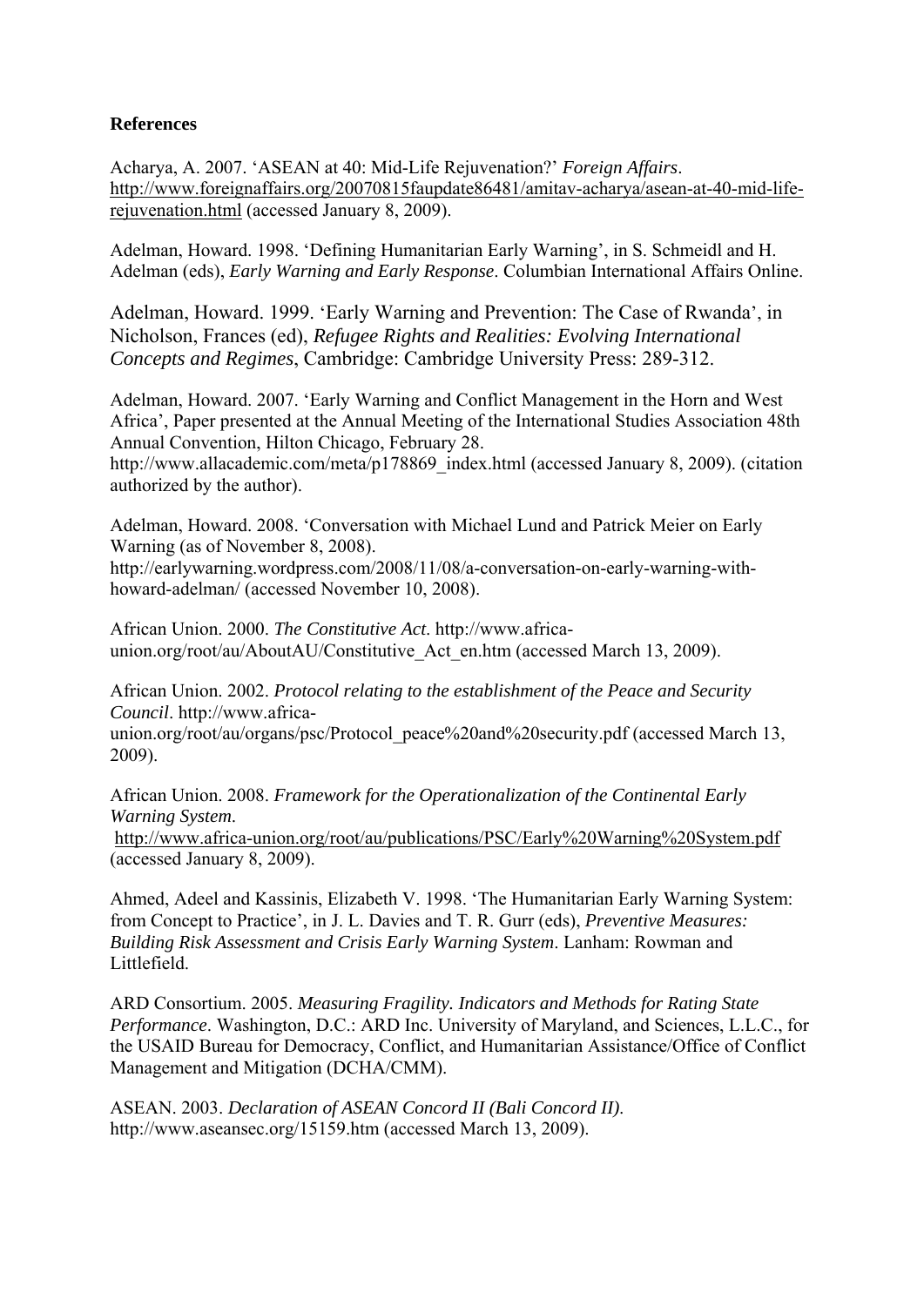**References**

Acharya, A. 2007. 'ASEAN at 40: Mid-Life Rejuvenation?' *Foreign Affairs*. http://www.foreignaffairs.org/20070815faupdate86481/amitav-acharya/asean-at-40-mid-life-rejuvenation.html (accessed January 8, 2009).

Adelman, Howard. 1998. 'Defining Humanitarian Early Warning', in S. Schmeidl and H. Adelman (eds), *Early Warning and Early Response*. Columbian International Affairs Online.

Adelman, Howard. 1999. 'Early Warning and Prevention: The Case of Rwanda', in Nicholson, Frances (ed), *Refugee Rights and Realities: Evolving International Concepts and Regimes*, Cambridge: Cambridge University Press: 289-312.

Adelman, Howard. 2007. 'Early Warning and Conflict Management in the Horn and West Africa', Paper presented at the Annual Meeting of the International Studies Association 48th Annual Convention, Hilton Chicago, February 28. http://www.allacademic.com/meta/p178869_index.html (accessed January 8, 2009). (citation authorized by the author).

Adelman, Howard. 2008. 'Conversation with Michael Lund and Patrick Meier on Early Warning (as of November 8, 2008). http://earlywarning.wordpress.com/2008/11/08/a-conversation-on-early-warning-with-howard-adelman/ (accessed November 10, 2008).

African Union. 2000. *The Constitutive Act*. http://www.africa-union.org/root/au/AboutAU/Constitutive_Act_en.htm (accessed March 13, 2009).

African Union. 2002. *Protocol relating to the establishment of the Peace and Security Council*. http://www.africa-union.org/root/au/organs/psc/Protocol_peace%20and%20security.pdf (accessed March 13, 2009).

African Union. 2008. *Framework for the Operationalization of the Continental Early Warning System*. http://www.africa-union.org/root/au/publications/PSC/Early%20Warning%20System.pdf (accessed January 8, 2009).

Ahmed, Adeel and Kassinis, Elizabeth V. 1998. 'The Humanitarian Early Warning System: from Concept to Practice', in J. L. Davies and T. R. Gurr (eds), *Preventive Measures: Building Risk Assessment and Crisis Early Warning System*. Lanham: Rowman and Littlefield.

ARD Consortium. 2005. *Measuring Fragility. Indicators and Methods for Rating State Performance*. Washington, D.C.: ARD Inc. University of Maryland, and Sciences, L.L.C., for the USAID Bureau for Democracy, Conflict, and Humanitarian Assistance/Office of Conflict Management and Mitigation (DCHA/CMM).

ASEAN. 2003. *Declaration of ASEAN Concord II (Bali Concord II)*. http://www.aseansec.org/15159.htm (accessed March 13, 2009).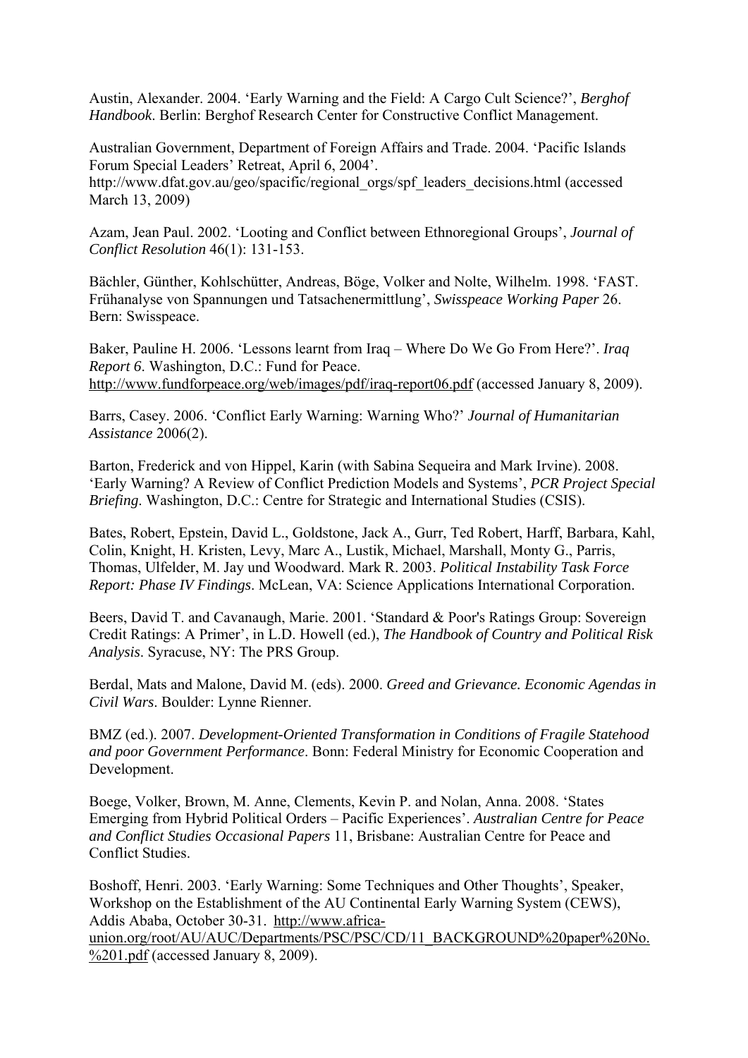Austin, Alexander. 2004. 'Early Warning and the Field: A Cargo Cult Science?', *Berghof Handbook*. Berlin: Berghof Research Center for Constructive Conflict Management.

Australian Government, Department of Foreign Affairs and Trade. 2004. 'Pacific Islands Forum Special Leaders' Retreat, April 6, 2004'. http://www.dfat.gov.au/geo/spacific/regional_orgs/spf_leaders_decisions.html (accessed March 13, 2009)

Azam, Jean Paul. 2002. 'Looting and Conflict between Ethnoregional Groups', *Journal of Conflict Resolution* 46(1): 131-153.

Bächler, Günther, Kohlschütter, Andreas, Böge, Volker and Nolte, Wilhelm. 1998. 'FAST. Frühanalyse von Spannungen und Tatsachenermittlung', *Swisspeace Working Paper* 26. Bern: Swisspeace.

Baker, Pauline H. 2006. 'Lessons learnt from Iraq – Where Do We Go From Here?'. *Iraq Report 6*. Washington, D.C.: Fund for Peace. http://www.fundforpeace.org/web/images/pdf/iraq-report06.pdf (accessed January 8, 2009).

Barrs, Casey. 2006. 'Conflict Early Warning: Warning Who?' *Journal of Humanitarian Assistance* 2006(2).

Barton, Frederick and von Hippel, Karin (with Sabina Sequeira and Mark Irvine). 2008. 'Early Warning? A Review of Conflict Prediction Models and Systems', *PCR Project Special Briefing*. Washington, D.C.: Centre for Strategic and International Studies (CSIS).

Bates, Robert, Epstein, David L., Goldstone, Jack A., Gurr, Ted Robert, Harff, Barbara, Kahl, Colin, Knight, H. Kristen, Levy, Marc A., Lustik, Michael, Marshall, Monty G., Parris, Thomas, Ulfelder, M. Jay und Woodward. Mark R. 2003. *Political Instability Task Force Report: Phase IV Findings*. McLean, VA: Science Applications International Corporation.

Beers, David T. and Cavanaugh, Marie. 2001. 'Standard & Poor's Ratings Group: Sovereign Credit Ratings: A Primer', in L.D. Howell (ed.), *The Handbook of Country and Political Risk Analysis*. Syracuse, NY: The PRS Group.

Berdal, Mats and Malone, David M. (eds). 2000. *Greed and Grievance. Economic Agendas in Civil Wars*. Boulder: Lynne Rienner.

BMZ (ed.). 2007. *Development-Oriented Transformation in Conditions of Fragile Statehood and poor Government Performance*. Bonn: Federal Ministry for Economic Cooperation and Development.

Boege, Volker, Brown, M. Anne, Clements, Kevin P. and Nolan, Anna. 2008. 'States Emerging from Hybrid Political Orders – Pacific Experiences'. *Australian Centre for Peace and Conflict Studies Occasional Papers* 11, Brisbane: Australian Centre for Peace and Conflict Studies.

Boshoff, Henri. 2003. 'Early Warning: Some Techniques and Other Thoughts', Speaker, Workshop on the Establishment of the AU Continental Early Warning System (CEWS), Addis Ababa, October 30-31. http://www.africa-union.org/root/AU/AUC/Departments/PSC/PSC/CD/11_BACKGROUND%20paper%20No.%201.pdf (accessed January 8, 2009).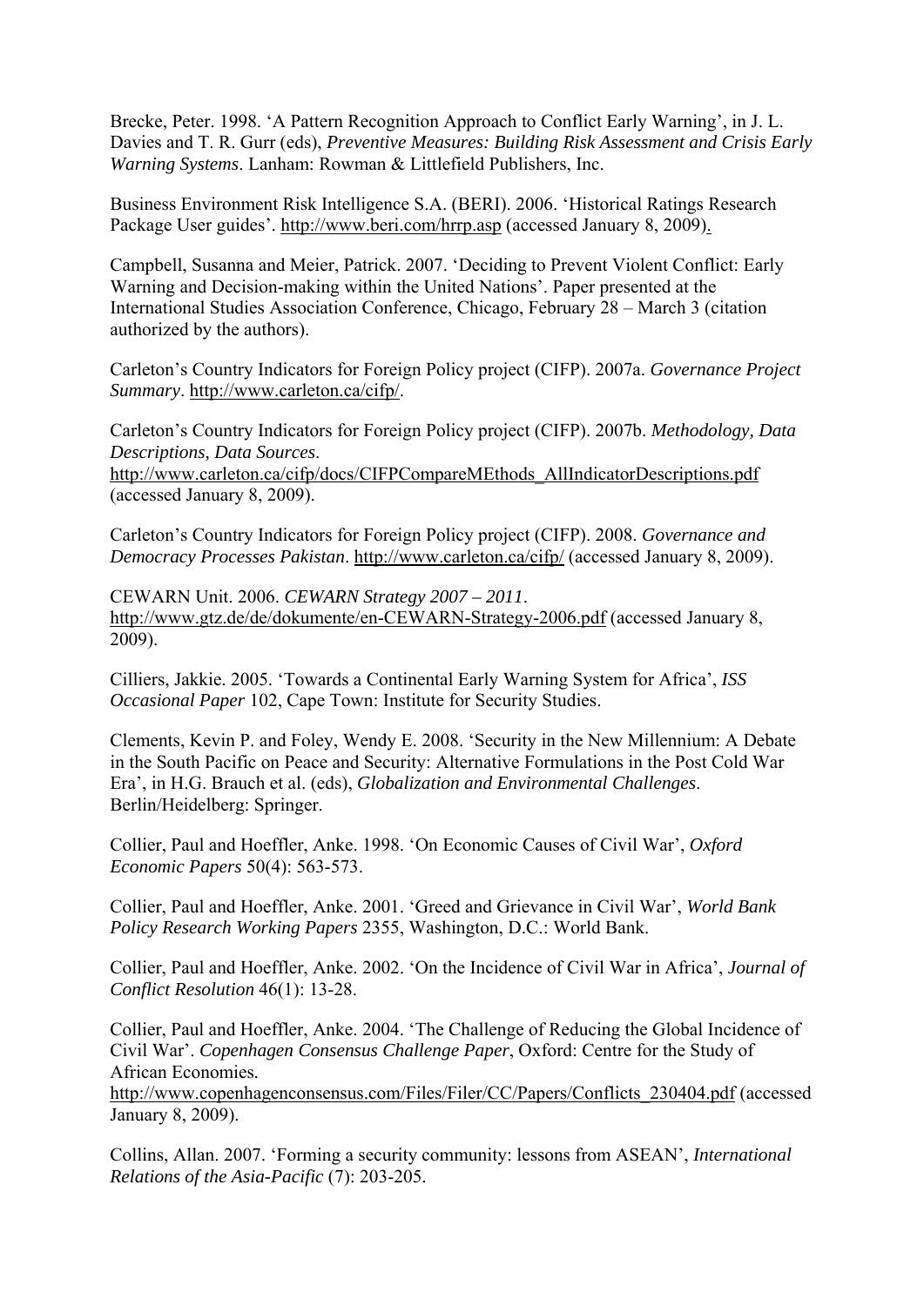Brecke, Peter. 1998. 'A Pattern Recognition Approach to Conflict Early Warning', in J. L. Davies and T. R. Gurr (eds), *Preventive Measures: Building Risk Assessment and Crisis Early Warning Systems*. Lanham: Rowman & Littlefield Publishers, Inc.

Business Environment Risk Intelligence S.A. (BERI). 2006. 'Historical Ratings Research Package User guides'. http://www.beri.com/hrrp.asp (accessed January 8, 2009).

Campbell, Susanna and Meier, Patrick. 2007. 'Deciding to Prevent Violent Conflict: Early Warning and Decision-making within the United Nations'. Paper presented at the International Studies Association Conference, Chicago, February 28 – March 3 (citation authorized by the authors).

Carleton's Country Indicators for Foreign Policy project (CIFP). 2007a. *Governance Project Summary*. http://www.carleton.ca/cifp/.

Carleton's Country Indicators for Foreign Policy project (CIFP). 2007b. *Methodology, Data Descriptions, Data Sources*. http://www.carleton.ca/cifp/docs/CIFPCompareMEthods_AllIndicatorDescriptions.pdf (accessed January 8, 2009).

Carleton's Country Indicators for Foreign Policy project (CIFP). 2008. *Governance and Democracy Processes Pakistan*. http://www.carleton.ca/cifp/ (accessed January 8, 2009).

CEWARN Unit. 2006. *CEWARN Strategy 2007 – 2011*. http://www.gtz.de/de/dokumente/en-CEWARN-Strategy-2006.pdf (accessed January 8, 2009).

Cilliers, Jakkie. 2005. 'Towards a Continental Early Warning System for Africa', *ISS Occasional Paper* 102, Cape Town: Institute for Security Studies.

Clements, Kevin P. and Foley, Wendy E. 2008. 'Security in the New Millennium: A Debate in the South Pacific on Peace and Security: Alternative Formulations in the Post Cold War Era', in H.G. Brauch et al. (eds), *Globalization and Environmental Challenges*. Berlin/Heidelberg: Springer.

Collier, Paul and Hoeffler, Anke. 1998. 'On Economic Causes of Civil War', *Oxford Economic Papers* 50(4): 563-573.

Collier, Paul and Hoeffler, Anke. 2001. 'Greed and Grievance in Civil War', *World Bank Policy Research Working Papers* 2355, Washington, D.C.: World Bank.

Collier, Paul and Hoeffler, Anke. 2002. 'On the Incidence of Civil War in Africa', *Journal of Conflict Resolution* 46(1): 13-28.

Collier, Paul and Hoeffler, Anke. 2004. 'The Challenge of Reducing the Global Incidence of Civil War'. *Copenhagen Consensus Challenge Paper*, Oxford: Centre for the Study of African Economies. http://www.copenhagenconsensus.com/Files/Filer/CC/Papers/Conflicts_230404.pdf (accessed January 8, 2009).

Collins, Allan. 2007. 'Forming a security community: lessons from ASEAN', *International Relations of the Asia-Pacific* (7): 203-205.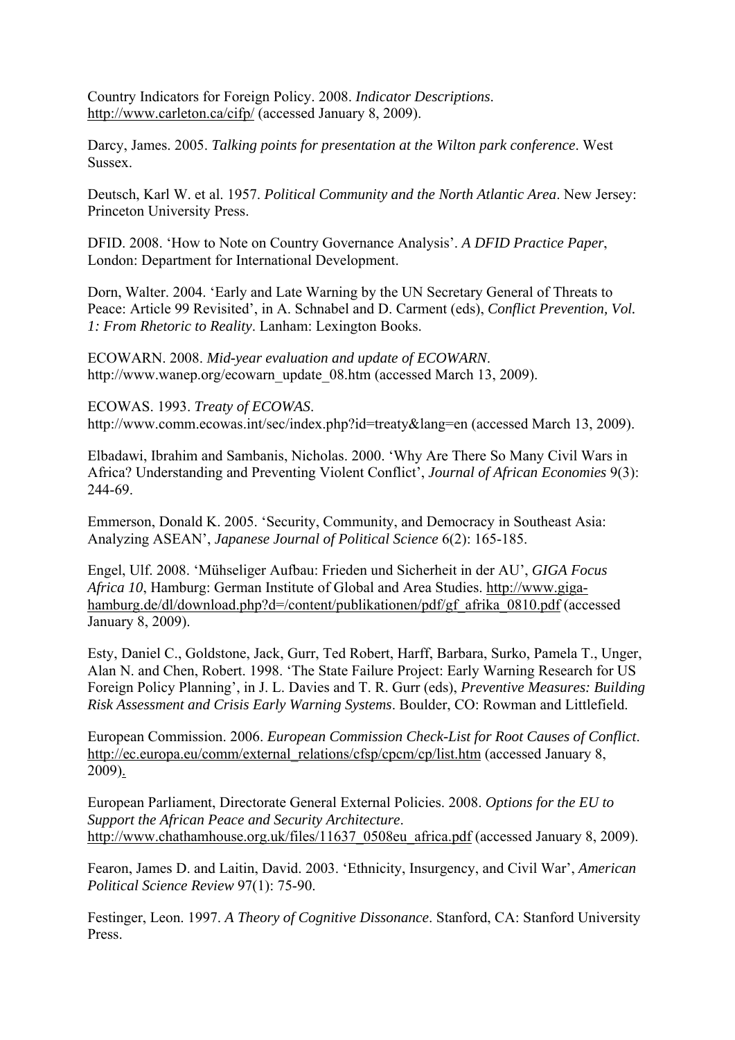Country Indicators for Foreign Policy. 2008. *Indicator Descriptions*. http://www.carleton.ca/cifp/ (accessed January 8, 2009).

Darcy, James. 2005. *Talking points for presentation at the Wilton park conference*. West Sussex.

Deutsch, Karl W. et al. 1957. *Political Community and the North Atlantic Area*. New Jersey: Princeton University Press.

DFID. 2008. 'How to Note on Country Governance Analysis'. *A DFID Practice Paper*, London: Department for International Development.

Dorn, Walter. 2004. 'Early and Late Warning by the UN Secretary General of Threats to Peace: Article 99 Revisited', in A. Schnabel and D. Carment (eds), *Conflict Prevention, Vol. 1: From Rhetoric to Reality*. Lanham: Lexington Books.

ECOWARN. 2008. *Mid-year evaluation and update of ECOWARN*. http://www.wanep.org/ecowarn_update_08.htm (accessed March 13, 2009).

ECOWAS. 1993. *Treaty of ECOWAS*. http://www.comm.ecowas.int/sec/index.php?id=treaty&lang=en (accessed March 13, 2009).

Elbadawi, Ibrahim and Sambanis, Nicholas. 2000. 'Why Are There So Many Civil Wars in Africa? Understanding and Preventing Violent Conflict', *Journal of African Economies* 9(3): 244-69.

Emmerson, Donald K. 2005. 'Security, Community, and Democracy in Southeast Asia: Analyzing ASEAN', *Japanese Journal of Political Science* 6(2): 165-185.

Engel, Ulf. 2008. 'Mühseliger Aufbau: Frieden und Sicherheit in der AU', *GIGA Focus Africa 10*, Hamburg: German Institute of Global and Area Studies. http://www.giga-hamburg.de/dl/download.php?d=/content/publikationen/pdf/gf_afrika_0810.pdf (accessed January 8, 2009).

Esty, Daniel C., Goldstone, Jack, Gurr, Ted Robert, Harff, Barbara, Surko, Pamela T., Unger, Alan N. and Chen, Robert. 1998. 'The State Failure Project: Early Warning Research for US Foreign Policy Planning', in J. L. Davies and T. R. Gurr (eds), *Preventive Measures: Building Risk Assessment and Crisis Early Warning Systems*. Boulder, CO: Rowman and Littlefield.

European Commission. 2006. *European Commission Check-List for Root Causes of Conflict*. http://ec.europa.eu/comm/external_relations/cfsp/cpcm/cp/list.htm (accessed January 8, 2009).

European Parliament, Directorate General External Policies. 2008. *Options for the EU to Support the African Peace and Security Architecture*. http://www.chathamhouse.org.uk/files/11637_0508eu_africa.pdf (accessed January 8, 2009).

Fearon, James D. and Laitin, David. 2003. 'Ethnicity, Insurgency, and Civil War', *American Political Science Review* 97(1): 75-90.

Festinger, Leon. 1997. *A Theory of Cognitive Dissonance*. Stanford, CA: Stanford University Press.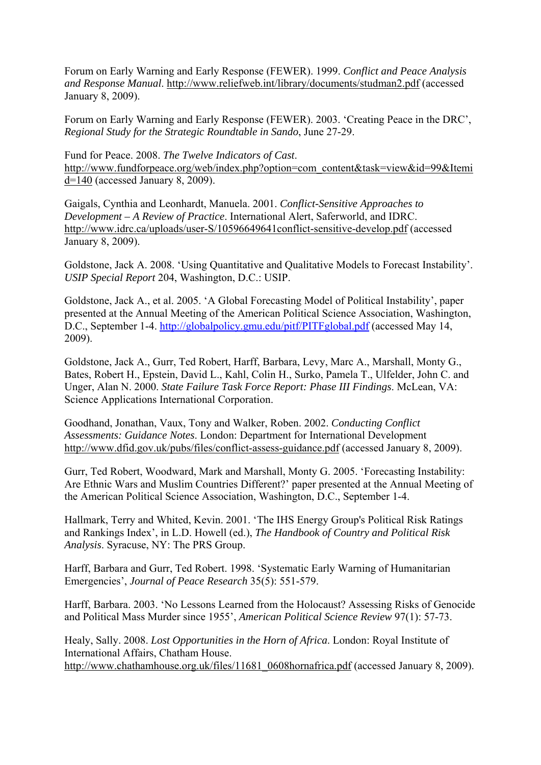Forum on Early Warning and Early Response (FEWER). 1999. *Conflict and Peace Analysis and Response Manual*. http://www.reliefweb.int/library/documents/studman2.pdf (accessed January 8, 2009).

Forum on Early Warning and Early Response (FEWER). 2003. 'Creating Peace in the DRC', *Regional Study for the Strategic Roundtable in Sando*, June 27-29.

Fund for Peace. 2008. *The Twelve Indicators of Cast*. http://www.fundforpeace.org/web/index.php?option=com_content&task=view&id=99&Itemid=140 (accessed January 8, 2009).

Gaigals, Cynthia and Leonhardt, Manuela. 2001. *Conflict-Sensitive Approaches to Development – A Review of Practice*. International Alert, Saferworld, and IDRC. http://www.idrc.ca/uploads/user-S/10596649641conflict-sensitive-develop.pdf (accessed January 8, 2009).

Goldstone, Jack A. 2008. 'Using Quantitative and Qualitative Models to Forecast Instability'. *USIP Special Report* 204, Washington, D.C.: USIP.

Goldstone, Jack A., et al. 2005. 'A Global Forecasting Model of Political Instability', paper presented at the Annual Meeting of the American Political Science Association, Washington, D.C., September 1-4. http://globalpolicy.gmu.edu/pitf/PITFglobal.pdf (accessed May 14, 2009).

Goldstone, Jack A., Gurr, Ted Robert, Harff, Barbara, Levy, Marc A., Marshall, Monty G., Bates, Robert H., Epstein, David L., Kahl, Colin H., Surko, Pamela T., Ulfelder, John C. and Unger, Alan N. 2000. *State Failure Task Force Report: Phase III Findings*. McLean, VA: Science Applications International Corporation.

Goodhand, Jonathan, Vaux, Tony and Walker, Roben. 2002. *Conducting Conflict Assessments: Guidance Notes*. London: Department for International Development http://www.dfid.gov.uk/pubs/files/conflict-assess-guidance.pdf (accessed January 8, 2009).

Gurr, Ted Robert, Woodward, Mark and Marshall, Monty G. 2005. 'Forecasting Instability: Are Ethnic Wars and Muslim Countries Different?' paper presented at the Annual Meeting of the American Political Science Association, Washington, D.C., September 1-4.

Hallmark, Terry and Whited, Kevin. 2001. 'The IHS Energy Group's Political Risk Ratings and Rankings Index', in L.D. Howell (ed.), *The Handbook of Country and Political Risk Analysis*. Syracuse, NY: The PRS Group.

Harff, Barbara and Gurr, Ted Robert. 1998. 'Systematic Early Warning of Humanitarian Emergencies', *Journal of Peace Research* 35(5): 551-579.

Harff, Barbara. 2003. 'No Lessons Learned from the Holocaust? Assessing Risks of Genocide and Political Mass Murder since 1955', *American Political Science Review* 97(1): 57-73.

Healy, Sally. 2008. *Lost Opportunities in the Horn of Africa*. London: Royal Institute of International Affairs, Chatham House. http://www.chathamhouse.org.uk/files/11681_0608hornafrica.pdf (accessed January 8, 2009).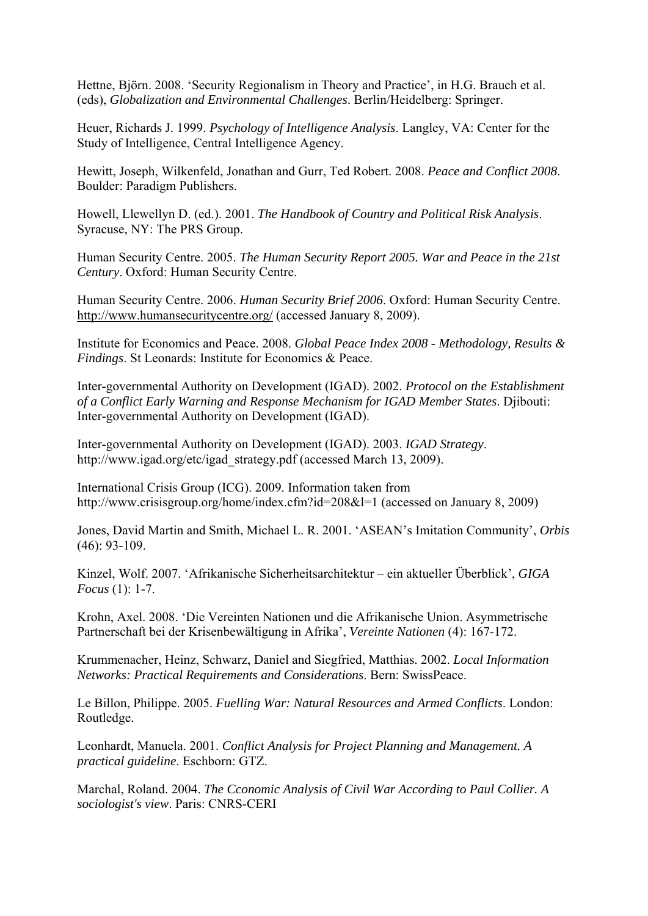Hettne, Björn. 2008. 'Security Regionalism in Theory and Practice', in H.G. Brauch et al. (eds), *Globalization and Environmental Challenges*. Berlin/Heidelberg: Springer.

Heuer, Richards J. 1999. *Psychology of Intelligence Analysis*. Langley, VA: Center for the Study of Intelligence, Central Intelligence Agency.

Hewitt, Joseph, Wilkenfeld, Jonathan and Gurr, Ted Robert. 2008. *Peace and Conflict 2008*. Boulder: Paradigm Publishers.

Howell, Llewellyn D. (ed.). 2001. *The Handbook of Country and Political Risk Analysis*. Syracuse, NY: The PRS Group.

Human Security Centre. 2005. *The Human Security Report 2005. War and Peace in the 21st Century*. Oxford: Human Security Centre.

Human Security Centre. 2006. *Human Security Brief 2006*. Oxford: Human Security Centre. http://www.humansecuritycentre.org/ (accessed January 8, 2009).

Institute for Economics and Peace. 2008. *Global Peace Index 2008 - Methodology, Results & Findings*. St Leonards: Institute for Economics & Peace.

Inter-governmental Authority on Development (IGAD). 2002. *Protocol on the Establishment of a Conflict Early Warning and Response Mechanism for IGAD Member States*. Djibouti: Inter-governmental Authority on Development (IGAD).

Inter-governmental Authority on Development (IGAD). 2003. *IGAD Strategy*. http://www.igad.org/etc/igad_strategy.pdf (accessed March 13, 2009).

International Crisis Group (ICG). 2009. Information taken from http://www.crisisgroup.org/home/index.cfm?id=208&l=1 (accessed on January 8, 2009)

Jones, David Martin and Smith, Michael L. R. 2001. 'ASEAN's Imitation Community', *Orbis* (46): 93-109.

Kinzel, Wolf. 2007. 'Afrikanische Sicherheitsarchitektur – ein aktueller Überblick', *GIGA Focus* (1): 1-7.

Krohn, Axel. 2008. 'Die Vereinten Nationen und die Afrikanische Union. Asymmetrische Partnerschaft bei der Krisenbewältigung in Afrika', *Vereinte Nationen* (4): 167-172.

Krummenacher, Heinz, Schwarz, Daniel and Siegfried, Matthias. 2002. *Local Information Networks: Practical Requirements and Considerations*. Bern: SwissPeace.

Le Billon, Philippe. 2005. *Fuelling War: Natural Resources and Armed Conflicts*. London: Routledge.

Leonhardt, Manuela. 2001. *Conflict Analysis for Project Planning and Management. A practical guideline*. Eschborn: GTZ.

Marchal, Roland. 2004. *The Cconomic Analysis of Civil War According to Paul Collier. A sociologist's view*. Paris: CNRS-CERI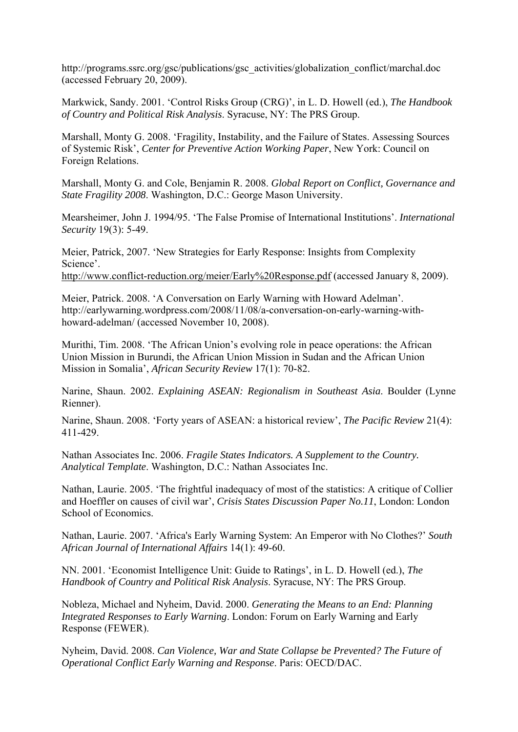http://programs.ssrc.org/gsc/publications/gsc_activities/globalization_conflict/marchal.doc (accessed February 20, 2009).

Markwick, Sandy. 2001. 'Control Risks Group (CRG)', in L. D. Howell (ed.), *The Handbook of Country and Political Risk Analysis*. Syracuse, NY: The PRS Group.

Marshall, Monty G. 2008. 'Fragility, Instability, and the Failure of States. Assessing Sources of Systemic Risk', *Center for Preventive Action Working Paper*, New York: Council on Foreign Relations.

Marshall, Monty G. and Cole, Benjamin R. 2008. *Global Report on Conflict, Governance and State Fragility 2008*. Washington, D.C.: George Mason University.

Mearsheimer, John J. 1994/95. 'The False Promise of International Institutions'. *International Security* 19(3): 5-49.

Meier, Patrick, 2007. 'New Strategies for Early Response: Insights from Complexity Science'.
http://www.conflict-reduction.org/meier/Early%20Response.pdf (accessed January 8, 2009).

Meier, Patrick. 2008. 'A Conversation on Early Warning with Howard Adelman'. http://earlywarning.wordpress.com/2008/11/08/a-conversation-on-early-warning-with-howard-adelman/ (accessed November 10, 2008).

Murithi, Tim. 2008. 'The African Union's evolving role in peace operations: the African Union Mission in Burundi, the African Union Mission in Sudan and the African Union Mission in Somalia', *African Security Review* 17(1): 70-82.

Narine, Shaun. 2002. *Explaining ASEAN: Regionalism in Southeast Asia*. Boulder (Lynne Rienner).

Narine, Shaun. 2008. 'Forty years of ASEAN: a historical review', *The Pacific Review* 21(4): 411-429.

Nathan Associates Inc. 2006. *Fragile States Indicators. A Supplement to the Country. Analytical Template*. Washington, D.C.: Nathan Associates Inc.

Nathan, Laurie. 2005. 'The frightful inadequacy of most of the statistics: A critique of Collier and Hoeffler on causes of civil war', *Crisis States Discussion Paper No.11*, London: London School of Economics.

Nathan, Laurie. 2007. 'Africa's Early Warning System: An Emperor with No Clothes?' *South African Journal of International Affairs* 14(1): 49-60.

NN. 2001. 'Economist Intelligence Unit: Guide to Ratings', in L. D. Howell (ed.), *The Handbook of Country and Political Risk Analysis*. Syracuse, NY: The PRS Group.

Nobleza, Michael and Nyheim, David. 2000. *Generating the Means to an End: Planning Integrated Responses to Early Warning*. London: Forum on Early Warning and Early Response (FEWER).

Nyheim, David. 2008. *Can Violence, War and State Collapse be Prevented? The Future of Operational Conflict Early Warning and Response*. Paris: OECD/DAC.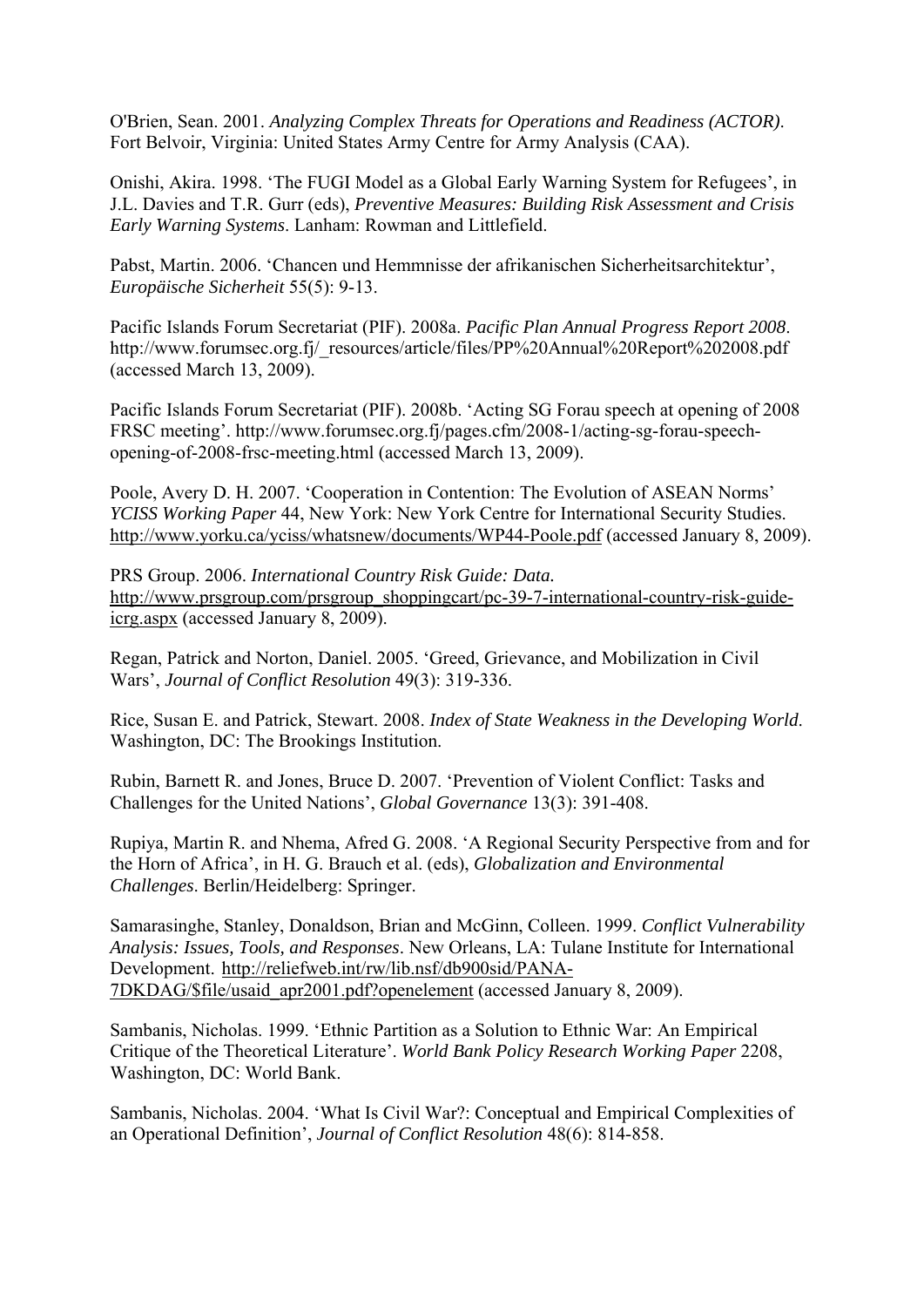O'Brien, Sean. 2001. *Analyzing Complex Threats for Operations and Readiness (ACTOR)*. Fort Belvoir, Virginia: United States Army Centre for Army Analysis (CAA).

Onishi, Akira. 1998. 'The FUGI Model as a Global Early Warning System for Refugees', in J.L. Davies and T.R. Gurr (eds), *Preventive Measures: Building Risk Assessment and Crisis Early Warning Systems*. Lanham: Rowman and Littlefield.

Pabst, Martin. 2006. 'Chancen und Hemmnisse der afrikanischen Sicherheitsarchitektur', *Europäische Sicherheit* 55(5): 9-13.

Pacific Islands Forum Secretariat (PIF). 2008a. *Pacific Plan Annual Progress Report 2008*. http://www.forumsec.org.fj/_resources/article/files/PP%20Annual%20Report%202008.pdf (accessed March 13, 2009).

Pacific Islands Forum Secretariat (PIF). 2008b. 'Acting SG Forau speech at opening of 2008 FRSC meeting'. http://www.forumsec.org.fj/pages.cfm/2008-1/acting-sg-forau-speech-opening-of-2008-frsc-meeting.html (accessed March 13, 2009).

Poole, Avery D. H. 2007. 'Cooperation in Contention: The Evolution of ASEAN Norms' *YCISS Working Paper* 44, New York: New York Centre for International Security Studies. http://www.yorku.ca/yciss/whatsnew/documents/WP44-Poole.pdf (accessed January 8, 2009).

PRS Group. 2006. *International Country Risk Guide: Data.* http://www.prsgroup.com/prsgroup_shoppingcart/pc-39-7-international-country-risk-guide-icrg.aspx (accessed January 8, 2009).

Regan, Patrick and Norton, Daniel. 2005. 'Greed, Grievance, and Mobilization in Civil Wars', *Journal of Conflict Resolution* 49(3): 319-336.

Rice, Susan E. and Patrick, Stewart. 2008. *Index of State Weakness in the Developing World*. Washington, DC: The Brookings Institution.

Rubin, Barnett R. and Jones, Bruce D. 2007. 'Prevention of Violent Conflict: Tasks and Challenges for the United Nations', *Global Governance* 13(3): 391-408.

Rupiya, Martin R. and Nhema, Afred G. 2008. 'A Regional Security Perspective from and for the Horn of Africa', in H. G. Brauch et al. (eds), *Globalization and Environmental Challenges*. Berlin/Heidelberg: Springer.

Samarasinghe, Stanley, Donaldson, Brian and McGinn, Colleen. 1999. *Conflict Vulnerability Analysis: Issues, Tools, and Responses*. New Orleans, LA: Tulane Institute for International Development. http://reliefweb.int/rw/lib.nsf/db900sid/PANA-7DKDAG/$file/usaid_apr2001.pdf?openelement (accessed January 8, 2009).

Sambanis, Nicholas. 1999. 'Ethnic Partition as a Solution to Ethnic War: An Empirical Critique of the Theoretical Literature'. *World Bank Policy Research Working Paper* 2208, Washington, DC: World Bank.

Sambanis, Nicholas. 2004. 'What Is Civil War?: Conceptual and Empirical Complexities of an Operational Definition', *Journal of Conflict Resolution* 48(6): 814-858.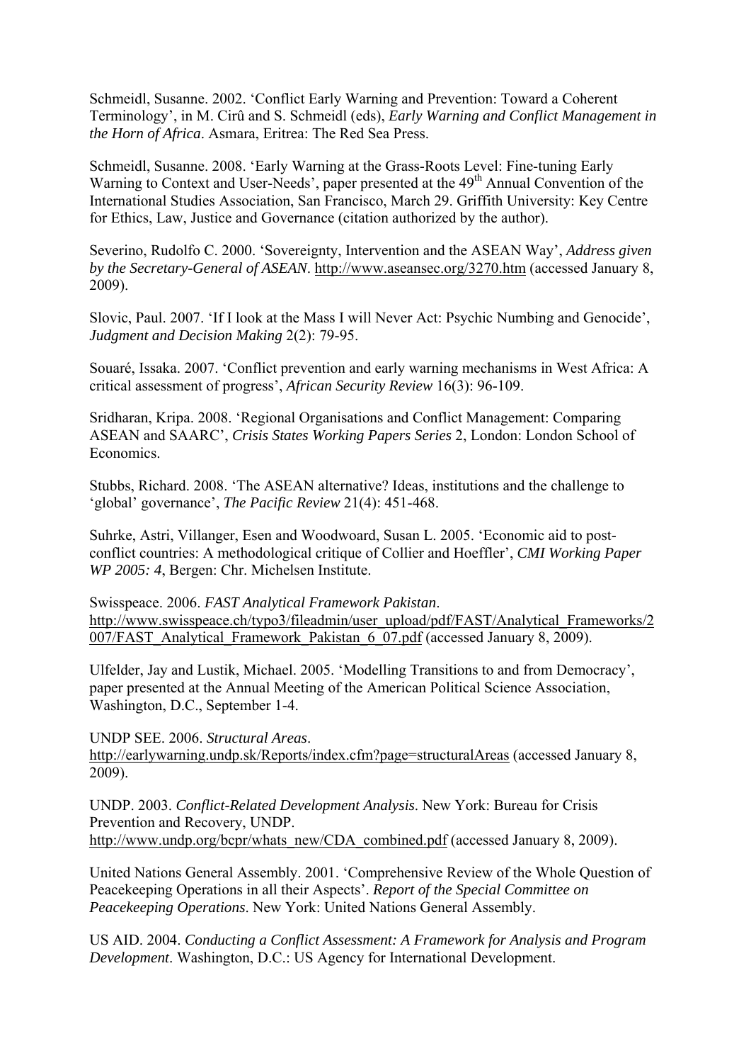Schmeidl, Susanne. 2002. 'Conflict Early Warning and Prevention: Toward a Coherent Terminology', in M. Cirû and S. Schmeidl (eds), *Early Warning and Conflict Management in the Horn of Africa*. Asmara, Eritrea: The Red Sea Press.

Schmeidl, Susanne. 2008. 'Early Warning at the Grass-Roots Level: Fine-tuning Early Warning to Context and User-Needs', paper presented at the 49th Annual Convention of the International Studies Association, San Francisco, March 29. Griffith University: Key Centre for Ethics, Law, Justice and Governance (citation authorized by the author).

Severino, Rudolfo C. 2000. 'Sovereignty, Intervention and the ASEAN Way', *Address given by the Secretary-General of ASEAN*. http://www.aseansec.org/3270.htm (accessed January 8, 2009).

Slovic, Paul. 2007. 'If I look at the Mass I will Never Act: Psychic Numbing and Genocide', *Judgment and Decision Making* 2(2): 79-95.

Souaré, Issaka. 2007. 'Conflict prevention and early warning mechanisms in West Africa: A critical assessment of progress', *African Security Review* 16(3): 96-109.

Sridharan, Kripa. 2008. 'Regional Organisations and Conflict Management: Comparing ASEAN and SAARC', *Crisis States Working Papers Series* 2, London: London School of Economics.

Stubbs, Richard. 2008. 'The ASEAN alternative? Ideas, institutions and the challenge to 'global' governance', *The Pacific Review* 21(4): 451-468.

Suhrke, Astri, Villanger, Esen and Woodwoard, Susan L. 2005. 'Economic aid to post-conflict countries: A methodological critique of Collier and Hoeffler', *CMI Working Paper WP 2005: 4*, Bergen: Chr. Michelsen Institute.

Swisspeace. 2006. *FAST Analytical Framework Pakistan*. http://www.swisspeace.ch/typo3/fileadmin/user_upload/pdf/FAST/Analytical_Frameworks/2007/FAST_Analytical_Framework_Pakistan_6_07.pdf (accessed January 8, 2009).

Ulfelder, Jay and Lustik, Michael. 2005. 'Modelling Transitions to and from Democracy', paper presented at the Annual Meeting of the American Political Science Association, Washington, D.C., September 1-4.

UNDP SEE. 2006. *Structural Areas*. http://earlywarning.undp.sk/Reports/index.cfm?page=structuralAreas (accessed January 8, 2009).

UNDP. 2003. *Conflict-Related Development Analysis*. New York: Bureau for Crisis Prevention and Recovery, UNDP. http://www.undp.org/bcpr/whats_new/CDA_combined.pdf (accessed January 8, 2009).

United Nations General Assembly. 2001. 'Comprehensive Review of the Whole Question of Peacekeeping Operations in all their Aspects'. *Report of the Special Committee on Peacekeeping Operations*. New York: United Nations General Assembly.

US AID. 2004. *Conducting a Conflict Assessment: A Framework for Analysis and Program Development*. Washington, D.C.: US Agency for International Development.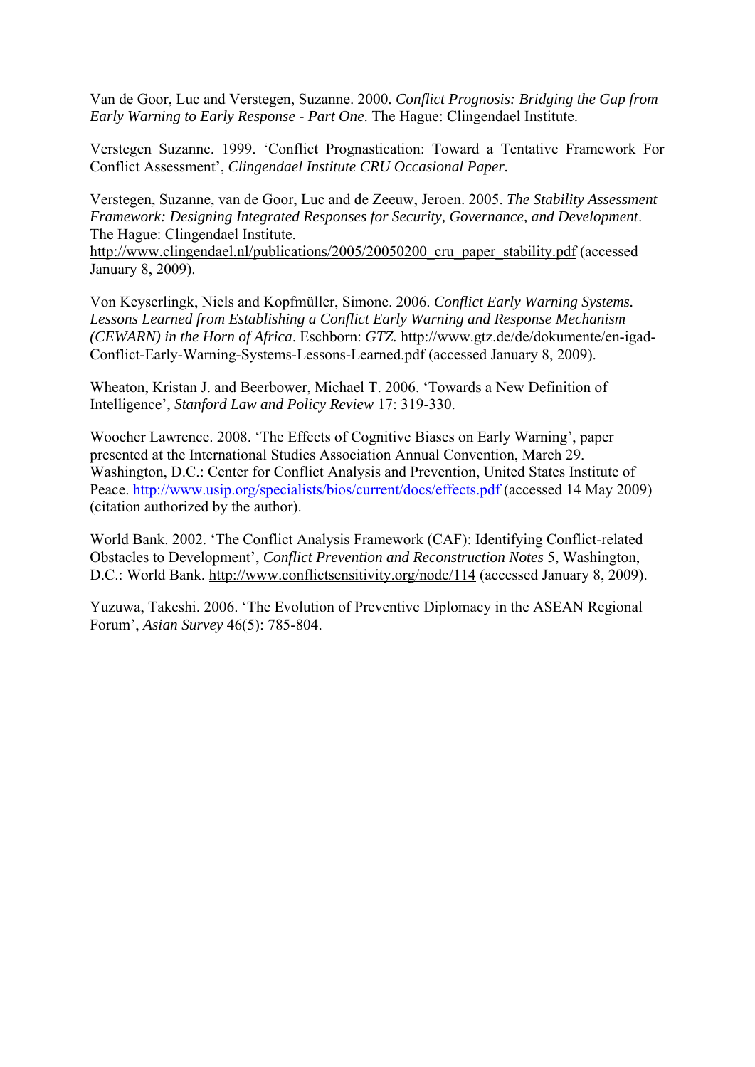Van de Goor, Luc and Verstegen, Suzanne. 2000. *Conflict Prognosis: Bridging the Gap from Early Warning to Early Response - Part One*. The Hague: Clingendael Institute.

Verstegen Suzanne. 1999. 'Conflict Prognastication: Toward a Tentative Framework For Conflict Assessment', *Clingendael Institute CRU Occasional Paper.*

Verstegen, Suzanne, van de Goor, Luc and de Zeeuw, Jeroen. 2005. *The Stability Assessment Framework: Designing Integrated Responses for Security, Governance, and Development*. The Hague: Clingendael Institute. http://www.clingendael.nl/publications/2005/20050200_cru_paper_stability.pdf (accessed January 8, 2009).

Von Keyserlingk, Niels and Kopfmüller, Simone. 2006. *Conflict Early Warning Systems. Lessons Learned from Establishing a Conflict Early Warning and Response Mechanism (CEWARN) in the Horn of Africa*. Eschborn: *GTZ.* http://www.gtz.de/de/dokumente/en-igad-Conflict-Early-Warning-Systems-Lessons-Learned.pdf (accessed January 8, 2009).

Wheaton, Kristan J. and Beerbower, Michael T. 2006. 'Towards a New Definition of Intelligence', *Stanford Law and Policy Review* 17: 319-330.

Woocher Lawrence. 2008. 'The Effects of Cognitive Biases on Early Warning', paper presented at the International Studies Association Annual Convention, March 29. Washington, D.C.: Center for Conflict Analysis and Prevention, United States Institute of Peace. http://www.usip.org/specialists/bios/current/docs/effects.pdf (accessed 14 May 2009) (citation authorized by the author).

World Bank. 2002. 'The Conflict Analysis Framework (CAF): Identifying Conflict-related Obstacles to Development', *Conflict Prevention and Reconstruction Notes* 5, Washington, D.C.: World Bank. http://www.conflictsensitivity.org/node/114 (accessed January 8, 2009).

Yuzuwa, Takeshi. 2006. 'The Evolution of Preventive Diplomacy in the ASEAN Regional Forum', *Asian Survey* 46(5): 785-804.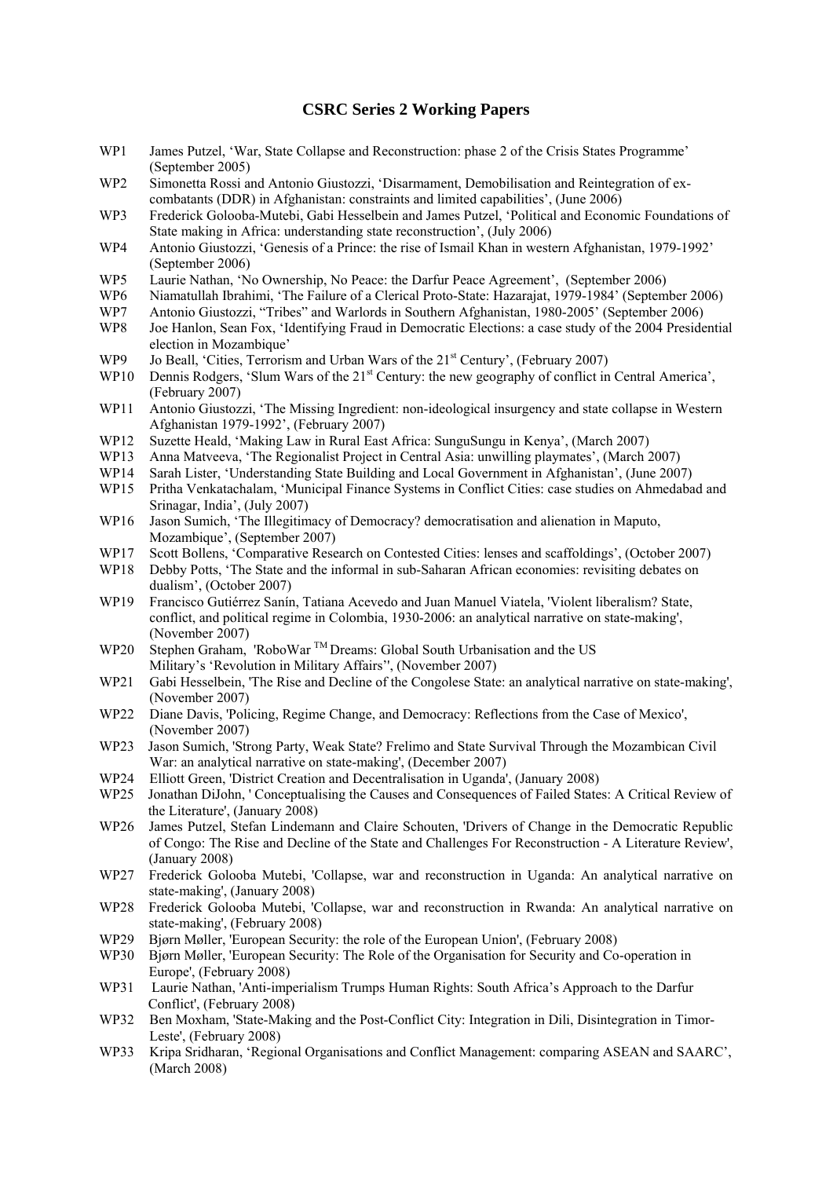# CSRC Series 2 Working Papers

WP1 James Putzel, 'War, State Collapse and Reconstruction: phase 2 of the Crisis States Programme' (September 2005)
WP2 Simonetta Rossi and Antonio Giustozzi, 'Disarmament, Demobilisation and Reintegration of ex-combatants (DDR) in Afghanistan: constraints and limited capabilities', (June 2006)
WP3 Frederick Golooba-Mutebi, Gabi Hesselbein and James Putzel, 'Political and Economic Foundations of State making in Africa: understanding state reconstruction', (July 2006)
WP4 Antonio Giustozzi, 'Genesis of a Prince: the rise of Ismail Khan in western Afghanistan, 1979-1992' (September 2006)
WP5 Laurie Nathan, 'No Ownership, No Peace: the Darfur Peace Agreement', (September 2006)
WP6 Niamatullah Ibrahimi, 'The Failure of a Clerical Proto-State: Hazarajat, 1979-1984' (September 2006)
WP7 Antonio Giustozzi, "Tribes" and Warlords in Southern Afghanistan, 1980-2005' (September 2006)
WP8 Joe Hanlon, Sean Fox, 'Identifying Fraud in Democratic Elections: a case study of the 2004 Presidential election in Mozambique'
WP9 Jo Beall, 'Cities, Terrorism and Urban Wars of the 21st Century', (February 2007)
WP10 Dennis Rodgers, 'Slum Wars of the 21st Century: the new geography of conflict in Central America', (February 2007)
WP11 Antonio Giustozzi, 'The Missing Ingredient: non-ideological insurgency and state collapse in Western Afghanistan 1979-1992', (February 2007)
WP12 Suzette Heald, 'Making Law in Rural East Africa: SunguSungu in Kenya', (March 2007)
WP13 Anna Matveeva, 'The Regionalist Project in Central Asia: unwilling playmates', (March 2007)
WP14 Sarah Lister, 'Understanding State Building and Local Government in Afghanistan', (June 2007)
WP15 Pritha Venkatachalam, 'Municipal Finance Systems in Conflict Cities: case studies on Ahmedabad and Srinagar, India', (July 2007)
WP16 Jason Sumich, 'The Illegitimacy of Democracy? democratisation and alienation in Maputo, Mozambique', (September 2007)
WP17 Scott Bollens, 'Comparative Research on Contested Cities: lenses and scaffoldings', (October 2007)
WP18 Debby Potts, 'The State and the informal in sub-Saharan African economies: revisiting debates on dualism', (October 2007)
WP19 Francisco Gutiérrez Sanín, Tatiana Acevedo and Juan Manuel Viatela, 'Violent liberalism? State, conflict, and political regime in Colombia, 1930-2006: an analytical narrative on state-making', (November 2007)
WP20 Stephen Graham, 'RoboWar ™ Dreams: Global South Urbanisation and the US Military's 'Revolution in Military Affairs'', (November 2007)
WP21 Gabi Hesselbein, 'The Rise and Decline of the Congolese State: an analytical narrative on state-making', (November 2007)
WP22 Diane Davis, 'Policing, Regime Change, and Democracy: Reflections from the Case of Mexico', (November 2007)
WP23 Jason Sumich, 'Strong Party, Weak State? Frelimo and State Survival Through the Mozambican Civil War: an analytical narrative on state-making', (December 2007)
WP24 Elliott Green, 'District Creation and Decentralisation in Uganda', (January 2008)
WP25 Jonathan DiJohn, ' Conceptualising the Causes and Consequences of Failed States: A Critical Review of the Literature', (January 2008)
WP26 James Putzel, Stefan Lindemann and Claire Schouten, 'Drivers of Change in the Democratic Republic of Congo: The Rise and Decline of the State and Challenges For Reconstruction - A Literature Review', (January 2008)
WP27 Frederick Golooba Mutebi, 'Collapse, war and reconstruction in Uganda: An analytical narrative on state-making', (January 2008)
WP28 Frederick Golooba Mutebi, 'Collapse, war and reconstruction in Rwanda: An analytical narrative on state-making', (February 2008)
WP29 Bjørn Møller, 'European Security: the role of the European Union', (February 2008)
WP30 Bjørn Møller, 'European Security: The Role of the Organisation for Security and Co-operation in Europe', (February 2008)
WP31 Laurie Nathan, 'Anti-imperialism Trumps Human Rights: South Africa's Approach to the Darfur Conflict', (February 2008)
WP32 Ben Moxham, 'State-Making and the Post-Conflict City: Integration in Dili, Disintegration in Timor-Leste', (February 2008)
WP33 Kripa Sridharan, 'Regional Organisations and Conflict Management: comparing ASEAN and SAARC', (March 2008)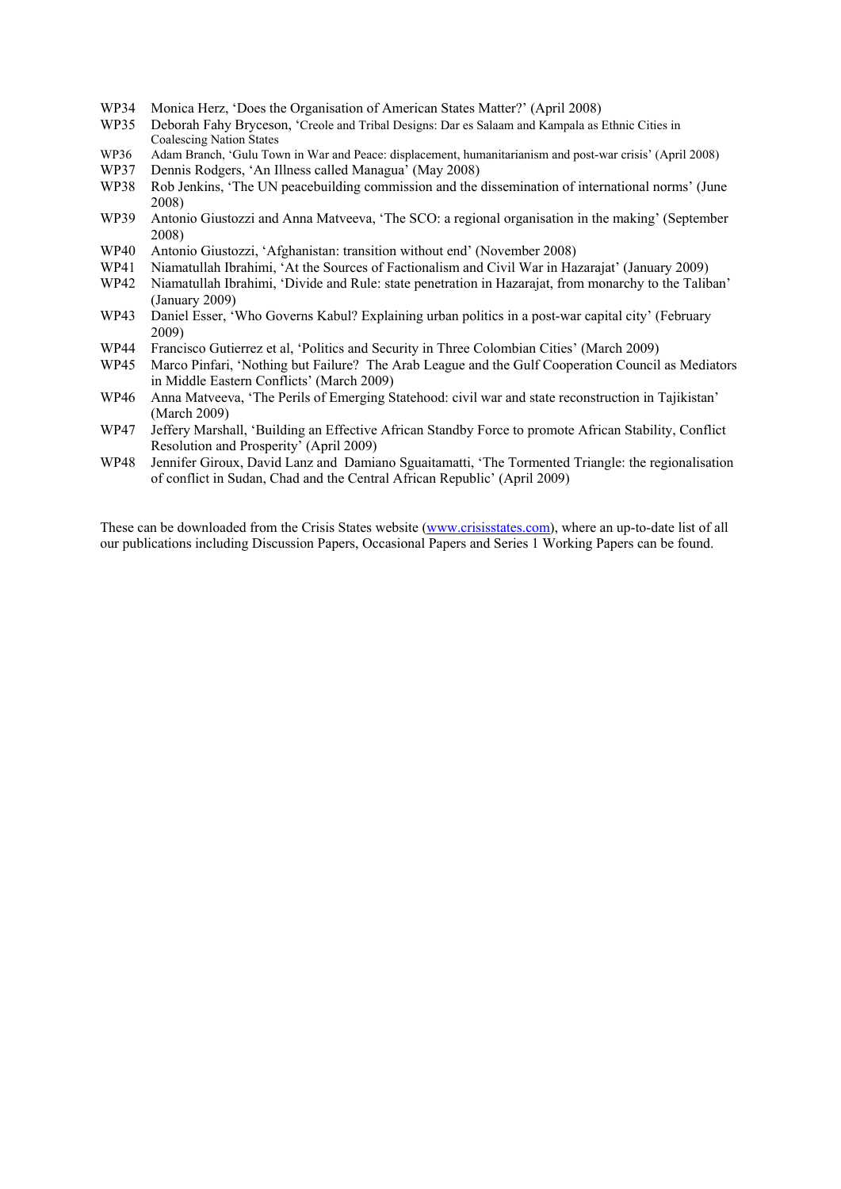WP34 Monica Herz, 'Does the Organisation of American States Matter?' (April 2008)
WP35 Deborah Fahy Bryceson, 'Creole and Tribal Designs: Dar es Salaam and Kampala as Ethnic Cities in Coalescing Nation States
WP36 Adam Branch, 'Gulu Town in War and Peace: displacement, humanitarianism and post-war crisis' (April 2008)
WP37 Dennis Rodgers, 'An Illness called Managua' (May 2008)
WP38 Rob Jenkins, 'The UN peacebuilding commission and the dissemination of international norms' (June 2008)
WP39 Antonio Giustozzi and Anna Matveeva, 'The SCO: a regional organisation in the making' (September 2008)
WP40 Antonio Giustozzi, 'Afghanistan: transition without end' (November 2008)
WP41 Niamatullah Ibrahimi, 'At the Sources of Factionalism and Civil War in Hazarajat' (January 2009)
WP42 Niamatullah Ibrahimi, 'Divide and Rule: state penetration in Hazarajat, from monarchy to the Taliban' (January 2009)
WP43 Daniel Esser, 'Who Governs Kabul? Explaining urban politics in a post-war capital city' (February 2009)
WP44 Francisco Gutierrez et al, 'Politics and Security in Three Colombian Cities' (March 2009)
WP45 Marco Pinfari, 'Nothing but Failure? The Arab League and the Gulf Cooperation Council as Mediators in Middle Eastern Conflicts' (March 2009)
WP46 Anna Matveeva, 'The Perils of Emerging Statehood: civil war and state reconstruction in Tajikistan' (March 2009)
WP47 Jeffery Marshall, 'Building an Effective African Standby Force to promote African Stability, Conflict Resolution and Prosperity' (April 2009)
WP48 Jennifer Giroux, David Lanz and Damiano Sguaitamatti, 'The Tormented Triangle: the regionalisation of conflict in Sudan, Chad and the Central African Republic' (April 2009)

These can be downloaded from the Crisis States website (www.crisisstates.com), where an up-to-date list of all our publications including Discussion Papers, Occasional Papers and Series 1 Working Papers can be found.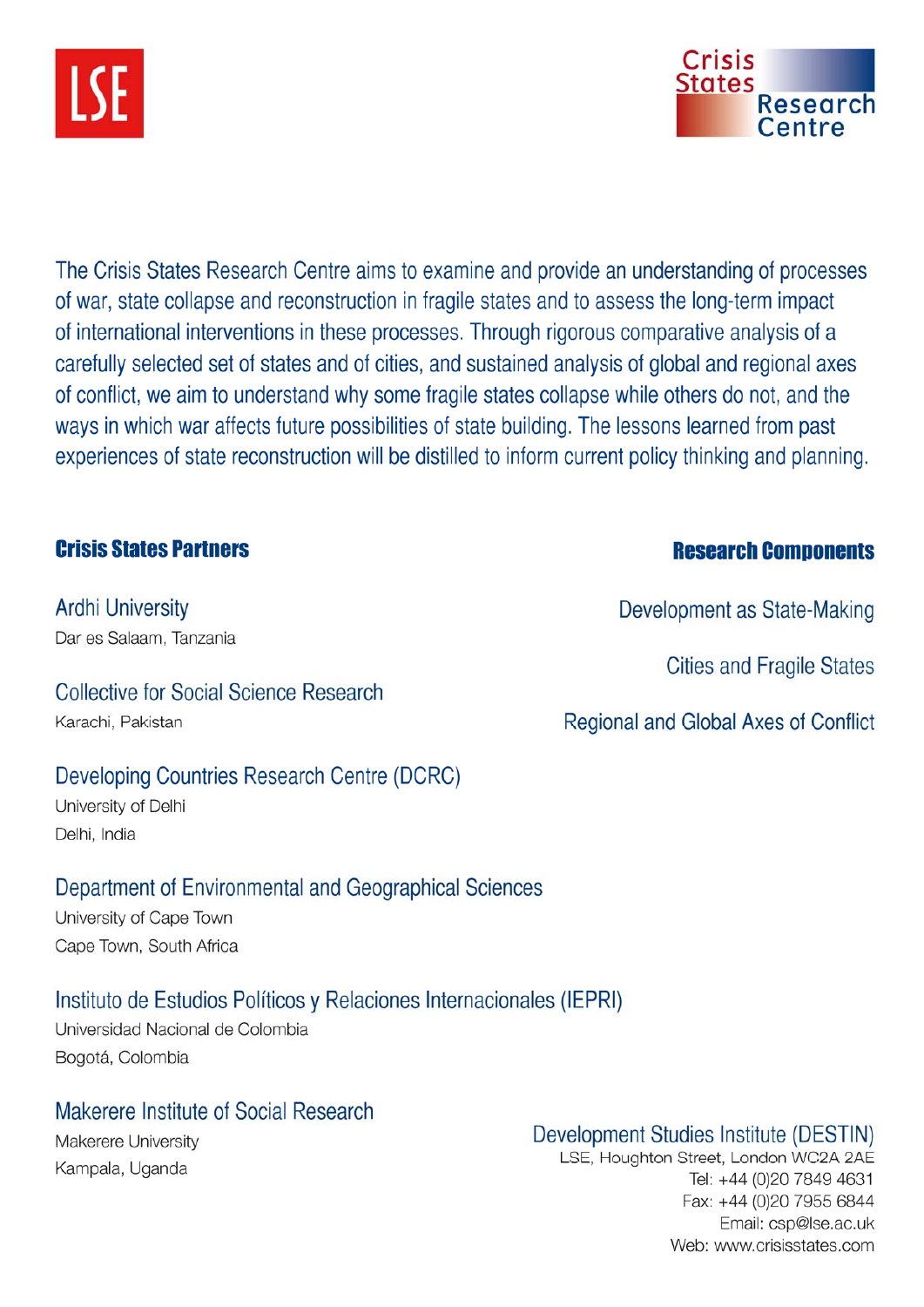LSE

Crisis States Research Centre

The Crisis States Research Centre aims to examine and provide an understanding of processes of war, state collapse and reconstruction in fragile states and to assess the long-term impact of international interventions in these processes. Through rigorous comparative analysis of a carefully selected set of states and of cities, and sustained analysis of global and regional axes of conflict, we aim to understand why some fragile states collapse while others do not, and the ways in which war affects future possibilities of state building. The lessons learned from past experiences of state reconstruction will be distilled to inform current policy thinking and planning.

## Crisis States Partners

**Ardhi University**
Dar es Salaam, Tanzania

**Collective for Social Science Research**
Karachi, Pakistan

**Developing Countries Research Centre (DCRC)**
University of Delhi
Delhi, India

**Department of Environmental and Geographical Sciences**
University of Cape Town
Cape Town, South Africa

**Instituto de Estudios Políticos y Relaciones Internacionales (IEPRI)**
Universidad Nacional de Colombia
Bogotá, Colombia

**Makerere Institute of Social Research**
Makerere University
Kampala, Uganda

## Research Components

Development as State-Making

Cities and Fragile States

Regional and Global Axes of Conflict

**Development Studies Institute (DESTIN)**
LSE, Houghton Street, London WC2A 2AE
Tel: +44 (0)20 7849 4631
Fax: +44 (0)20 7955 6844
Email: csp@lse.ac.uk
Web: www.crisisstates.com